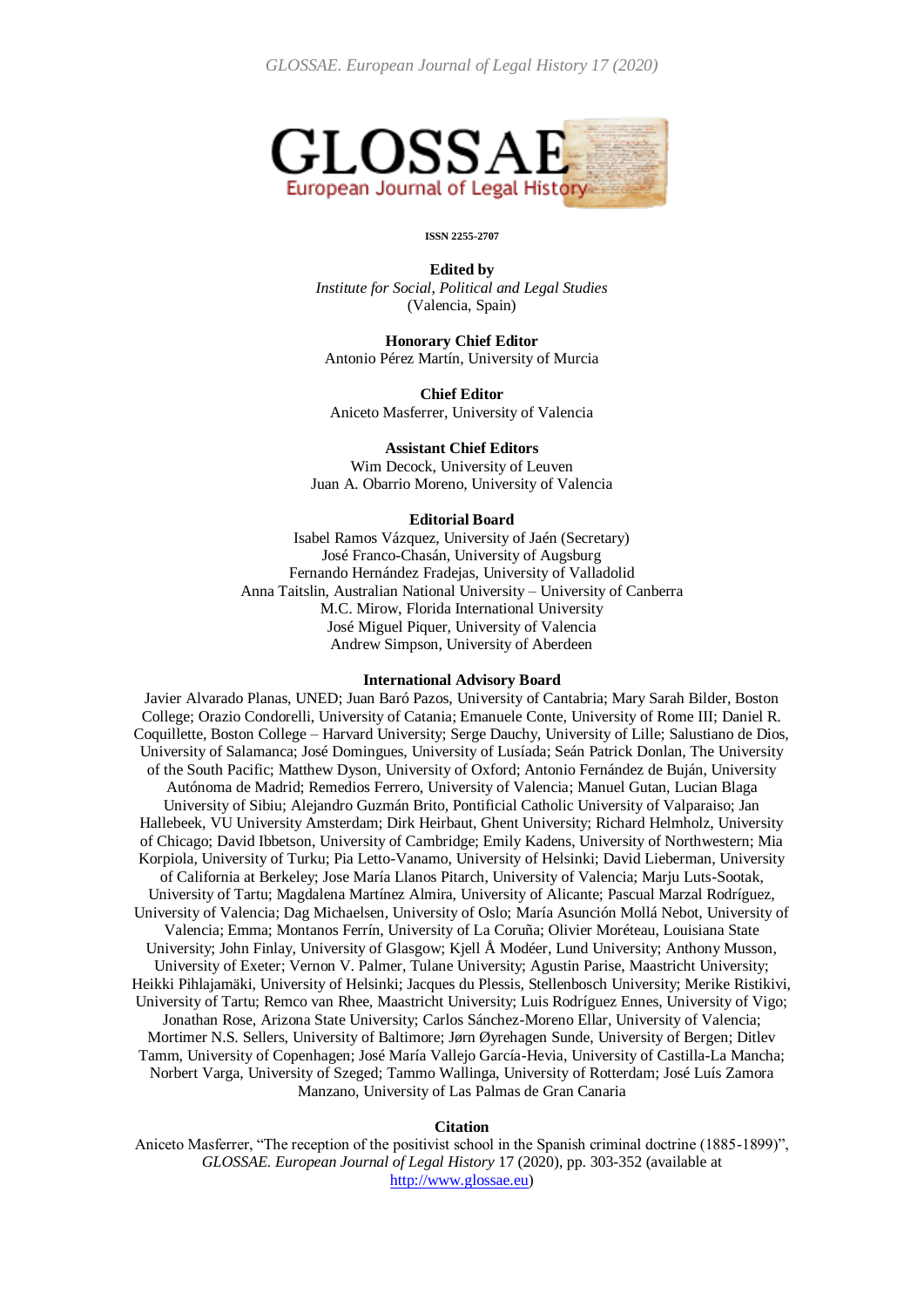GLOSSAE. European Journal of Legal History 17 (2020)

# GLOSSAE

European Journal of Legal History

**ISSN 2255-2707**

**Edited by**
*Institute for Social, Political and Legal Studies*
(Valencia, Spain)

**Honorary Chief Editor**
Antonio Pérez Martín, University of Murcia

**Chief Editor**
Aniceto Masferrer, University of Valencia

**Assistant Chief Editors**
Wim Decock, University of Leuven
Juan A. Obarrio Moreno, University of Valencia

**Editorial Board**
Isabel Ramos Vázquez, University of Jaén (Secretary)
José Franco-Chasán, University of Augsburg
Fernando Hernández Fradejas, University of Valladolid
Anna Taitslin, Australian National University – University of Canberra
M.C. Mirow, Florida International University
José Miguel Piquer, University of Valencia
Andrew Simpson, University of Aberdeen

**International Advisory Board**
Javier Alvarado Planas, UNED; Juan Baró Pazos, University of Cantabria; Mary Sarah Bilder, Boston College; Orazio Condorelli, University of Catania; Emanuele Conte, University of Rome III; Daniel R. Coquillette, Boston College – Harvard University; Serge Dauchy, University of Lille; Salustiano de Dios, University of Salamanca; José Domingues, University of Lusíada; Seán Patrick Donlan, The University of the South Pacific; Matthew Dyson, University of Oxford; Antonio Fernández de Buján, University Autónoma de Madrid; Remedios Ferrero, University of Valencia; Manuel Gutan, Lucian Blaga University of Sibiu; Alejandro Guzmán Brito, Pontificial Catholic University of Valparaiso; Jan Hallebeek, VU University Amsterdam; Dirk Heirbaut, Ghent University; Richard Helmholz, University of Chicago; David Ibbetson, University of Cambridge; Emily Kadens, University of Northwestern; Mia Korpiola, University of Turku; Pia Letto-Vanamo, University of Helsinki; David Lieberman, University of California at Berkeley; Jose María Llanos Pitarch, University of Valencia; Marju Luts-Sootak, University of Tartu; Magdalena Martínez Almira, University of Alicante; Pascual Marzal Rodríguez, University of Valencia; Dag Michaelsen, University of Oslo; María Asunción Mollá Nebot, University of Valencia; Emma; Montanos Ferrín, University of La Coruña; Olivier Moréteau, Louisiana State University; John Finlay, University of Glasgow; Kjell Å Modéer, Lund University; Anthony Musson, University of Exeter; Vernon V. Palmer, Tulane University; Agustin Parise, Maastricht University; Heikki Pihlajamäki, University of Helsinki; Jacques du Plessis, Stellenbosch University; Merike Ristikivi, University of Tartu; Remco van Rhee, Maastricht University; Luis Rodríguez Ennes, University of Vigo; Jonathan Rose, Arizona State University; Carlos Sánchez-Moreno Ellar, University of Valencia; Mortimer N.S. Sellers, University of Baltimore; Jørn Øyrehagen Sunde, University of Bergen; Ditlev Tamm, University of Copenhagen; José María Vallejo García-Hevia, University of Castilla-La Mancha; Norbert Varga, University of Szeged; Tammo Wallinga, University of Rotterdam; José Luís Zamora Manzano, University of Las Palmas de Gran Canaria

**Citation**
Aniceto Masferrer, "The reception of the positivist school in the Spanish criminal doctrine (1885-1899)", *GLOSSAE. European Journal of Legal History* 17 (2020), pp. 303-352 (available at http://www.glossae.eu)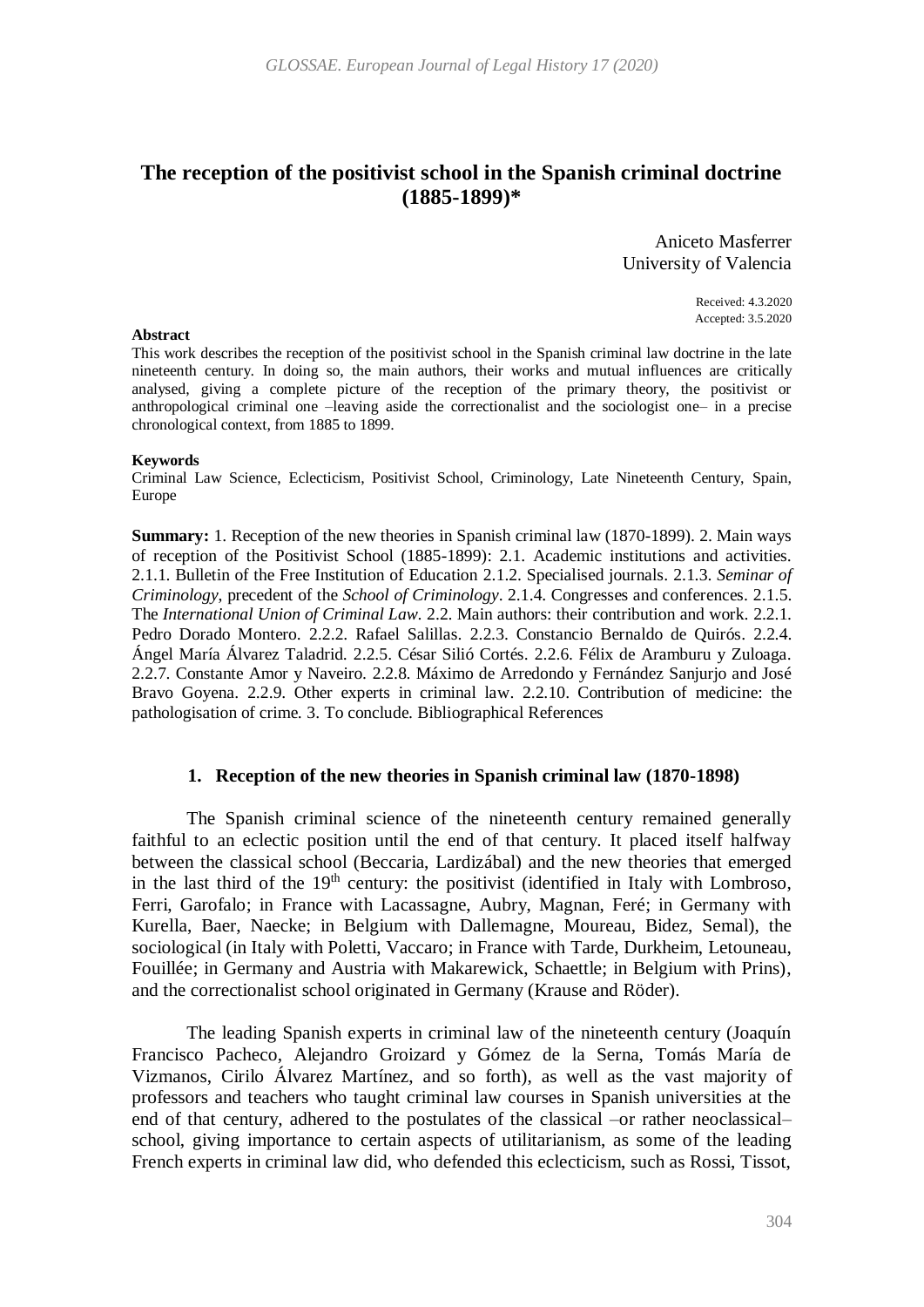# The reception of the positivist school in the Spanish criminal doctrine (1885-1899)*

Aniceto Masferrer
University of Valencia

Received: 4.3.2020
Accepted: 3.5.2020

**Abstract**

This work describes the reception of the positivist school in the Spanish criminal law doctrine in the late nineteenth century. In doing so, the main authors, their works and mutual influences are critically analysed, giving a complete picture of the reception of the primary theory, the positivist or anthropological criminal one –leaving aside the correctionalist and the sociologist one– in a precise chronological context, from 1885 to 1899.

**Keywords**

Criminal Law Science, Eclecticism, Positivist School, Criminology, Late Nineteenth Century, Spain, Europe

**Summary:** 1. Reception of the new theories in Spanish criminal law (1870-1899). 2. Main ways of reception of the Positivist School (1885-1899): 2.1. Academic institutions and activities. 2.1.1. Bulletin of the Free Institution of Education 2.1.2. Specialised journals. 2.1.3. *Seminar of Criminology*, precedent of the *School of Criminology*. 2.1.4. Congresses and conferences. 2.1.5. The *International Union of Criminal Law*. 2.2. Main authors: their contribution and work. 2.2.1. Pedro Dorado Montero. 2.2.2. Rafael Salillas. 2.2.3. Constancio Bernaldo de Quirós. 2.2.4. Ángel María Álvarez Taladrid. 2.2.5. César Silió Cortés. 2.2.6. Félix de Aramburu y Zuloaga. 2.2.7. Constante Amor y Naveiro. 2.2.8. Máximo de Arredondo y Fernández Sanjurjo and José Bravo Goyena. 2.2.9. Other experts in criminal law. 2.2.10. Contribution of medicine: the pathologisation of crime. 3. To conclude. Bibliographical References

## 1. Reception of the new theories in Spanish criminal law (1870-1898)

The Spanish criminal science of the nineteenth century remained generally faithful to an eclectic position until the end of that century. It placed itself halfway between the classical school (Beccaria, Lardizábal) and the new theories that emerged in the last third of the 19th century: the positivist (identified in Italy with Lombroso, Ferri, Garofalo; in France with Lacassagne, Aubry, Magnan, Feré; in Germany with Kurella, Baer, Naecke; in Belgium with Dallemagne, Moureau, Bidez, Semal), the sociological (in Italy with Poletti, Vaccaro; in France with Tarde, Durkheim, Letouneau, Fouillée; in Germany and Austria with Makarewick, Schaettle; in Belgium with Prins), and the correctionalist school originated in Germany (Krause and Röder).

The leading Spanish experts in criminal law of the nineteenth century (Joaquín Francisco Pacheco, Alejandro Groizard y Gómez de la Serna, Tomás María de Vizmanos, Cirilo Álvarez Martínez, and so forth), as well as the vast majority of professors and teachers who taught criminal law courses in Spanish universities at the end of that century, adhered to the postulates of the classical –or rather neoclassical– school, giving importance to certain aspects of utilitarianism, as some of the leading French experts in criminal law did, who defended this eclecticism, such as Rossi, Tissot,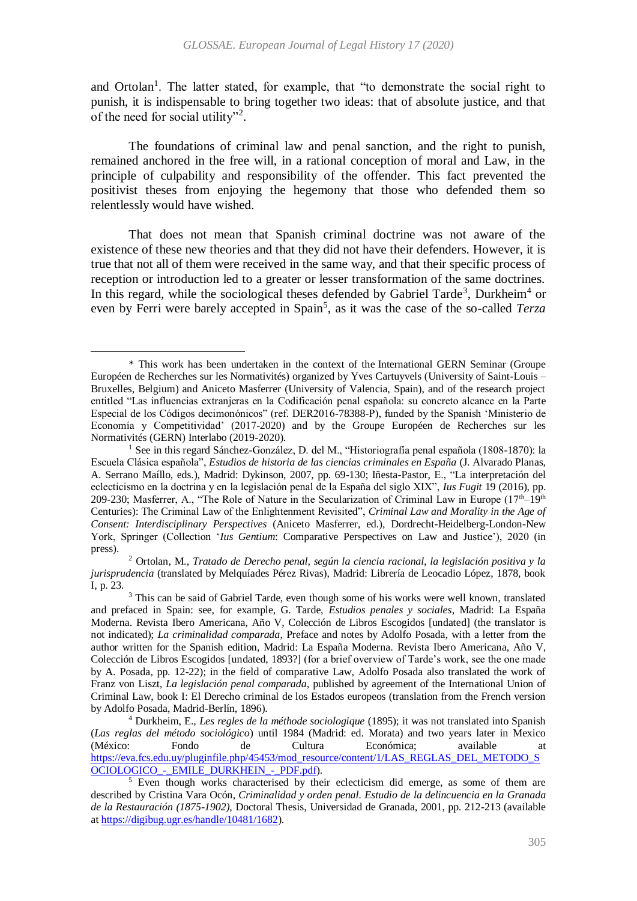and Ortolan[1]. The latter stated, for example, that "to demonstrate the social right to punish, it is indispensable to bring together two ideas: that of absolute justice, and that of the need for social utility"[2].

The foundations of criminal law and penal sanction, and the right to punish, remained anchored in the free will, in a rational conception of moral and Law, in the principle of culpability and responsibility of the offender. This fact prevented the positivist theses from enjoying the hegemony that those who defended them so relentlessly would have wished.

That does not mean that Spanish criminal doctrine was not aware of the existence of these new theories and that they did not have their defenders. However, it is true that not all of them were received in the same way, and that their specific process of reception or introduction led to a greater or lesser transformation of the same doctrines. In this regard, while the sociological theses defended by Gabriel Tarde[3], Durkheim[4] or even by Ferri were barely accepted in Spain[5], as it was the case of the so-called *Terza*

---

\* This work has been undertaken in the context of the International GERN Seminar (Groupe Européen de Recherches sur les Normativités) organized by Yves Cartuyvels (University of Saint-Louis – Bruxelles, Belgium) and Aniceto Masferrer (University of Valencia, Spain), and of the research project entitled "Las influencias extranjeras en la Codificación penal española: su concreto alcance en la Parte Especial de los Códigos decimonónicos" (ref. DER2016-78388-P), funded by the Spanish 'Ministerio de Economía y Competitividad' (2017-2020) and by the Groupe Européen de Recherches sur les Normativités (GERN) Interlabo (2019-2020).

[1] See in this regard Sánchez-González, D. del M., "Historiografía penal española (1808-1870): la Escuela Clásica española", *Estudios de historia de las ciencias criminales en España* (J. Alvarado Planas, A. Serrano Maíllo, eds.), Madrid: Dykinson, 2007, pp. 69-130; Iñesta-Pastor, E., "La interpretación del eclecticismo en la doctrina y en la legislación penal de la España del siglo XIX", *Ius Fugit* 19 (2016), pp. 209-230; Masferrer, A., "The Role of Nature in the Secularization of Criminal Law in Europe (17th–19th Centuries): The Criminal Law of the Enlightenment Revisited", *Criminal Law and Morality in the Age of Consent: Interdisciplinary Perspectives* (Aniceto Masferrer, ed.), Dordrecht-Heidelberg-London-New York, Springer (Collection '*Ius Gentium*: Comparative Perspectives on Law and Justice'), 2020 (in press).

[2] Ortolan, M., *Tratado de Derecho penal, según la ciencia racional, la legislación positiva y la jurisprudencia* (translated by Melquíades Pérez Rivas), Madrid: Librería de Leocadio López, 1878, book I, p. 23.

[3] This can be said of Gabriel Tarde, even though some of his works were well known, translated and prefaced in Spain: see, for example, G. Tarde, *Estudios penales y sociales*, Madrid: La España Moderna. Revista Ibero Americana, Año V, Colección de Libros Escogidos [undated] (the translator is not indicated); *La criminalidad comparada*, Preface and notes by Adolfo Posada, with a letter from the author written for the Spanish edition, Madrid: La España Moderna. Revista Ibero Americana, Año V, Colección de Libros Escogidos [undated, 1893?] (for a brief overview of Tarde's work, see the one made by A. Posada, pp. 12-22); in the field of comparative Law, Adolfo Posada also translated the work of Franz von Liszt, *La legislación penal comparada*, published by agreement of the International Union of Criminal Law, book I: El Derecho criminal de los Estados europeos (translation from the French version by Adolfo Posada, Madrid-Berlín, 1896).

[4] Durkheim, E., *Les regles de la méthode sociologique* (1895); it was not translated into Spanish (*Las reglas del método sociológico*) until 1984 (Madrid: ed. Morata) and two years later in Mexico (México: Fondo de Cultura Económica; available at https://eva.fcs.edu.uy/pluginfile.php/45453/mod_resource/content/1/LAS_REGLAS_DEL_METODO_SOCIOLOGICO_-_EMILE_DURKHEIN_-_PDF.pdf).

[5] Even though works characterised by their eclecticism did emerge, as some of them are described by Cristina Vara Ocón, *Criminalidad y orden penal. Estudio de la delincuencia en la Granada de la Restauración (1875-1902)*, Doctoral Thesis, Universidad de Granada, 2001, pp. 212-213 (available at https://digibug.ugr.es/handle/10481/1682).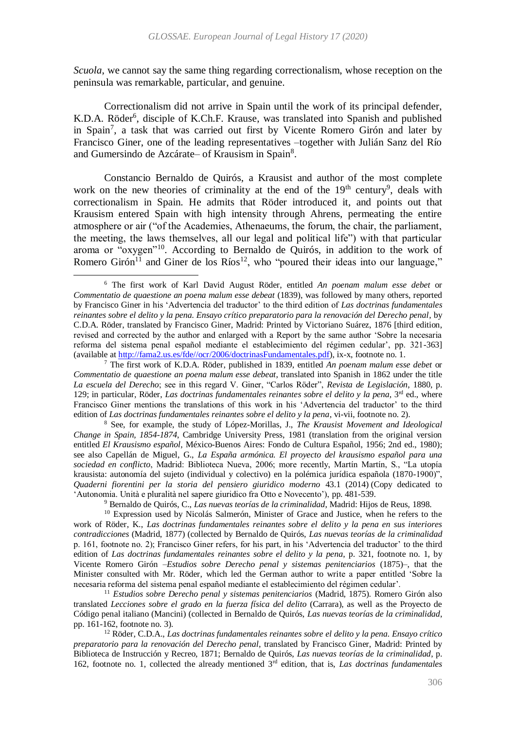*Scuola*, we cannot say the same thing regarding correctionalism, whose reception on the peninsula was remarkable, particular, and genuine.

Correctionalism did not arrive in Spain until the work of its principal defender, K.D.A. Röder[6], disciple of K.Ch.F. Krause, was translated into Spanish and published in Spain[7], a task that was carried out first by Vicente Romero Girón and later by Francisco Giner, one of the leading representatives –together with Julián Sanz del Río and Gumersindo de Azcárate– of Krausism in Spain[8].

Constancio Bernaldo de Quirós, a Krausist and author of the most complete work on the new theories of criminality at the end of the 19th century[9], deals with correctionalism in Spain. He admits that Röder introduced it, and points out that Krausism entered Spain with high intensity through Ahrens, permeating the entire atmosphere or air ("of the Academies, Athenaeums, the forum, the chair, the parliament, the meeting, the laws themselves, all our legal and political life") with that particular aroma or "oxygen"[10]. According to Bernaldo de Quirós, in addition to the work of Romero Girón[11] and Giner de los Ríos[12], who "poured their ideas into our language,"

---

[6] The first work of Karl David August Röder, entitled *An poenam malum esse debet* or *Commentatio de quaestione an poena malum esse debeat* (1839), was followed by many others, reported by Francisco Giner in his 'Advertencia del traductor' to the third edition of *Las doctrinas fundamentales reinantes sobre el delito y la pena. Ensayo crítico preparatorio para la renovación del Derecho penal*, by C.D.A. Röder, translated by Francisco Giner, Madrid: Printed by Victoriano Suárez, 1876 [third edition, revised and corrected by the author and enlarged with a Report by the same author 'Sobre la necesaria reforma del sistema penal español mediante el establecimiento del régimen cedular', pp. 321-363] (available at http://fama2.us.es/fde//ocr/2006/doctrinasFundamentales.pdf), ix-x, footnote no. 1.

[7] The first work of K.D.A. Röder, published in 1839, entitled *An poenam malum esse debet* or *Commentatio de quaestione an poena malum esse debeat*, translated into Spanish in 1862 under the title *La escuela del Derecho*; see in this regard V. Giner, "Carlos Röder", *Revista de Legislación*, 1880, p. 129; in particular, Röder, *Las doctrinas fundamentales reinantes sobre el delito y la pena*, 3rd ed., where Francisco Giner mentions the translations of this work in his 'Advertencia del traductor' to the third edition of *Las doctrinas fundamentales reinantes sobre el delito y la pena*, vi-vii, footnote no. 2).

[8] See, for example, the study of López-Morillas, J., *The Krausist Movement and Ideological Change in Spain, 1854-1874*, Cambridge University Press, 1981 (translation from the original version entitled *El Krausismo español*, México-Buenos Aires: Fondo de Cultura Español, 1956; 2nd ed., 1980); see also Capellán de Miguel, G., *La España armónica. El proyecto del krausismo español para una sociedad en conflicto*, Madrid: Biblioteca Nueva, 2006; more recently, Martín Martín, S., "La utopía krausista: autonomía del sujeto (individual y colectivo) en la polémica jurídica española (1870-1900)", *Quaderni fiorentini per la storia del pensiero giuridico moderno* 43.1 (2014) (Copy dedicated to 'Autonomia. Unità e pluralità nel sapere giuridico fra Otto e Novecento'), pp. 481-539.

[9] Bernaldo de Quirós, C., *Las nuevas teorías de la criminalidad*, Madrid: Hijos de Reus, 1898.

[10] Expression used by Nicolás Salmerón, Minister of Grace and Justice, when he refers to the work of Röder, K., *Las doctrinas fundamentales reinantes sobre el delito y la pena en sus interiores contradicciones* (Madrid, 1877) (collected by Bernaldo de Quirós, *Las nuevas teorías de la criminalidad* p. 161, footnote no. 2); Francisco Giner refers, for his part, in his 'Advertencia del traductor' to the third edition of *Las doctrinas fundamentales reinantes sobre el delito y la pena*, p. 321, footnote no. 1, by Vicente Romero Girón –*Estudios sobre Derecho penal y sistemas penitenciarios* (1875)–, that the Minister consulted with Mr. Röder, which led the German author to write a paper entitled 'Sobre la necesaria reforma del sistema penal español mediante el establecimiento del régimen cedular'.

[11] *Estudios sobre Derecho penal y sistemas penitenciarios* (Madrid, 1875). Romero Girón also translated *Lecciones sobre el grado en la fuerza física del delito* (Carrara), as well as the Proyecto de Código penal italiano (Mancini) (collected in Bernaldo de Quirós, *Las nuevas teorías de la criminalidad*, pp. 161-162, footnote no. 3).

[12] Röder, C.D.A., *Las doctrinas fundamentales reinantes sobre el delito y la pena. Ensayo crítico preparatorio para la renovación del Derecho penal*, translated by Francisco Giner, Madrid: Printed by Biblioteca de Instrucción y Recreo, 1871; Bernaldo de Quirós, *Las nuevas teorías de la criminalidad*, p. 162, footnote no. 1, collected the already mentioned 3rd edition, that is, *Las doctrinas fundamentales*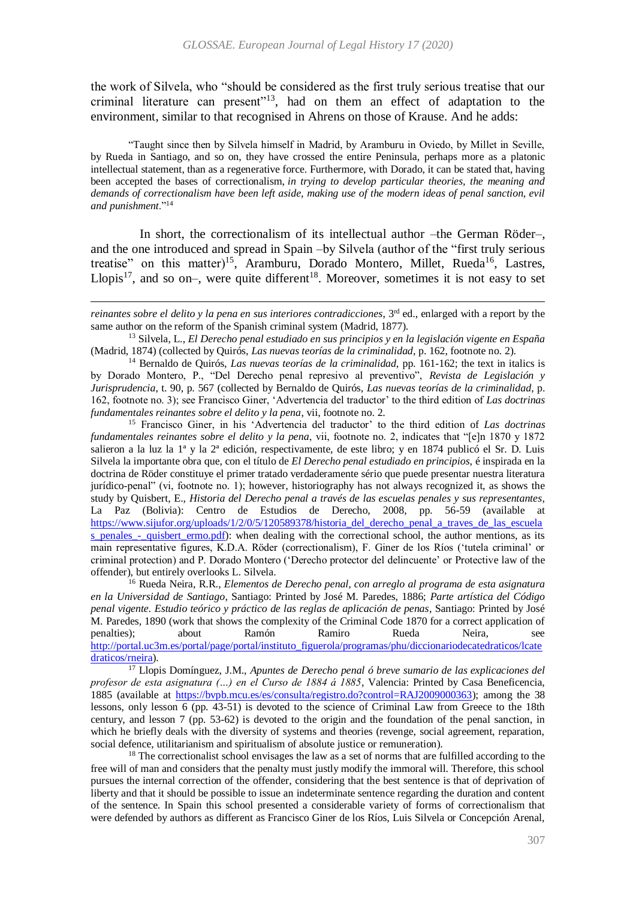the work of Silvela, who "should be considered as the first truly serious treatise that our criminal literature can present"[13], had on them an effect of adaptation to the environment, similar to that recognised in Ahrens on those of Krause. And he adds:

> "Taught since then by Silvela himself in Madrid, by Aramburu in Oviedo, by Millet in Seville, by Rueda in Santiago, and so on, they have crossed the entire Peninsula, perhaps more as a platonic intellectual statement, than as a regenerative force. Furthermore, with Dorado, it can be stated that, having been accepted the bases of correctionalism, *in trying to develop particular theories, the meaning and demands of correctionalism have been left aside, making use of the modern ideas of penal sanction, evil and punishment*."[14]

In short, the correctionalism of its intellectual author –the German Röder–, and the one introduced and spread in Spain –by Silvela (author of the "first truly serious treatise" on this matter)[15], Aramburu, Dorado Montero, Millet, Rueda[16], Lastres, Llopis[17], and so on–, were quite different[18]. Moreover, sometimes it is not easy to set

---

*reinantes sobre el delito y la pena en sus interiores contradicciones*, 3rd ed., enlarged with a report by the same author on the reform of the Spanish criminal system (Madrid, 1877).

[13] Silvela, L., *El Derecho penal estudiado en sus principios y en la legislación vigente en España* (Madrid, 1874) (collected by Quirós, *Las nuevas teorías de la criminalidad*, p. 162, footnote no. 2).

[14] Bernaldo de Quirós, *Las nuevas teorías de la criminalidad*, pp. 161-162; the text in italics is by Dorado Montero, P., "Del Derecho penal represivo al preventivo", *Revista de Legislación y Jurisprudencia*, t. 90, p. 567 (collected by Bernaldo de Quirós, *Las nuevas teorías de la criminalidad*, p. 162, footnote no. 3); see Francisco Giner, 'Advertencia del traductor' to the third edition of *Las doctrinas fundamentales reinantes sobre el delito y la pena*, vii, footnote no. 2.

[15] Francisco Giner, in his 'Advertencia del traductor' to the third edition of *Las doctrinas fundamentales reinantes sobre el delito y la pena*, vii, footnote no. 2, indicates that "[e]n 1870 y 1872 salieron a la luz la 1ª y la 2ª edición, respectivamente, de este libro; y en 1874 publicó el Sr. D. Luis Silvela la importante obra que, con el título de *El Derecho penal estudiado en principios*, é inspirada en la doctrina de Röder constituye el primer tratado verdaderamente sério que puede presentar nuestra literatura jurídico-penal" (vi, footnote no. 1); however, historiography has not always recognized it, as shows the study by Quisbert, E., *Historia del Derecho penal a través de las escuelas penales y sus representantes*, La Paz (Bolivia): Centro de Estudios de Derecho, 2008, pp. 56-59 (available at https://www.sijufor.org/uploads/1/2/0/5/120589378/historia_del_derecho_penal_a_traves_de_las_escuelas_penales_-_quisbert_ermo.pdf): when dealing with the correctional school, the author mentions, as its main representative figures, K.D.A. Röder (correctionalism), F. Giner de los Ríos ('tutela criminal' or criminal protection) and P. Dorado Montero ('Derecho protector del delincuente' or Protective law of the offender), but entirely overlooks L. Silvela.

[16] Rueda Neira, R.R., *Elementos de Derecho penal, con arreglo al programa de esta asignatura en la Universidad de Santiago*, Santiago: Printed by José M. Paredes, 1886; *Parte artística del Código penal vigente. Estudio teórico y práctico de las reglas de aplicación de penas*, Santiago: Printed by José M. Paredes, 1890 (work that shows the complexity of the Criminal Code 1870 for a correct application of penalties); about Ramón Ramiro Rueda Neira, see http://portal.uc3m.es/portal/page/portal/instituto_figuerola/programas/phu/diccionariodecatedraticos/lcatedraticos/rneira).

[17] Llopis Domínguez, J.M., *Apuntes de Derecho penal ó breve sumario de las explicaciones del profesor de esta asignatura (...) en el Curso de 1884 á 1885*, Valencia: Printed by Casa Beneficencia, 1885 (available at https://bvpb.mcu.es/es/consulta/registro.do?control=RAJ2009000363); among the 38 lessons, only lesson 6 (pp. 43-51) is devoted to the science of Criminal Law from Greece to the 18th century, and lesson 7 (pp. 53-62) is devoted to the origin and the foundation of the penal sanction, in which he briefly deals with the diversity of systems and theories (revenge, social agreement, reparation, social defence, utilitarianism and spiritualism of absolute justice or remuneration).

[18] The correctionalist school envisages the law as a set of norms that are fulfilled according to the free will of man and considers that the penalty must justly modify the immoral will. Therefore, this school pursues the internal correction of the offender, considering that the best sentence is that of deprivation of liberty and that it should be possible to issue an indeterminate sentence regarding the duration and content of the sentence. In Spain this school presented a considerable variety of forms of correctionalism that were defended by authors as different as Francisco Giner de los Ríos, Luis Silvela or Concepción Arenal,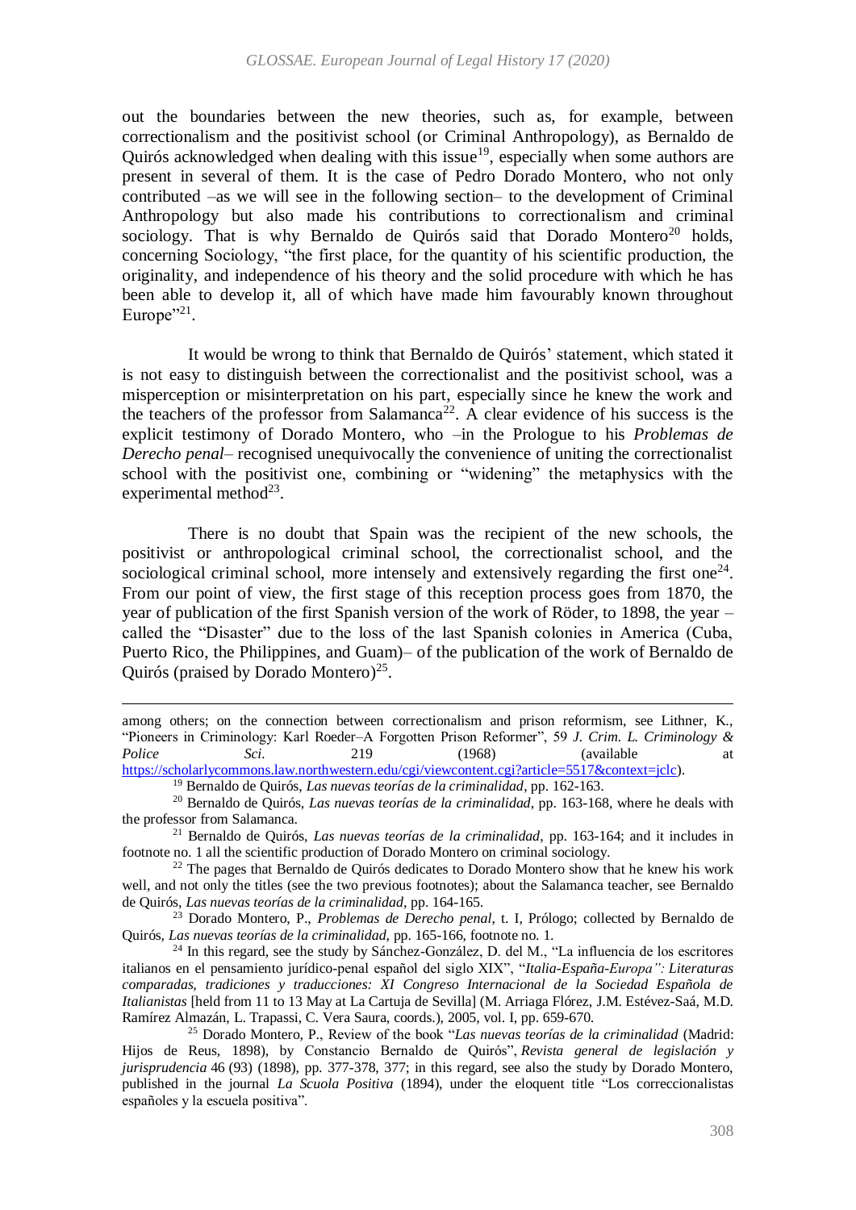out the boundaries between the new theories, such as, for example, between correctionalism and the positivist school (or Criminal Anthropology), as Bernaldo de Quirós acknowledged when dealing with this issue[19], especially when some authors are present in several of them. It is the case of Pedro Dorado Montero, who not only contributed –as we will see in the following section– to the development of Criminal Anthropology but also made his contributions to correctionalism and criminal sociology. That is why Bernaldo de Quirós said that Dorado Montero[20] holds, concerning Sociology, "the first place, for the quantity of his scientific production, the originality, and independence of his theory and the solid procedure with which he has been able to develop it, all of which have made him favourably known throughout Europe"[21].

It would be wrong to think that Bernaldo de Quirós' statement, which stated it is not easy to distinguish between the correctionalist and the positivist school, was a misperception or misinterpretation on his part, especially since he knew the work and the teachers of the professor from Salamanca[22]. A clear evidence of his success is the explicit testimony of Dorado Montero, who –in the Prologue to his *Problemas de Derecho penal*– recognised unequivocally the convenience of uniting the correctionalist school with the positivist one, combining or "widening" the metaphysics with the experimental method[23].

There is no doubt that Spain was the recipient of the new schools, the positivist or anthropological criminal school, the correctionalist school, and the sociological criminal school, more intensely and extensively regarding the first one[24]. From our point of view, the first stage of this reception process goes from 1870, the year of publication of the first Spanish version of the work of Röder, to 1898, the year –called the "Disaster" due to the loss of the last Spanish colonies in America (Cuba, Puerto Rico, the Philippines, and Guam)– of the publication of the work of Bernaldo de Quirós (praised by Dorado Montero)[25].

---

among others; on the connection between correctionalism and prison reformism, see Lithner, K., "Pioneers in Criminology: Karl Roeder–A Forgotten Prison Reformer", 59 *J. Crim. L. Criminology & Police Sci.* 219 (1968) (available at https://scholarlycommons.law.northwestern.edu/cgi/viewcontent.cgi?article=5517&context=jclc).

[19] Bernaldo de Quirós, *Las nuevas teorías de la criminalidad*, pp. 162-163.

[20] Bernaldo de Quirós, *Las nuevas teorías de la criminalidad*, pp. 163-168, where he deals with the professor from Salamanca.

[21] Bernaldo de Quirós, *Las nuevas teorías de la criminalidad*, pp. 163-164; and it includes in footnote no. 1 all the scientific production of Dorado Montero on criminal sociology.

[22] The pages that Bernaldo de Quirós dedicates to Dorado Montero show that he knew his work well, and not only the titles (see the two previous footnotes); about the Salamanca teacher, see Bernaldo de Quirós, *Las nuevas teorías de la criminalidad*, pp. 164-165.

[23] Dorado Montero, P., *Problemas de Derecho penal*, t. I, Prólogo; collected by Bernaldo de Quirós, *Las nuevas teorías de la criminalidad*, pp. 165-166, footnote no. 1.

[24] In this regard, see the study by Sánchez-González, D. del M., "La influencia de los escritores italianos en el pensamiento jurídico-penal español del siglo XIX", "*Italia-España-Europa": Literaturas comparadas, tradiciones y traducciones: XI Congreso Internacional de la Sociedad Española de Italianistas* [held from 11 to 13 May at La Cartuja de Sevilla] (M. Arriaga Flórez, J.M. Estévez-Saá, M.D. Ramírez Almazán, L. Trapassi, C. Vera Saura, coords.), 2005, vol. I, pp. 659-670.

[25] Dorado Montero, P., Review of the book "*Las nuevas teorías de la criminalidad* (Madrid: Hijos de Reus, 1898), by Constancio Bernaldo de Quirós", *Revista general de legislación y jurisprudencia* 46 (93) (1898), pp. 377-378, 377; in this regard, see also the study by Dorado Montero, published in the journal *La Scuola Positiva* (1894), under the eloquent title "Los correccionalistas españoles y la escuela positiva".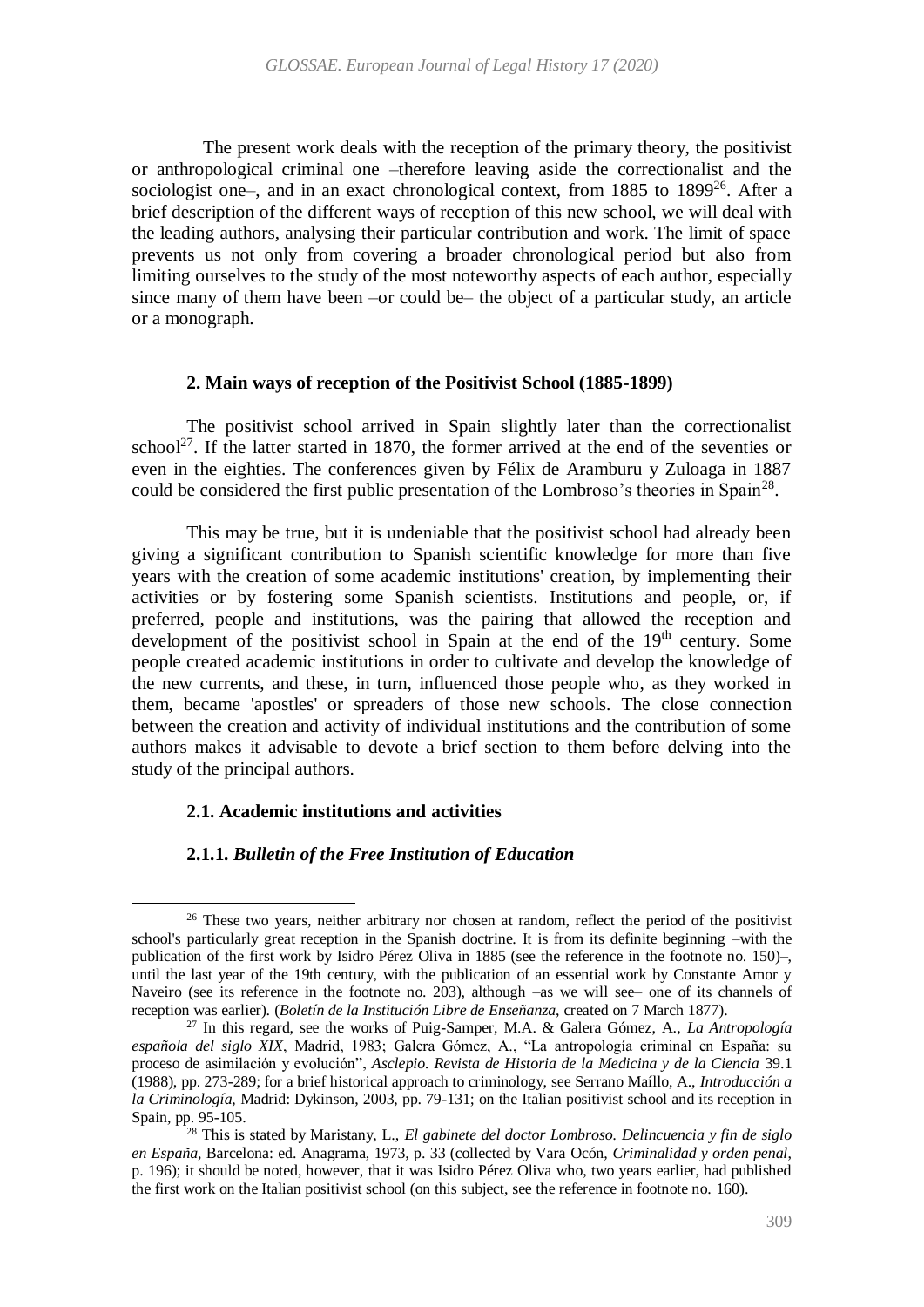The present work deals with the reception of the primary theory, the positivist or anthropological criminal one –therefore leaving aside the correctionalist and the sociologist one–, and in an exact chronological context, from 1885 to 1899[26]. After a brief description of the different ways of reception of this new school, we will deal with the leading authors, analysing their particular contribution and work. The limit of space prevents us not only from covering a broader chronological period but also from limiting ourselves to the study of the most noteworthy aspects of each author, especially since many of them have been –or could be– the object of a particular study, an article or a monograph.

## 2. Main ways of reception of the Positivist School (1885-1899)

The positivist school arrived in Spain slightly later than the correctionalist school[27]. If the latter started in 1870, the former arrived at the end of the seventies or even in the eighties. The conferences given by Félix de Aramburu y Zuloaga in 1887 could be considered the first public presentation of the Lombroso's theories in Spain[28].

This may be true, but it is undeniable that the positivist school had already been giving a significant contribution to Spanish scientific knowledge for more than five years with the creation of some academic institutions' creation, by implementing their activities or by fostering some Spanish scientists. Institutions and people, or, if preferred, people and institutions, was the pairing that allowed the reception and development of the positivist school in Spain at the end of the 19th century. Some people created academic institutions in order to cultivate and develop the knowledge of the new currents, and these, in turn, influenced those people who, as they worked in them, became 'apostles' or spreaders of those new schools. The close connection between the creation and activity of individual institutions and the contribution of some authors makes it advisable to devote a brief section to them before delving into the study of the principal authors.

### 2.1. Academic institutions and activities

#### 2.1.1. *Bulletin of the Free Institution of Education*

---

[26] These two years, neither arbitrary nor chosen at random, reflect the period of the positivist school's particularly great reception in the Spanish doctrine. It is from its definite beginning –with the publication of the first work by Isidro Pérez Oliva in 1885 (see the reference in the footnote no. 150)–, until the last year of the 19th century, with the publication of an essential work by Constante Amor y Naveiro (see its reference in the footnote no. 203), although –as we will see– one of its channels of reception was earlier). (*Boletín de la Institución Libre de Enseñanza*, created on 7 March 1877).

[27] In this regard, see the works of Puig-Samper, M.A. & Galera Gómez, A., *La Antropología española del siglo XIX*, Madrid, 1983; Galera Gómez, A., "La antropología criminal en España: su proceso de asimilación y evolución", *Asclepio. Revista de Historia de la Medicina y de la Ciencia* 39.1 (1988), pp. 273-289; for a brief historical approach to criminology, see Serrano Maíllo, A., *Introducción a la Criminología*, Madrid: Dykinson, 2003, pp. 79-131; on the Italian positivist school and its reception in Spain, pp. 95-105.

[28] This is stated by Maristany, L., *El gabinete del doctor Lombroso. Delincuencia y fin de siglo en España*, Barcelona: ed. Anagrama, 1973, p. 33 (collected by Vara Ocón, *Criminalidad y orden penal*, p. 196); it should be noted, however, that it was Isidro Pérez Oliva who, two years earlier, had published the first work on the Italian positivist school (on this subject, see the reference in footnote no. 160).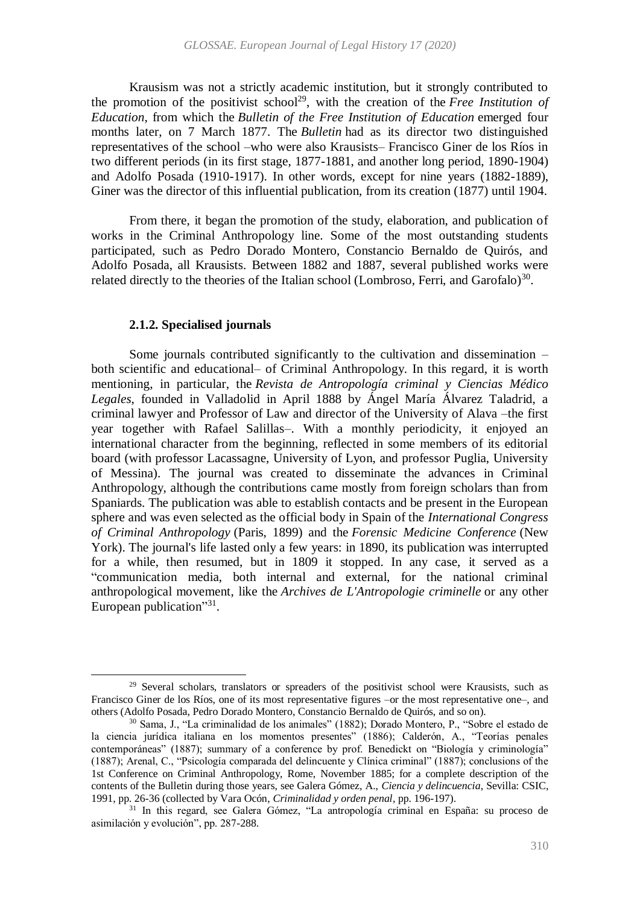Krausism was not a strictly academic institution, but it strongly contributed to the promotion of the positivist school[29], with the creation of the *Free Institution of Education*, from which the *Bulletin of the Free Institution of Education* emerged four months later, on 7 March 1877. The *Bulletin* had as its director two distinguished representatives of the school –who were also Krausists– Francisco Giner de los Ríos in two different periods (in its first stage, 1877-1881, and another long period, 1890-1904) and Adolfo Posada (1910-1917). In other words, except for nine years (1882-1889), Giner was the director of this influential publication, from its creation (1877) until 1904.

From there, it began the promotion of the study, elaboration, and publication of works in the Criminal Anthropology line. Some of the most outstanding students participated, such as Pedro Dorado Montero, Constancio Bernaldo de Quirós, and Adolfo Posada, all Krausists. Between 1882 and 1887, several published works were related directly to the theories of the Italian school (Lombroso, Ferri, and Garofalo)[30].

### 2.1.2. Specialised journals

Some journals contributed significantly to the cultivation and dissemination –both scientific and educational– of Criminal Anthropology. In this regard, it is worth mentioning, in particular, the *Revista de Antropología criminal y Ciencias Médico Legales*, founded in Valladolid in April 1888 by Ángel María Álvarez Taladrid, a criminal lawyer and Professor of Law and director of the University of Alava –the first year together with Rafael Salillas–. With a monthly periodicity, it enjoyed an international character from the beginning, reflected in some members of its editorial board (with professor Lacassagne, University of Lyon, and professor Puglia, University of Messina). The journal was created to disseminate the advances in Criminal Anthropology, although the contributions came mostly from foreign scholars than from Spaniards. The publication was able to establish contacts and be present in the European sphere and was even selected as the official body in Spain of the *International Congress of Criminal Anthropology* (Paris, 1899) and the *Forensic Medicine Conference* (New York). The journal's life lasted only a few years: in 1890, its publication was interrupted for a while, then resumed, but in 1809 it stopped. In any case, it served as a "communication media, both internal and external, for the national criminal anthropological movement, like the *Archives de L'Antropologie criminelle* or any other European publication"[31].

---

[29] Several scholars, translators or spreaders of the positivist school were Krausists, such as Francisco Giner de los Ríos, one of its most representative figures –or the most representative one–, and others (Adolfo Posada, Pedro Dorado Montero, Constancio Bernaldo de Quirós, and so on).

[30] Sama, J., "La criminalidad de los animales" (1882); Dorado Montero, P., "Sobre el estado de la ciencia jurídica italiana en los momentos presentes" (1886); Calderón, A., "Teorías penales contemporáneas" (1887); summary of a conference by prof. Benedickt on "Biología y criminología" (1887); Arenal, C., "Psicología comparada del delincuente y Clínica criminal" (1887); conclusions of the 1st Conference on Criminal Anthropology, Rome, November 1885; for a complete description of the contents of the Bulletin during those years, see Galera Gómez, A., *Ciencia y delincuencia*, Sevilla: CSIC, 1991, pp. 26-36 (collected by Vara Ocón, *Criminalidad y orden penal*, pp. 196-197).

[31] In this regard, see Galera Gómez, "La antropología criminal en España: su proceso de asimilación y evolución", pp. 287-288.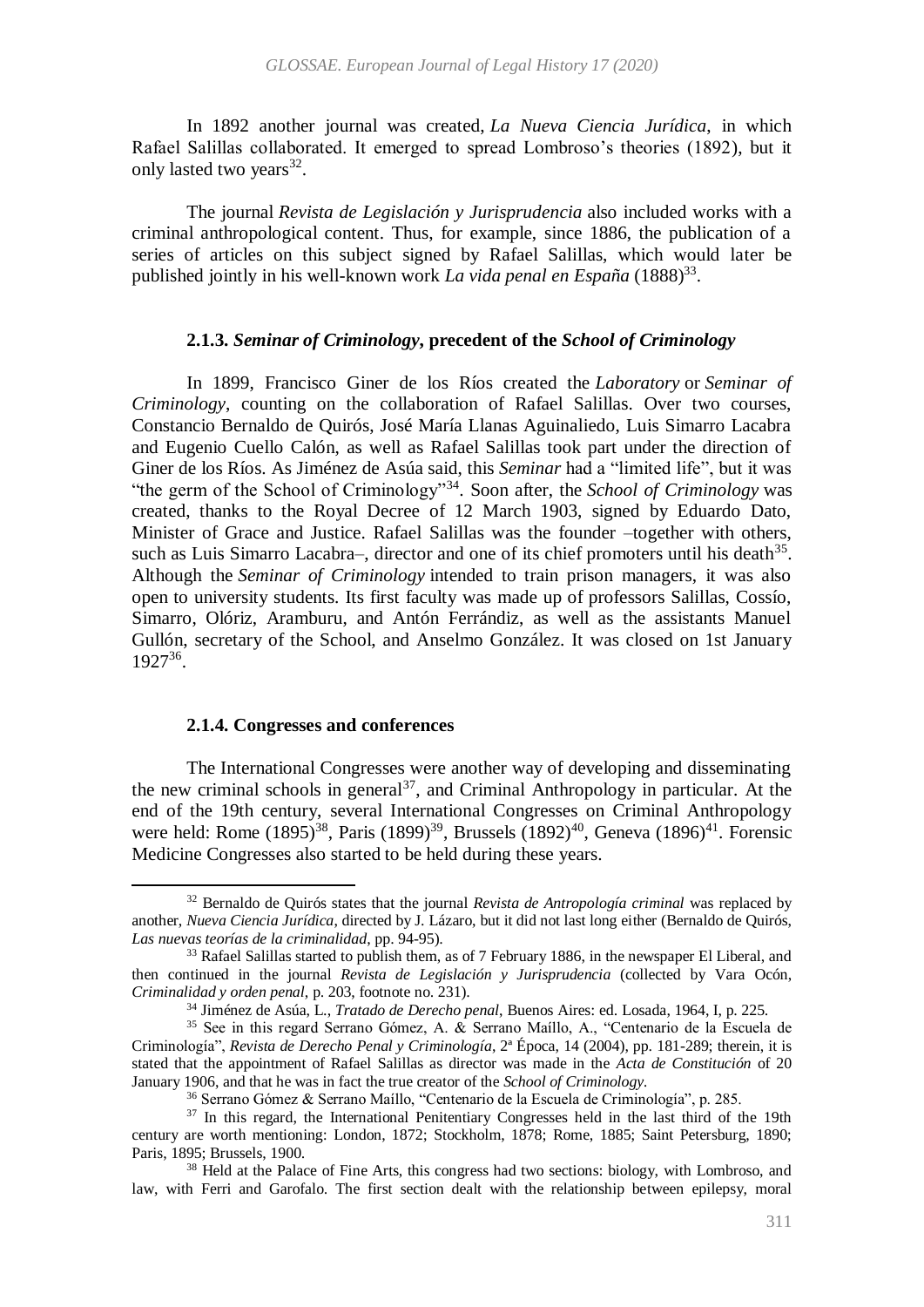In 1892 another journal was created, *La Nueva Ciencia Jurídica*, in which Rafael Salillas collaborated. It emerged to spread Lombroso's theories (1892), but it only lasted two years[32].

The journal *Revista de Legislación y Jurisprudencia* also included works with a criminal anthropological content. Thus, for example, since 1886, the publication of a series of articles on this subject signed by Rafael Salillas, which would later be published jointly in his well-known work *La vida penal en España* (1888)[33].

### 2.1.3. *Seminar of Criminology*, precedent of the *School of Criminology*

In 1899, Francisco Giner de los Ríos created the *Laboratory* or *Seminar of Criminology*, counting on the collaboration of Rafael Salillas. Over two courses, Constancio Bernaldo de Quirós, José María Llanas Aguinaliedo, Luis Simarro Lacabra and Eugenio Cuello Calón, as well as Rafael Salillas took part under the direction of Giner de los Ríos. As Jiménez de Asúa said, this *Seminar* had a "limited life", but it was "the germ of the School of Criminology"[34]. Soon after, the *School of Criminology* was created, thanks to the Royal Decree of 12 March 1903, signed by Eduardo Dato, Minister of Grace and Justice. Rafael Salillas was the founder –together with others, such as Luis Simarro Lacabra–, director and one of its chief promoters until his death[35]. Although the *Seminar of Criminology* intended to train prison managers, it was also open to university students. Its first faculty was made up of professors Salillas, Cossío, Simarro, Olóriz, Aramburu, and Antón Ferrándiz, as well as the assistants Manuel Gullón, secretary of the School, and Anselmo González. It was closed on 1st January 1927[36].

### 2.1.4. Congresses and conferences

The International Congresses were another way of developing and disseminating the new criminal schools in general[37], and Criminal Anthropology in particular. At the end of the 19th century, several International Congresses on Criminal Anthropology were held: Rome (1895)[38], Paris (1899)[39], Brussels (1892)[40], Geneva (1896)[41]. Forensic Medicine Congresses also started to be held during these years.

---

[32] Bernaldo de Quirós states that the journal *Revista de Antropología criminal* was replaced by another, *Nueva Ciencia Jurídica*, directed by J. Lázaro, but it did not last long either (Bernaldo de Quirós, *Las nuevas teorías de la criminalidad*, pp. 94-95).

[33] Rafael Salillas started to publish them, as of 7 February 1886, in the newspaper El Liberal, and then continued in the journal *Revista de Legislación y Jurisprudencia* (collected by Vara Ocón, *Criminalidad y orden penal*, p. 203, footnote no. 231).

[34] Jiménez de Asúa, L., *Tratado de Derecho penal*, Buenos Aires: ed. Losada, 1964, I, p. 225.

[35] See in this regard Serrano Gómez, A. & Serrano Maíllo, A., "Centenario de la Escuela de Criminología", *Revista de Derecho Penal y Criminología*, 2ª Época, 14 (2004), pp. 181-289; therein, it is stated that the appointment of Rafael Salillas as director was made in the *Acta de Constitución* of 20 January 1906, and that he was in fact the true creator of the *School of Criminology*.

[36] Serrano Gómez & Serrano Maíllo, "Centenario de la Escuela de Criminología", p. 285.

[37] In this regard, the International Penitentiary Congresses held in the last third of the 19th century are worth mentioning: London, 1872; Stockholm, 1878; Rome, 1885; Saint Petersburg, 1890; Paris, 1895; Brussels, 1900.

[38] Held at the Palace of Fine Arts, this congress had two sections: biology, with Lombroso, and law, with Ferri and Garofalo. The first section dealt with the relationship between epilepsy, moral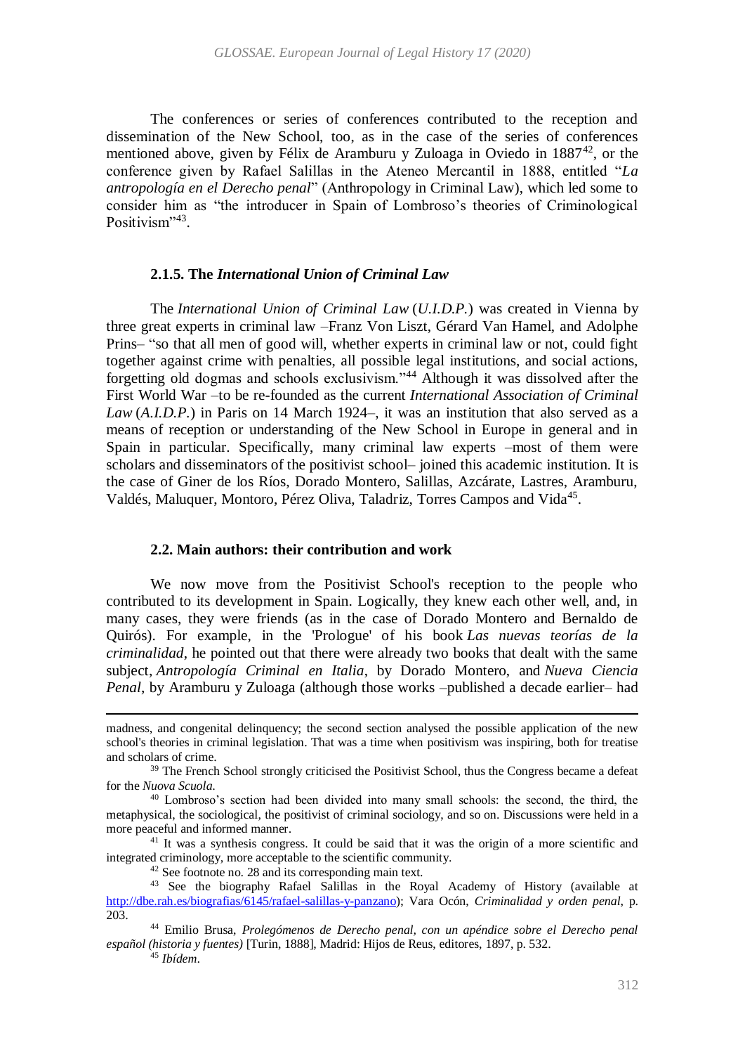The conferences or series of conferences contributed to the reception and dissemination of the New School, too, as in the case of the series of conferences mentioned above, given by Félix de Aramburu y Zuloaga in Oviedo in 1887[42], or the conference given by Rafael Salillas in the Ateneo Mercantil in 1888, entitled "*La antropología en el Derecho penal*" (Anthropology in Criminal Law), which led some to consider him as "the introducer in Spain of Lombroso's theories of Criminological Positivism"[43].

### 2.1.5. The *International Union of Criminal Law*

The *International Union of Criminal Law* (*U.I.D.P.*) was created in Vienna by three great experts in criminal law –Franz Von Liszt, Gérard Van Hamel, and Adolphe Prins– "so that all men of good will, whether experts in criminal law or not, could fight together against crime with penalties, all possible legal institutions, and social actions, forgetting old dogmas and schools exclusivism."[44] Although it was dissolved after the First World War –to be re-founded as the current *International Association of Criminal Law* (*A.I.D.P.*) in Paris on 14 March 1924–, it was an institution that also served as a means of reception or understanding of the New School in Europe in general and in Spain in particular. Specifically, many criminal law experts –most of them were scholars and disseminators of the positivist school– joined this academic institution. It is the case of Giner de los Ríos, Dorado Montero, Salillas, Azcárate, Lastres, Aramburu, Valdés, Maluquer, Montoro, Pérez Oliva, Taladriz, Torres Campos and Vida[45].

### 2.2. Main authors: their contribution and work

We now move from the Positivist School's reception to the people who contributed to its development in Spain. Logically, they knew each other well, and, in many cases, they were friends (as in the case of Dorado Montero and Bernaldo de Quirós). For example, in the 'Prologue' of his book *Las nuevas teorías de la criminalidad*, he pointed out that there were already two books that dealt with the same subject, *Antropología Criminal en Italia*, by Dorado Montero, and *Nueva Ciencia Penal*, by Aramburu y Zuloaga (although those works –published a decade earlier– had

---

madness, and congenital delinquency; the second section analysed the possible application of the new school's theories in criminal legislation. That was a time when positivism was inspiring, both for treatise and scholars of crime.

[39] The French School strongly criticised the Positivist School, thus the Congress became a defeat for the *Nuova Scuola.*

[40] Lombroso's section had been divided into many small schools: the second, the third, the metaphysical, the sociological, the positivist of criminal sociology, and so on. Discussions were held in a more peaceful and informed manner.

[41] It was a synthesis congress. It could be said that it was the origin of a more scientific and integrated criminology, more acceptable to the scientific community.

[42] See footnote no. 28 and its corresponding main text.

[43] See the biography Rafael Salillas in the Royal Academy of History (available at http://dbe.rah.es/biografias/6145/rafael-salillas-y-panzano); Vara Ocón, *Criminalidad y orden penal*, p. 203.

[44] Emilio Brusa, *Prolegómenos de Derecho penal, con un apéndice sobre el Derecho penal español (historia y fuentes)* [Turin, 1888], Madrid: Hijos de Reus, editores, 1897, p. 532.

[45] *Ibídem*.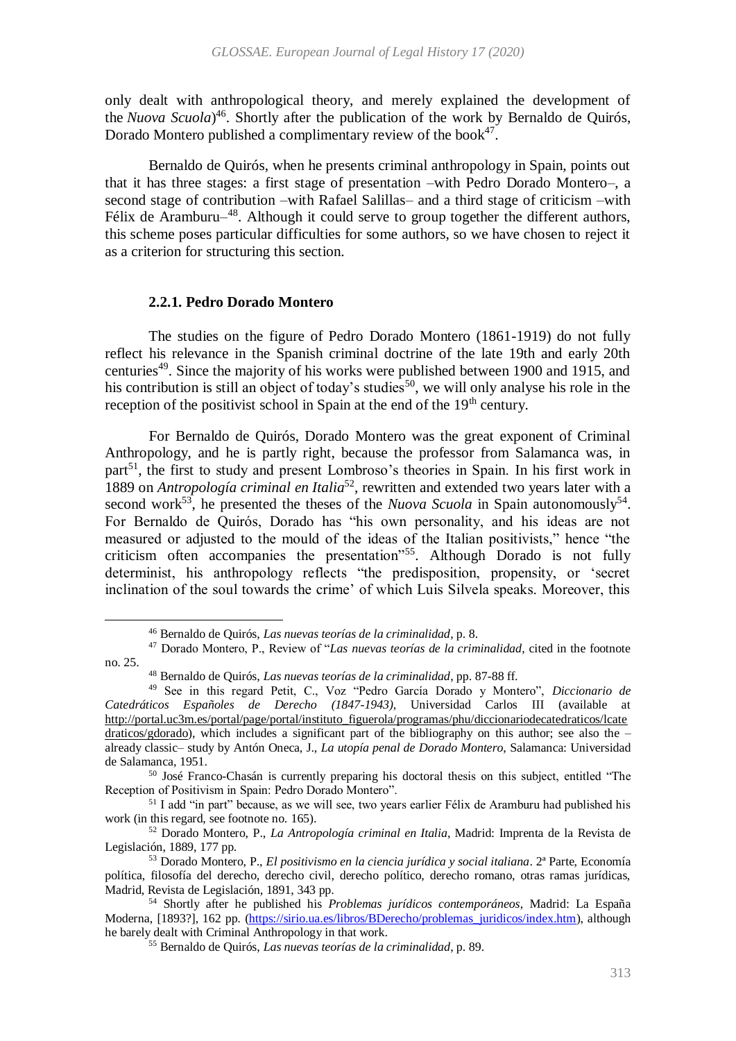only dealt with anthropological theory, and merely explained the development of the *Nuova Scuola*)[46]. Shortly after the publication of the work by Bernaldo de Quirós, Dorado Montero published a complimentary review of the book[47].

Bernaldo de Quirós, when he presents criminal anthropology in Spain, points out that it has three stages: a first stage of presentation –with Pedro Dorado Montero–, a second stage of contribution –with Rafael Salillas– and a third stage of criticism –with Félix de Aramburu–[48]. Although it could serve to group together the different authors, this scheme poses particular difficulties for some authors, so we have chosen to reject it as a criterion for structuring this section.

### 2.2.1. Pedro Dorado Montero

The studies on the figure of Pedro Dorado Montero (1861-1919) do not fully reflect his relevance in the Spanish criminal doctrine of the late 19th and early 20th centuries[49]. Since the majority of his works were published between 1900 and 1915, and his contribution is still an object of today's studies[50], we will only analyse his role in the reception of the positivist school in Spain at the end of the 19th century.

For Bernaldo de Quirós, Dorado Montero was the great exponent of Criminal Anthropology, and he is partly right, because the professor from Salamanca was, in part[51], the first to study and present Lombroso's theories in Spain. In his first work in 1889 on *Antropología criminal en Italia*[52], rewritten and extended two years later with a second work[53], he presented the theses of the *Nuova Scuola* in Spain autonomously[54]. For Bernaldo de Quirós, Dorado has "his own personality, and his ideas are not measured or adjusted to the mould of the ideas of the Italian positivists," hence "the criticism often accompanies the presentation"[55]. Although Dorado is not fully determinist, his anthropology reflects "the predisposition, propensity, or 'secret inclination of the soul towards the crime' of which Luis Silvela speaks. Moreover, this

---

[46] Bernaldo de Quirós, *Las nuevas teorías de la criminalidad*, p. 8.

[47] Dorado Montero, P., Review of "*Las nuevas teorías de la criminalidad*, cited in the footnote no. 25.

[48] Bernaldo de Quirós, *Las nuevas teorías de la criminalidad*, pp. 87-88 ff.

[49] See in this regard Petit, C., Voz "Pedro García Dorado y Montero", *Diccionario de Catedráticos Españoles de Derecho (1847-1943)*, Universidad Carlos III (available at http://portal.uc3m.es/portal/page/portal/instituto_figuerola/programas/phu/diccionariodecatedraticos/lcatedraticos/gdorado), which includes a significant part of the bibliography on this author; see also the –already classic– study by Antón Oneca, J., *La utopía penal de Dorado Montero*, Salamanca: Universidad de Salamanca, 1951.

[50] José Franco-Chasán is currently preparing his doctoral thesis on this subject, entitled "The Reception of Positivism in Spain: Pedro Dorado Montero".

[51] I add "in part" because, as we will see, two years earlier Félix de Aramburu had published his work (in this regard, see footnote no. 165).

[52] Dorado Montero, P., *La Antropología criminal en Italia*, Madrid: Imprenta de la Revista de Legislación, 1889, 177 pp.

[53] Dorado Montero, P., *El positivismo en la ciencia jurídica y social italiana*. 2ª Parte, Economía política, filosofía del derecho, derecho civil, derecho político, derecho romano, otras ramas jurídicas, Madrid, Revista de Legislación, 1891, 343 pp.

[54] Shortly after he published his *Problemas jurídicos contemporáneos*, Madrid: La España Moderna, [1893?], 162 pp. (https://sirio.ua.es/libros/BDerecho/problemas_juridicos/index.htm), although he barely dealt with Criminal Anthropology in that work.

[55] Bernaldo de Quirós, *Las nuevas teorías de la criminalidad*, p. 89.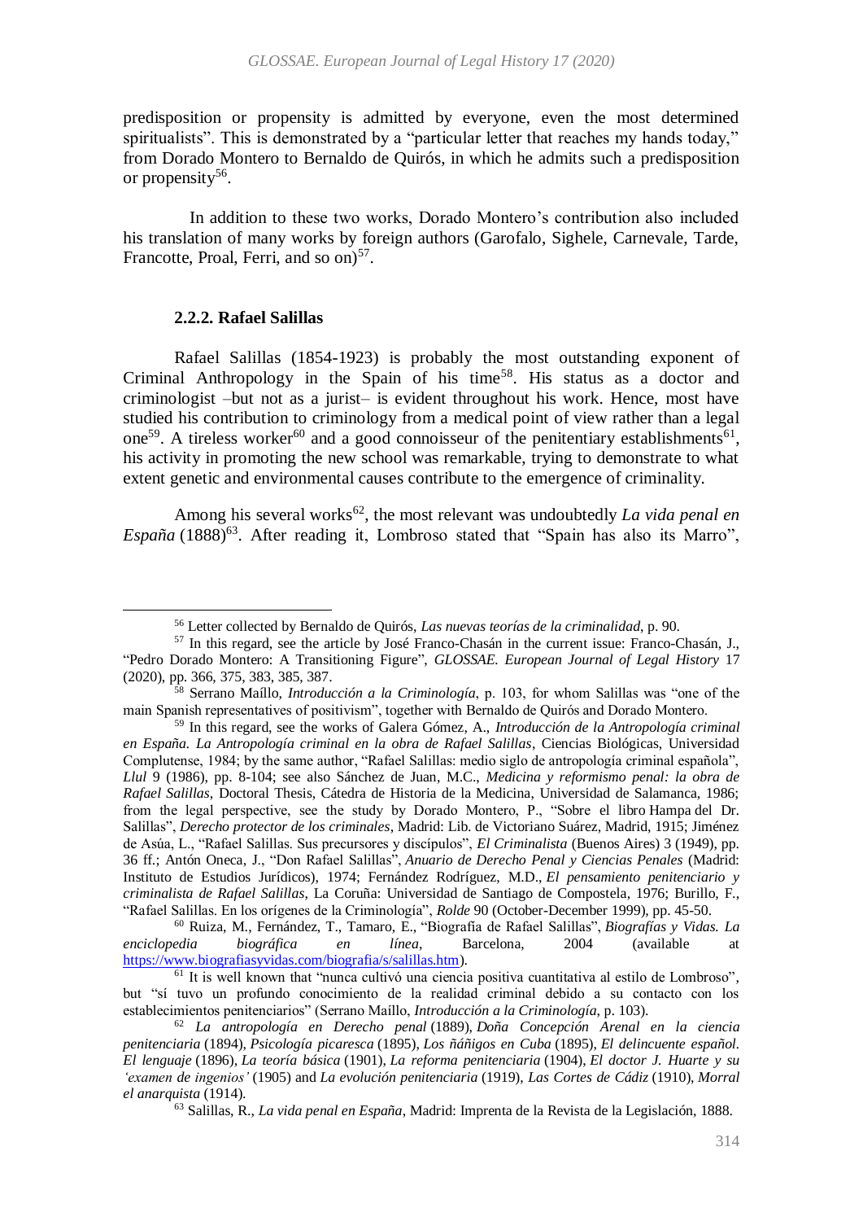predisposition or propensity is admitted by everyone, even the most determined spiritualists". This is demonstrated by a "particular letter that reaches my hands today," from Dorado Montero to Bernaldo de Quirós, in which he admits such a predisposition or propensity[56].

In addition to these two works, Dorado Montero's contribution also included his translation of many works by foreign authors (Garofalo, Sighele, Carnevale, Tarde, Francotte, Proal, Ferri, and so on)[57].

#### 2.2.2. Rafael Salillas

Rafael Salillas (1854-1923) is probably the most outstanding exponent of Criminal Anthropology in the Spain of his time[58]. His status as a doctor and criminologist –but not as a jurist– is evident throughout his work. Hence, most have studied his contribution to criminology from a medical point of view rather than a legal one[59]. A tireless worker[60] and a good connoisseur of the penitentiary establishments[61], his activity in promoting the new school was remarkable, trying to demonstrate to what extent genetic and environmental causes contribute to the emergence of criminality.

Among his several works[62], the most relevant was undoubtedly *La vida penal en España* (1888)[63]. After reading it, Lombroso stated that "Spain has also its Marro",

---

[56] Letter collected by Bernaldo de Quirós, *Las nuevas teorías de la criminalidad*, p. 90.

[57] In this regard, see the article by José Franco-Chasán in the current issue: Franco-Chasán, J., "Pedro Dorado Montero: A Transitioning Figure", *GLOSSAE. European Journal of Legal History* 17 (2020), pp. 366, 375, 383, 385, 387.

[58] Serrano Maíllo, *Introducción a la Criminología*, p. 103, for whom Salillas was "one of the main Spanish representatives of positivism", together with Bernaldo de Quirós and Dorado Montero.

[59] In this regard, see the works of Galera Gómez, A., *Introducción de la Antropología criminal en España. La Antropología criminal en la obra de Rafael Salillas*, Ciencias Biológicas, Universidad Complutense, 1984; by the same author, "Rafael Salillas: medio siglo de antropología criminal española", *Llul* 9 (1986), pp. 8-104; see also Sánchez de Juan, M.C., *Medicina y reformismo penal: la obra de Rafael Salillas*, Doctoral Thesis, Cátedra de Historia de la Medicina, Universidad de Salamanca, 1986; from the legal perspective, see the study by Dorado Montero, P., "Sobre el libro Hampa del Dr. Salillas", *Derecho protector de los criminales*, Madrid: Lib. de Victoriano Suárez, Madrid, 1915; Jiménez de Asúa, L., "Rafael Salillas. Sus precursores y discípulos", *El Criminalista* (Buenos Aires) 3 (1949), pp. 36 ff.; Antón Oneca, J., "Don Rafael Salillas", *Anuario de Derecho Penal y Ciencias Penales* (Madrid: Instituto de Estudios Jurídicos), 1974; Fernández Rodríguez, M.D., *El pensamiento penitenciario y criminalista de Rafael Salillas*, La Coruña: Universidad de Santiago de Compostela, 1976; Burillo, F., "Rafael Salillas. En los orígenes de la Criminología", *Rolde* 90 (October-December 1999), pp. 45-50.

[60] Ruiza, M., Fernández, T., Tamaro, E., "Biografía de Rafael Salillas", *Biografías y Vidas. La enciclopedia biográfica en línea*, Barcelona, 2004 (available at https://www.biografiasyvidas.com/biografia/s/salillas.htm).

[61] It is well known that "nunca cultivó una ciencia positiva cuantitativa al estilo de Lombroso", but "sí tuvo un profundo conocimiento de la realidad criminal debido a su contacto con los establecimientos penitenciarios" (Serrano Maíllo, *Introducción a la Criminología*, p. 103).

[62] *La antropología en Derecho penal* (1889), *Doña Concepción Arenal en la ciencia penitenciaria* (1894), *Psicología picaresca* (1895), *Los ñáñigos en Cuba* (1895), *El delincuente español. El lenguaje* (1896), *La teoría básica* (1901), *La reforma penitenciaria* (1904), *El doctor J. Huarte y su 'examen de ingenios'* (1905) and *La evolución penitenciaria* (1919), *Las Cortes de Cádiz* (1910), *Morral el anarquista* (1914).

[63] Salillas, R., *La vida penal en España*, Madrid: Imprenta de la Revista de la Legislación, 1888.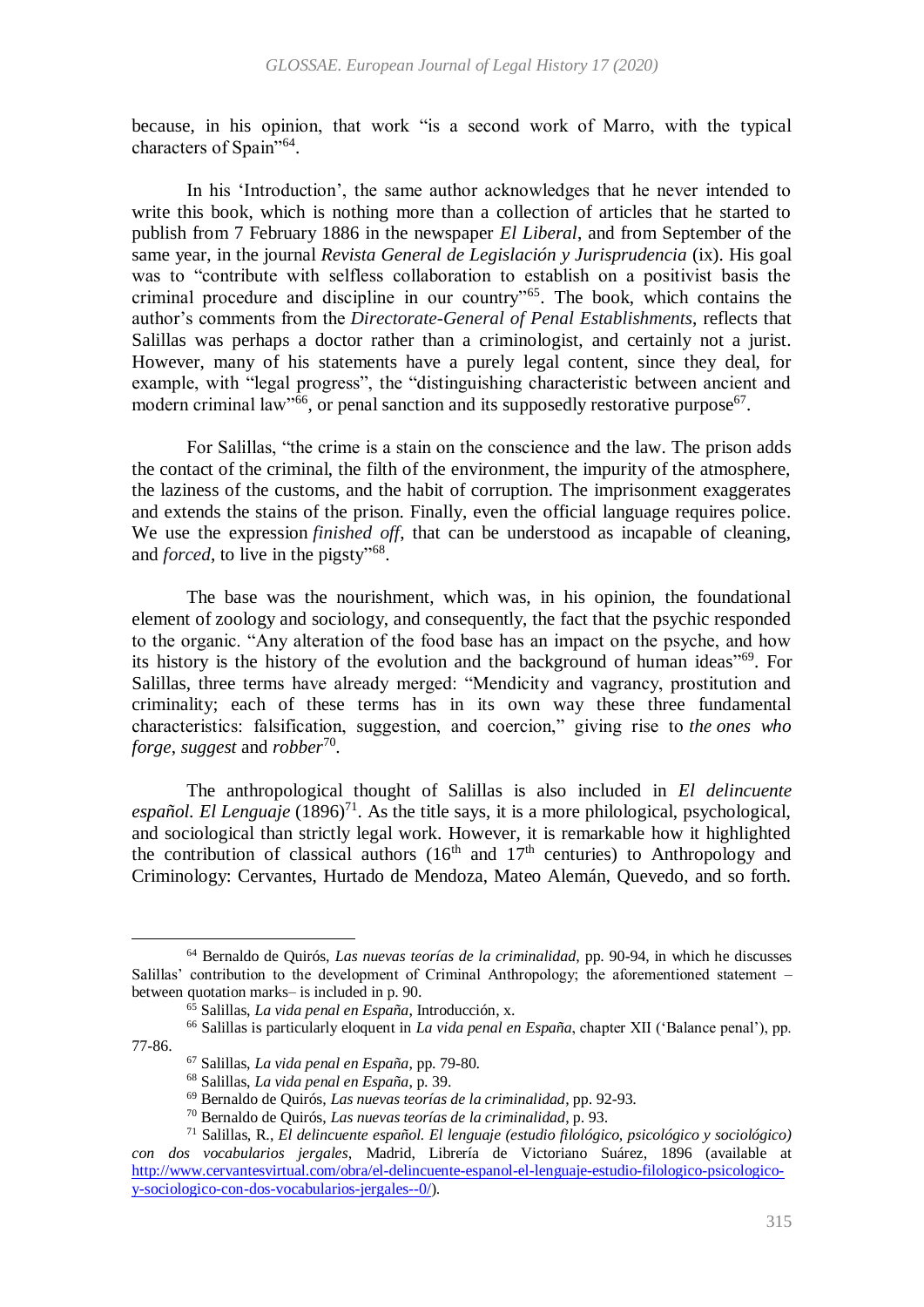because, in his opinion, that work "is a second work of Marro, with the typical characters of Spain"[64].

In his 'Introduction', the same author acknowledges that he never intended to write this book, which is nothing more than a collection of articles that he started to publish from 7 February 1886 in the newspaper *El Liberal*, and from September of the same year, in the journal *Revista General de Legislación y Jurisprudencia* (ix). His goal was to "contribute with selfless collaboration to establish on a positivist basis the criminal procedure and discipline in our country"[65]. The book, which contains the author's comments from the *Directorate-General of Penal Establishments*, reflects that Salillas was perhaps a doctor rather than a criminologist, and certainly not a jurist. However, many of his statements have a purely legal content, since they deal, for example, with "legal progress", the "distinguishing characteristic between ancient and modern criminal law"[66], or penal sanction and its supposedly restorative purpose[67].

For Salillas, "the crime is a stain on the conscience and the law. The prison adds the contact of the criminal, the filth of the environment, the impurity of the atmosphere, the laziness of the customs, and the habit of corruption. The imprisonment exaggerates and extends the stains of the prison. Finally, even the official language requires police. We use the expression *finished off*, that can be understood as incapable of cleaning, and *forced*, to live in the pigsty"[68].

The base was the nourishment, which was, in his opinion, the foundational element of zoology and sociology, and consequently, the fact that the psychic responded to the organic. "Any alteration of the food base has an impact on the psyche, and how its history is the history of the evolution and the background of human ideas"[69]. For Salillas, three terms have already merged: "Mendicity and vagrancy, prostitution and criminality; each of these terms has in its own way these three fundamental characteristics: falsification, suggestion, and coercion," giving rise to *the ones who forge*, *suggest* and *robber*[70].

The anthropological thought of Salillas is also included in *El delincuente español. El Lenguaje* (1896)[71]. As the title says, it is a more philological, psychological, and sociological than strictly legal work. However, it is remarkable how it highlighted the contribution of classical authors (16th and 17th centuries) to Anthropology and Criminology: Cervantes, Hurtado de Mendoza, Mateo Alemán, Quevedo, and so forth.

---

[64] Bernaldo de Quirós, *Las nuevas teorías de la criminalidad*, pp. 90-94, in which he discusses Salillas' contribution to the development of Criminal Anthropology; the aforementioned statement – between quotation marks– is included in p. 90.

[65] Salillas, *La vida penal en España*, Introducción, x.

[66] Salillas is particularly eloquent in *La vida penal en España*, chapter XII ('Balance penal'), pp. 77-86.

[67] Salillas, *La vida penal en España*, pp. 79-80.

[68] Salillas, *La vida penal en España*, p. 39.

[69] Bernaldo de Quirós, *Las nuevas teorías de la criminalidad*, pp. 92-93.

[70] Bernaldo de Quirós, *Las nuevas teorías de la criminalidad*, p. 93.

[71] Salillas, R., *El delincuente español. El lenguaje (estudio filológico, psicológico y sociológico) con dos vocabularios jergales*, Madrid, Librería de Victoriano Suárez, 1896 (available at http://www.cervantesvirtual.com/obra/el-delincuente-espanol-el-lenguaje-estudio-filologico-psicologico-y-sociologico-con-dos-vocabularios-jergales--0/).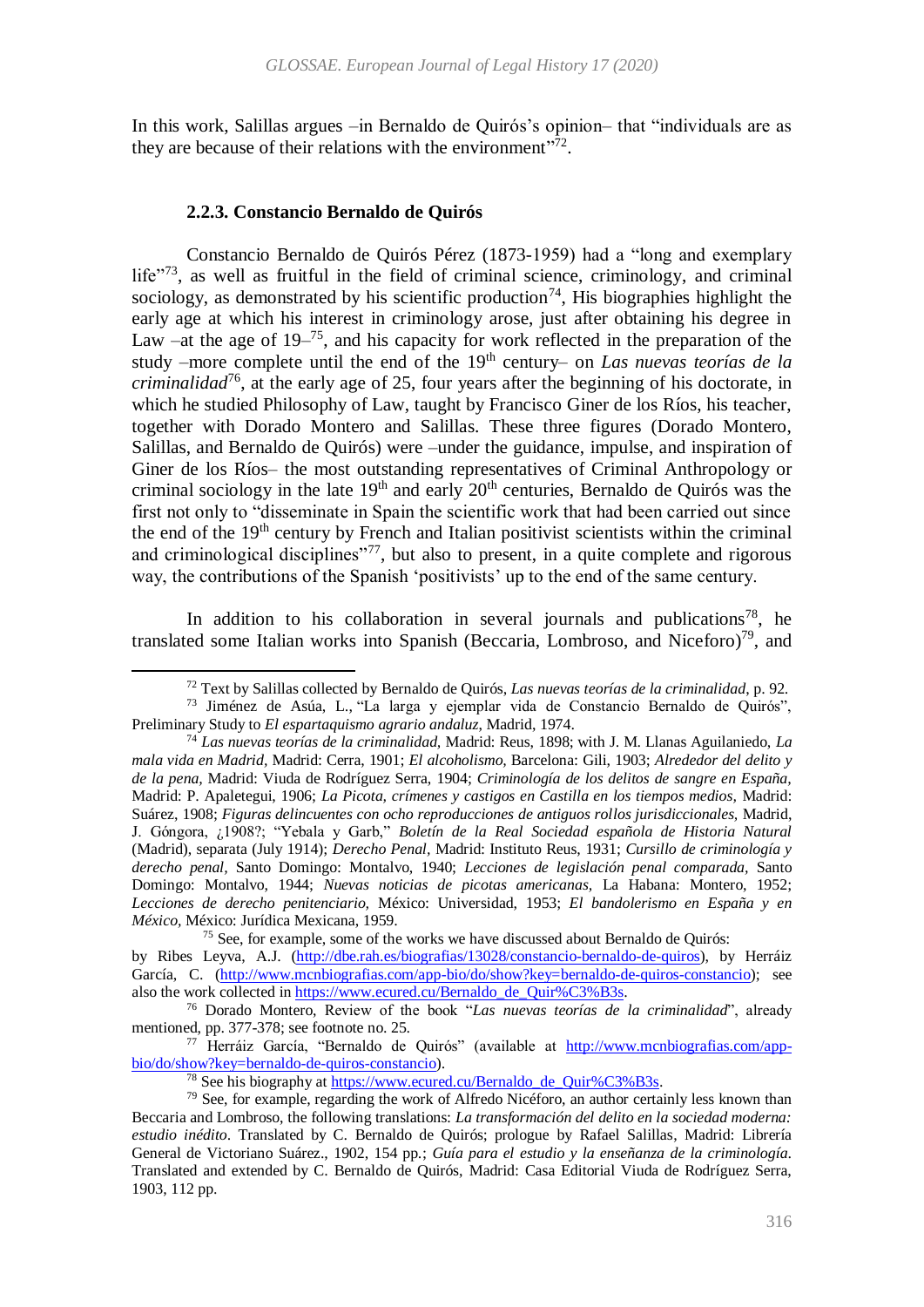In this work, Salillas argues –in Bernaldo de Quirós's opinion– that "individuals are as they are because of their relations with the environment"[72].

### 2.2.3. Constancio Bernaldo de Quirós

Constancio Bernaldo de Quirós Pérez (1873-1959) had a "long and exemplary life"[73], as well as fruitful in the field of criminal science, criminology, and criminal sociology, as demonstrated by his scientific production[74], His biographies highlight the early age at which his interest in criminology arose, just after obtaining his degree in Law –at the age of 19–[75], and his capacity for work reflected in the preparation of the study –more complete until the end of the 19th century– on *Las nuevas teorías de la criminalidad*[76], at the early age of 25, four years after the beginning of his doctorate, in which he studied Philosophy of Law, taught by Francisco Giner de los Ríos, his teacher, together with Dorado Montero and Salillas. These three figures (Dorado Montero, Salillas, and Bernaldo de Quirós) were –under the guidance, impulse, and inspiration of Giner de los Ríos– the most outstanding representatives of Criminal Anthropology or criminal sociology in the late 19th and early 20th centuries, Bernaldo de Quirós was the first not only to "disseminate in Spain the scientific work that had been carried out since the end of the 19th century by French and Italian positivist scientists within the criminal and criminological disciplines"[77], but also to present, in a quite complete and rigorous way, the contributions of the Spanish 'positivists' up to the end of the same century.

In addition to his collaboration in several journals and publications[78], he translated some Italian works into Spanish (Beccaria, Lombroso, and Niceforo)[79], and

---

[72] Text by Salillas collected by Bernaldo de Quirós, *Las nuevas teorías de la criminalidad*, p. 92.

[73] Jiménez de Asúa, L., "La larga y ejemplar vida de Constancio Bernaldo de Quirós", Preliminary Study to *El espartaquismo agrario andaluz*, Madrid, 1974.

[74] *Las nuevas teorías de la criminalidad,* Madrid: Reus, 1898; with J. M. Llanas Aguilaniedo, *La mala vida en Madrid,* Madrid: Cerra, 1901; *El alcoholismo,* Barcelona: Gili, 1903; *Alrededor del delito y de la pena,* Madrid: Viuda de Rodríguez Serra, 1904; *Criminología de los delitos de sangre en España*, Madrid: P. Apaletegui, 1906; *La Picota, crímenes y castigos en Castilla en los tiempos medios,* Madrid: Suárez, 1908; *Figuras delincuentes con ocho reproducciones de antiguos rollos jurisdiccionales,* Madrid, J. Góngora, ¿1908?; "Yebala y Garb," *Boletín de la Real Sociedad española de Historia Natural* (Madrid), separata (July 1914); *Derecho Penal,* Madrid: Instituto Reus, 1931; *Cursillo de criminología y derecho penal,* Santo Domingo: Montalvo, 1940; *Lecciones de legislación penal comparada,* Santo Domingo: Montalvo, 1944; *Nuevas noticias de picotas americanas,* La Habana: Montero, 1952; *Lecciones de derecho penitenciario,* México: Universidad, 1953; *El bandolerismo en España y en México,* México: Jurídica Mexicana, 1959.

[75] See, for example, some of the works we have discussed about Bernaldo de Quirós: by Ribes Leyva, A.J. (http://dbe.rah.es/biografias/13028/constancio-bernaldo-de-quiros), by Herráiz García, C. (http://www.mcnbiografias.com/app-bio/do/show?key=bernaldo-de-quiros-constancio); see also the work collected in https://www.ecured.cu/Bernaldo_de_Quir%C3%B3s.

[76] Dorado Montero, Review of the book "*Las nuevas teorías de la criminalidad*", already mentioned, pp. 377-378; see footnote no. 25.

[77] Herráiz García, "Bernaldo de Quirós" (available at http://www.mcnbiografias.com/app-bio/do/show?key=bernaldo-de-quiros-constancio).

[78] See his biography at https://www.ecured.cu/Bernaldo_de_Quir%C3%B3s.

[79] See, for example, regarding the work of Alfredo Nicéforo, an author certainly less known than Beccaria and Lombroso, the following translations: *La transformación del delito en la sociedad moderna: estudio inédito*. Translated by C. Bernaldo de Quirós; prologue by Rafael Salillas, Madrid: Librería General de Victoriano Suárez., 1902, 154 pp.; *Guía para el estudio y la enseñanza de la criminología*. Translated and extended by C. Bernaldo de Quirós, Madrid: Casa Editorial Viuda de Rodríguez Serra, 1903, 112 pp.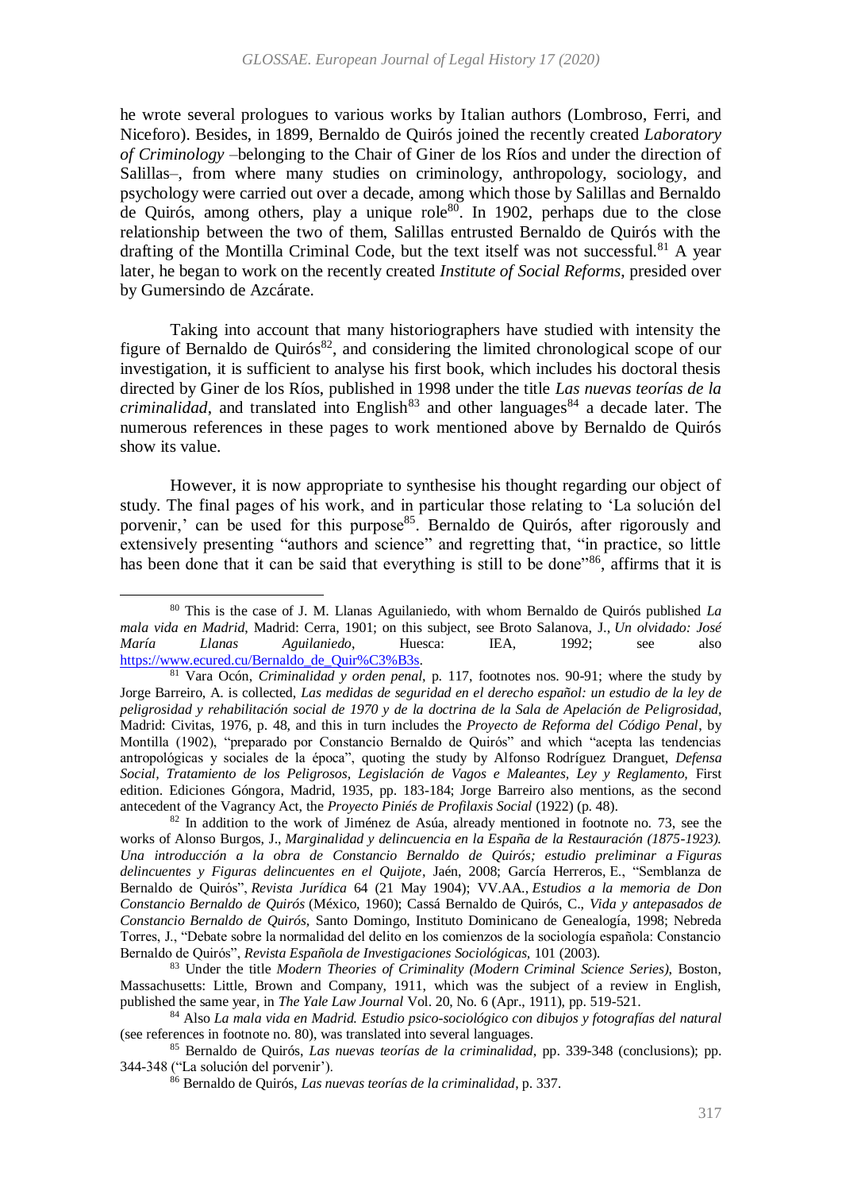he wrote several prologues to various works by Italian authors (Lombroso, Ferri, and Niceforo). Besides, in 1899, Bernaldo de Quirós joined the recently created *Laboratory of Criminology* –belonging to the Chair of Giner de los Ríos and under the direction of Salillas–, from where many studies on criminology, anthropology, sociology, and psychology were carried out over a decade, among which those by Salillas and Bernaldo de Quirós, among others, play a unique role[80]. In 1902, perhaps due to the close relationship between the two of them, Salillas entrusted Bernaldo de Quirós with the drafting of the Montilla Criminal Code, but the text itself was not successful.[81] A year later, he began to work on the recently created *Institute of Social Reforms*, presided over by Gumersindo de Azcárate.

Taking into account that many historiographers have studied with intensity the figure of Bernaldo de Quirós[82], and considering the limited chronological scope of our investigation, it is sufficient to analyse his first book, which includes his doctoral thesis directed by Giner de los Ríos, published in 1998 under the title *Las nuevas teorías de la criminalidad*, and translated into English[83] and other languages[84] a decade later. The numerous references in these pages to work mentioned above by Bernaldo de Quirós show its value.

However, it is now appropriate to synthesise his thought regarding our object of study. The final pages of his work, and in particular those relating to 'La solución del porvenir,' can be used for this purpose[85]. Bernaldo de Quirós, after rigorously and extensively presenting "authors and science" and regretting that, "in practice, so little has been done that it can be said that everything is still to be done"[86], affirms that it is

---

[80] This is the case of J. M. Llanas Aguilaniedo, with whom Bernaldo de Quirós published *La mala vida en Madrid*, Madrid: Cerra, 1901; on this subject, see Broto Salanova, J., *Un olvidado: José María Llanas Aguilaniedo*, Huesca: IEA, 1992; see also https://www.ecured.cu/Bernaldo_de_Quir%C3%B3s.

[81] Vara Ocón, *Criminalidad y orden penal*, p. 117, footnotes nos. 90-91; where the study by Jorge Barreiro, A. is collected, *Las medidas de seguridad en el derecho español: un estudio de la ley de peligrosidad y rehabilitación social de 1970 y de la doctrina de la Sala de Apelación de Peligrosidad*, Madrid: Civitas, 1976, p. 48, and this in turn includes the *Proyecto de Reforma del Código Penal*, by Montilla (1902), "preparado por Constancio Bernaldo de Quirós" and which "acepta las tendencias antropológicas y sociales de la época", quoting the study by Alfonso Rodríguez Dranguet, *Defensa Social, Tratamiento de los Peligrosos, Legislación de Vagos e Maleantes, Ley y Reglamento*, First edition. Ediciones Góngora, Madrid, 1935, pp. 183-184; Jorge Barreiro also mentions, as the second antecedent of the Vagrancy Act, the *Proyecto Piniés de Profilaxis Social* (1922) (p. 48).

[82] In addition to the work of Jiménez de Asúa, already mentioned in footnote no. 73, see the works of Alonso Burgos, J., *Marginalidad y delincuencia en la España de la Restauración (1875-1923). Una introducción a la obra de Constancio Bernaldo de Quirós; estudio preliminar a Figuras delincuentes y Figuras delincuentes en el Quijote*, Jaén, 2008; García Herreros, E., "Semblanza de Bernaldo de Quirós", *Revista Jurídica* 64 (21 May 1904); VV.AA., *Estudios a la memoria de Don Constancio Bernaldo de Quirós* (México, 1960); Cassá Bernaldo de Quirós, C., *Vida y antepasados de Constancio Bernaldo de Quirós*, Santo Domingo, Instituto Dominicano de Genealogía, 1998; Nebreda Torres, J., "Debate sobre la normalidad del delito en los comienzos de la sociología española: Constancio Bernaldo de Quirós", *Revista Española de Investigaciones Sociológicas*, 101 (2003).

[83] Under the title *Modern Theories of Criminality (Modern Criminal Science Series)*, Boston, Massachusetts: Little, Brown and Company, 1911, which was the subject of a review in English, published the same year, in *The Yale Law Journal* Vol. 20, No. 6 (Apr., 1911), pp. 519-521.

[84] Also *La mala vida en Madrid. Estudio psico-sociológico con dibujos y fotografías del natural* (see references in footnote no. 80), was translated into several languages.

[85] Bernaldo de Quirós, *Las nuevas teorías de la criminalidad*, pp. 339-348 (conclusions); pp. 344-348 ("La solución del porvenir').

[86] Bernaldo de Quirós, *Las nuevas teorías de la criminalidad*, p. 337.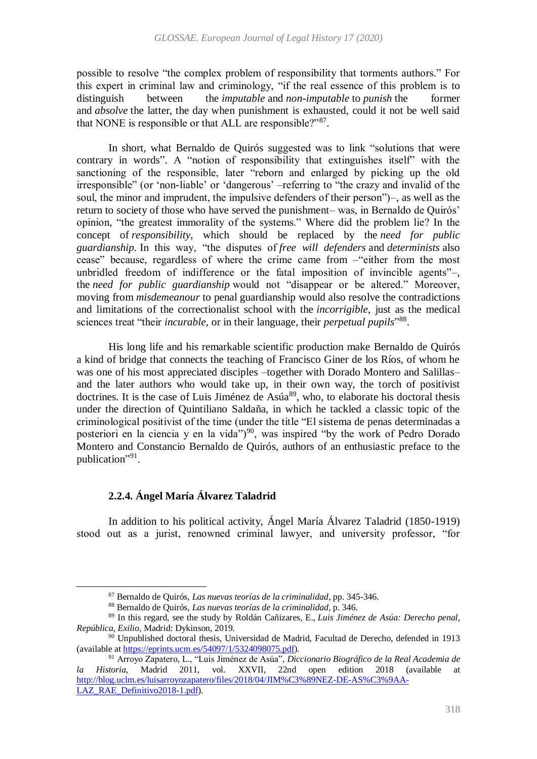possible to resolve "the complex problem of responsibility that torments authors." For this expert in criminal law and criminology, "if the real essence of this problem is to distinguish between the *imputable* and *non-imputable* to *punish* the former and *absolve* the latter, the day when punishment is exhausted, could it not be well said that NONE is responsible or that ALL are responsible?"[87].

In short, what Bernaldo de Quirós suggested was to link "solutions that were contrary in words". A "notion of responsibility that extinguishes itself" with the sanctioning of the responsible, later "reborn and enlarged by picking up the old irresponsible" (or 'non-liable' or 'dangerous' –referring to "the crazy and invalid of the soul, the minor and imprudent, the impulsive defenders of their person")–, as well as the return to society of those who have served the punishment– was, in Bernaldo de Quirós' opinion, "the greatest immorality of the systems." Where did the problem lie? In the concept of *responsibility*, which should be replaced by the *need for public guardianship*. In this way, "the disputes of *free will defenders* and *determinists* also cease" because, regardless of where the crime came from –"either from the most unbridled freedom of indifference or the fatal imposition of invincible agents"–, the *need for public guardianship* would not "disappear or be altered." Moreover, moving from *misdemeanour* to penal guardianship would also resolve the contradictions and limitations of the correctionalist school with the *incorrigible*, just as the medical sciences treat "their *incurable*, or in their language, their *perpetual pupils*"[88].

His long life and his remarkable scientific production make Bernaldo de Quirós a kind of bridge that connects the teaching of Francisco Giner de los Ríos, of whom he was one of his most appreciated disciples –together with Dorado Montero and Salillas– and the later authors who would take up, in their own way, the torch of positivist doctrines. It is the case of Luis Jiménez de Asúa[89], who, to elaborate his doctoral thesis under the direction of Quintiliano Saldaña, in which he tackled a classic topic of the criminological positivist of the time (under the title "El sistema de penas determinadas a posteriori en la ciencia y en la vida")[90], was inspired "by the work of Pedro Dorado Montero and Constancio Bernaldo de Quirós, authors of an enthusiastic preface to the publication"[91].

### 2.2.4. Ángel María Álvarez Taladrid

In addition to his political activity, Ángel María Álvarez Taladrid (1850-1919) stood out as a jurist, renowned criminal lawyer, and university professor, "for

---

[87] Bernaldo de Quirós, *Las nuevas teorías de la criminalidad*, pp. 345-346.

[88] Bernaldo de Quirós, *Las nuevas teorías de la criminalidad*, p. 346.

[89] In this regard, see the study by Roldán Cañizares, E., *Luis Jiménez de Asúa: Derecho penal, República, Exilio*, Madrid: Dykinson, 2019.

[90] Unpublished doctoral thesis, Universidad de Madrid, Facultad de Derecho, defended in 1913 (available at https://eprints.ucm.es/54097/1/5324098075.pdf).

[91] Arroyo Zapatero, L., "Luis Jiménez de Asúa", *Diccionario Biográfico de la Real Academia de la Historia*, Madrid 2011, vol. XXVII, 22nd open edition 2018 (available at http://blog.uclm.es/luisarroyozapatero/files/2018/04/JIM%C3%89NEZ-DE-AS%C3%9AA-LAZ_RAE_Definitivo2018-1.pdf).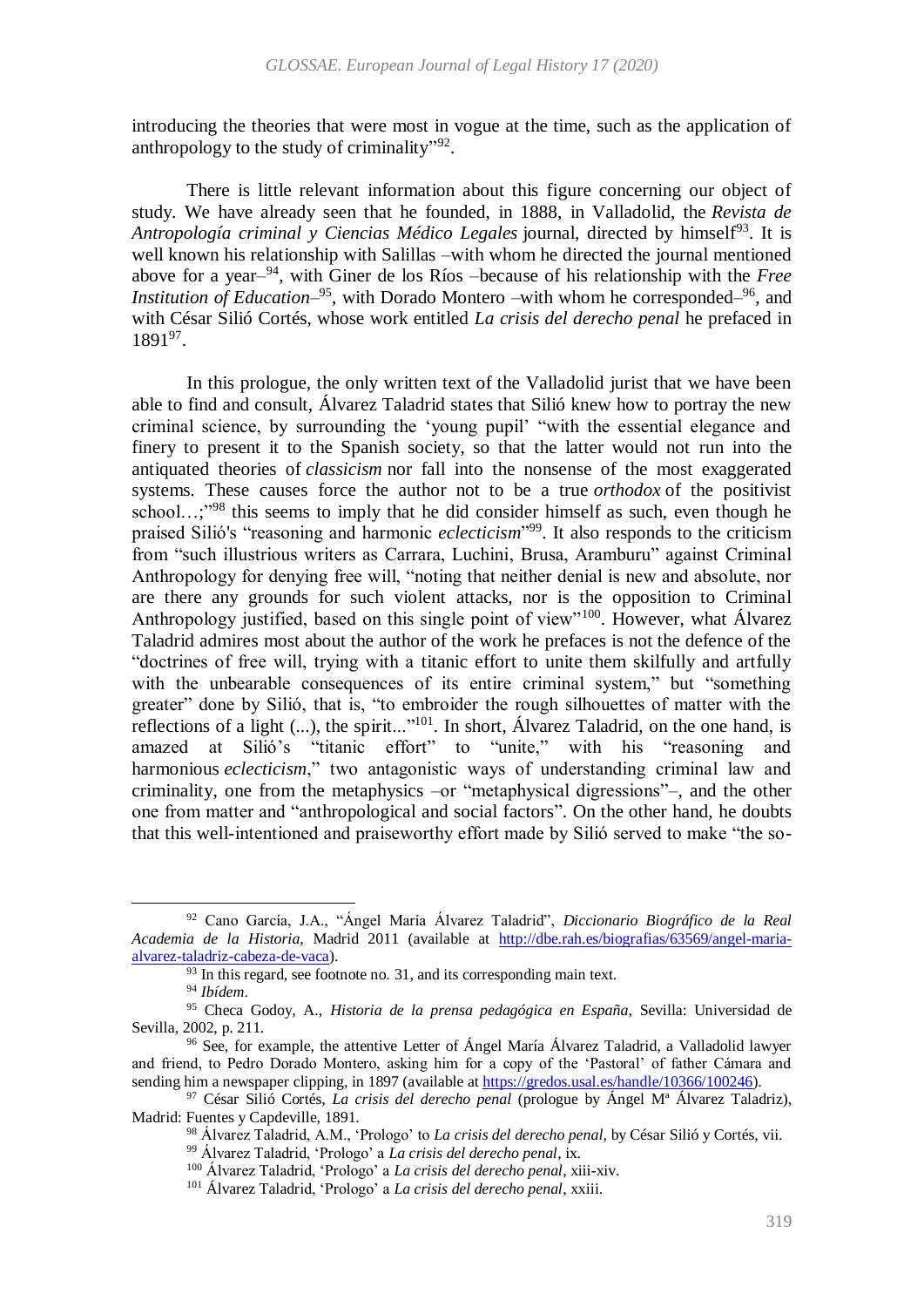introducing the theories that were most in vogue at the time, such as the application of anthropology to the study of criminality"[92].

There is little relevant information about this figure concerning our object of study. We have already seen that he founded, in 1888, in Valladolid, the *Revista de Antropología criminal y Ciencias Médico Legales* journal, directed by himself[93]. It is well known his relationship with Salillas –with whom he directed the journal mentioned above for a year–[94], with Giner de los Ríos –because of his relationship with the *Free Institution of Education*–[95], with Dorado Montero –with whom he corresponded–[96], and with César Silió Cortés, whose work entitled *La crisis del derecho penal* he prefaced in 1891[97].

In this prologue, the only written text of the Valladolid jurist that we have been able to find and consult, Álvarez Taladrid states that Silió knew how to portray the new criminal science, by surrounding the 'young pupil' "with the essential elegance and finery to present it to the Spanish society, so that the latter would not run into the antiquated theories of *classicism* nor fall into the nonsense of the most exaggerated systems. These causes force the author not to be a true *orthodox* of the positivist school…;"[98] this seems to imply that he did consider himself as such, even though he praised Silió's "reasoning and harmonic *eclecticism*"[99]. It also responds to the criticism from "such illustrious writers as Carrara, Luchini, Brusa, Aramburu" against Criminal Anthropology for denying free will, "noting that neither denial is new and absolute, nor are there any grounds for such violent attacks, nor is the opposition to Criminal Anthropology justified, based on this single point of view"[100]. However, what Álvarez Taladrid admires most about the author of the work he prefaces is not the defence of the "doctrines of free will, trying with a titanic effort to unite them skilfully and artfully with the unbearable consequences of its entire criminal system," but "something greater" done by Silió, that is, "to embroider the rough silhouettes of matter with the reflections of a light (...), the spirit..."[101]. In short, Álvarez Taladrid, on the one hand, is amazed at Silió's "titanic effort" to "unite," with his "reasoning and harmonious *eclecticism*," two antagonistic ways of understanding criminal law and criminality, one from the metaphysics –or "metaphysical digressions"–, and the other one from matter and "anthropological and social factors". On the other hand, he doubts that this well-intentioned and praiseworthy effort made by Silió served to make "the so-

---

[92] Cano García, J.A., "Ángel María Álvarez Taladrid", *Diccionario Biográfico de la Real Academia de la Historia*, Madrid 2011 (available at http://dbe.rah.es/biografias/63569/angel-maria-alvarez-taladriz-cabeza-de-vaca).

[93] In this regard, see footnote no. 31, and its corresponding main text.

[94] *Ibídem*.

[95] Checa Godoy, A., *Historia de la prensa pedagógica en España*, Sevilla: Universidad de Sevilla, 2002, p. 211.

[96] See, for example, the attentive Letter of Ángel María Álvarez Taladrid, a Valladolid lawyer and friend, to Pedro Dorado Montero, asking him for a copy of the 'Pastoral' of father Cámara and sending him a newspaper clipping, in 1897 (available at https://gredos.usal.es/handle/10366/100246).

[97] César Silió Cortés, *La crisis del derecho penal* (prologue by Ángel Mª Álvarez Taladriz), Madrid: Fuentes y Capdeville, 1891.

[98] Álvarez Taladrid, A.M., 'Prologo' to *La crisis del derecho penal*, by César Silió y Cortés, vii.

[99] Álvarez Taladrid, 'Prologo' a *La crisis del derecho penal*, ix.

[100] Álvarez Taladrid, 'Prologo' a *La crisis del derecho penal*, xiii-xiv.

[101] Álvarez Taladrid, 'Prologo' a *La crisis del derecho penal*, xxiii.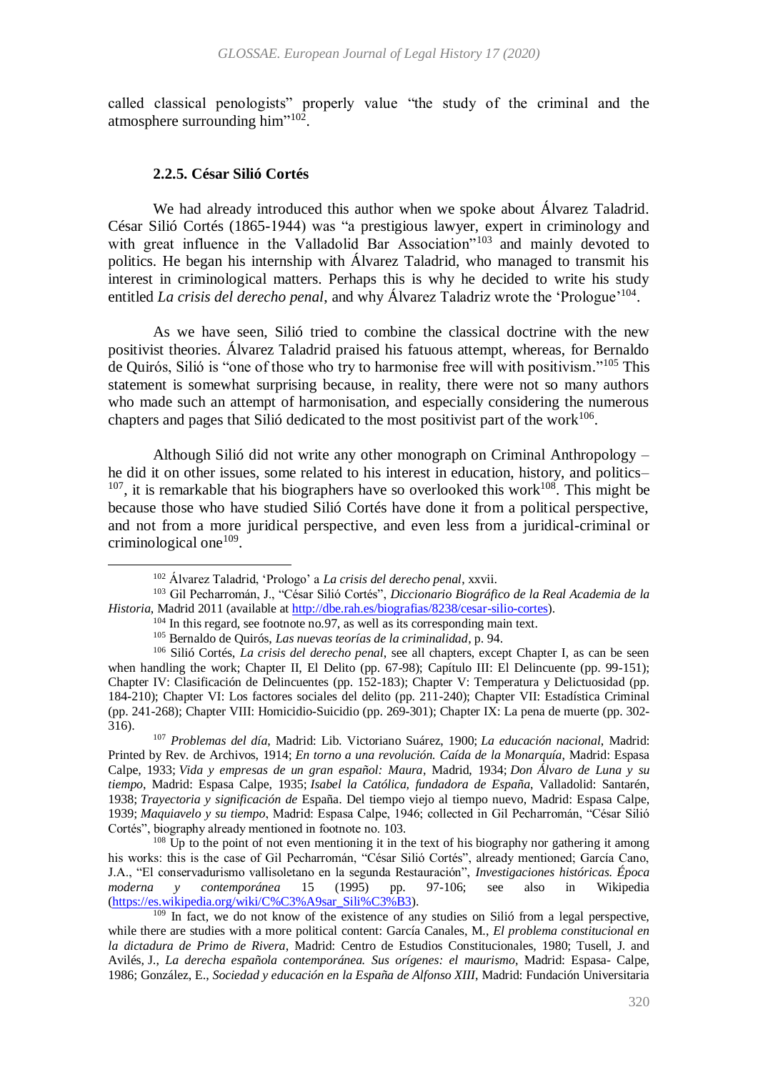called classical penologists" properly value "the study of the criminal and the atmosphere surrounding him"[102].

### 2.2.5. César Silió Cortés

We had already introduced this author when we spoke about Álvarez Taladrid. César Silió Cortés (1865-1944) was "a prestigious lawyer, expert in criminology and with great influence in the Valladolid Bar Association"[103] and mainly devoted to politics. He began his internship with Álvarez Taladrid, who managed to transmit his interest in criminological matters. Perhaps this is why he decided to write his study entitled *La crisis del derecho penal*, and why Álvarez Taladriz wrote the 'Prologue'[104].

As we have seen, Silió tried to combine the classical doctrine with the new positivist theories. Álvarez Taladrid praised his fatuous attempt, whereas, for Bernaldo de Quirós, Silió is "one of those who try to harmonise free will with positivism."[105] This statement is somewhat surprising because, in reality, there were not so many authors who made such an attempt of harmonisation, and especially considering the numerous chapters and pages that Silió dedicated to the most positivist part of the work[106].

Although Silió did not write any other monograph on Criminal Anthropology – he did it on other issues, some related to his interest in education, history, and politics–[107], it is remarkable that his biographers have so overlooked this work[108]. This might be because those who have studied Silió Cortés have done it from a political perspective, and not from a more juridical perspective, and even less from a juridical-criminal or criminological one[109].

---

[102] Álvarez Taladrid, 'Prologo' a *La crisis del derecho penal*, xxvii.

[103] Gil Pecharromán, J., "César Silió Cortés", *Diccionario Biográfico de la Real Academia de la Historia*, Madrid 2011 (available at http://dbe.rah.es/biografias/8238/cesar-silio-cortes).

[104] In this regard, see footnote no.97, as well as its corresponding main text.

[105] Bernaldo de Quirós, *Las nuevas teorías de la criminalidad*, p. 94.

[106] Silió Cortés, *La crisis del derecho penal*, see all chapters, except Chapter I, as can be seen when handling the work; Chapter II, El Delito (pp. 67-98); Capítulo III: El Delincuente (pp. 99-151); Chapter IV: Clasificación de Delincuentes (pp. 152-183); Chapter V: Temperatura y Delictuosidad (pp. 184-210); Chapter VI: Los factores sociales del delito (pp. 211-240); Chapter VII: Estadística Criminal (pp. 241-268); Chapter VIII: Homicidio-Suicidio (pp. 269-301); Chapter IX: La pena de muerte (pp. 302-316).

[107] *Problemas del día*, Madrid: Lib. Victoriano Suárez, 1900; *La educación nacional*, Madrid: Printed by Rev. de Archivos, 1914; *En torno a una revolución. Caída de la Monarquía*, Madrid: Espasa Calpe, 1933; *Vida y empresas de un gran español: Maura*, Madrid, 1934; *Don Álvaro de Luna y su tiempo*, Madrid: Espasa Calpe, 1935; *Isabel la Católica, fundadora de España*, Valladolid: Santarén, 1938; *Trayectoria y significación de* España. Del tiempo viejo al tiempo nuevo, Madrid: Espasa Calpe, 1939; *Maquiavelo y su tiempo*, Madrid: Espasa Calpe, 1946; collected in Gil Pecharromán, "César Silió Cortés", biography already mentioned in footnote no. 103.

[108] Up to the point of not even mentioning it in the text of his biography nor gathering it among his works: this is the case of Gil Pecharromán, "César Silió Cortés", already mentioned; García Cano, J.A., "El conservadurismo vallisoletano en la segunda Restauración", *Investigaciones históricas. Época moderna y contemporánea* 15 (1995) pp. 97-106; see also in Wikipedia (https://es.wikipedia.org/wiki/C%C3%A9sar_Sili%C3%B3).

[109] In fact, we do not know of the existence of any studies on Silió from a legal perspective, while there are studies with a more political content: García Canales, M., *El problema constitucional en la dictadura de Primo de Rivera*, Madrid: Centro de Estudios Constitucionales, 1980; Tusell, J. and Avilés, J., *La derecha española contemporánea. Sus orígenes: el maurismo*, Madrid: Espasa- Calpe, 1986; González, E., *Sociedad y educación en la España de Alfonso XIII*, Madrid: Fundación Universitaria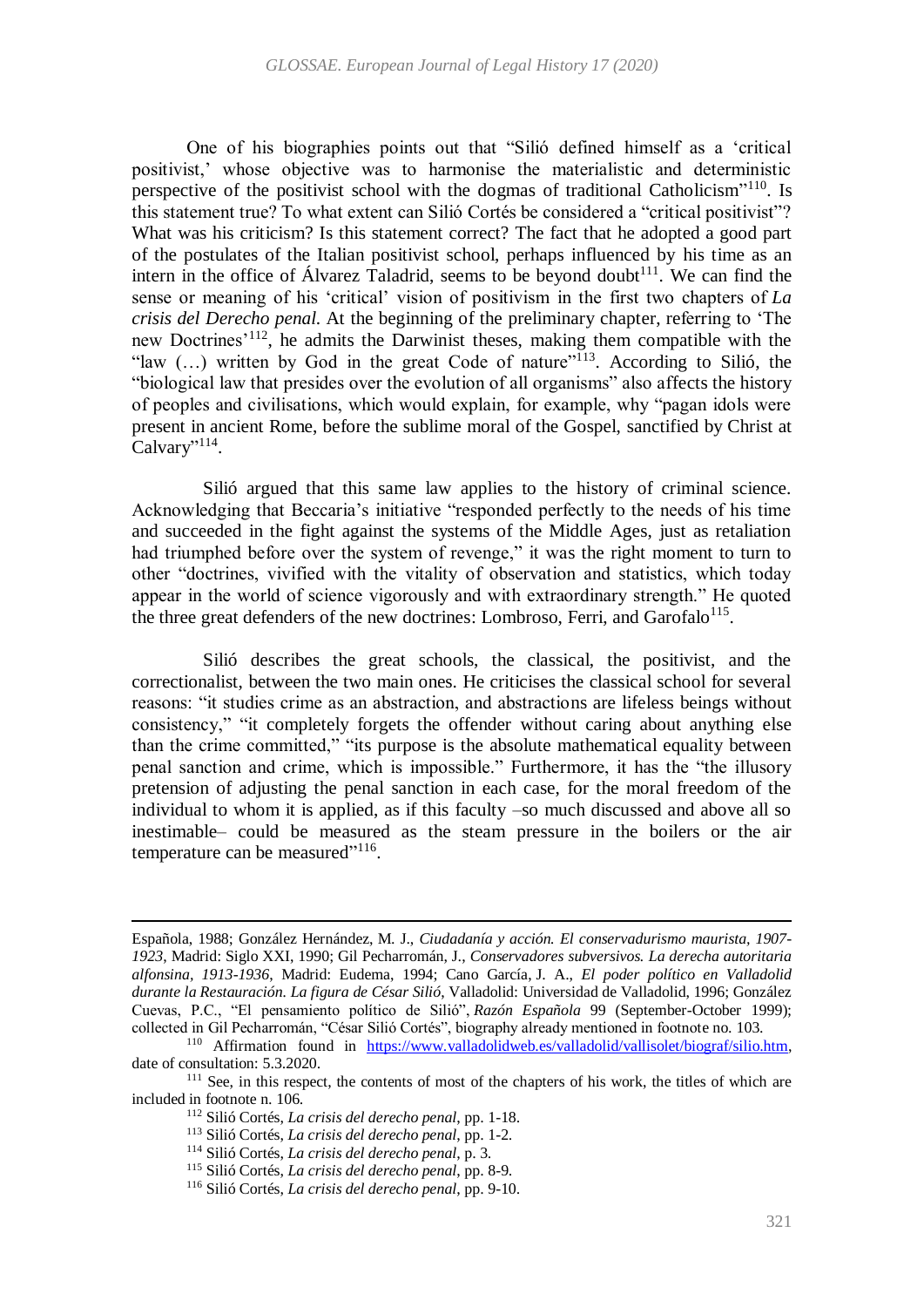One of his biographies points out that "Silió defined himself as a 'critical positivist,' whose objective was to harmonise the materialistic and deterministic perspective of the positivist school with the dogmas of traditional Catholicism"[110]. Is this statement true? To what extent can Silió Cortés be considered a "critical positivist"? What was his criticism? Is this statement correct? The fact that he adopted a good part of the postulates of the Italian positivist school, perhaps influenced by his time as an intern in the office of Álvarez Taladrid, seems to be beyond doubt[111]. We can find the sense or meaning of his 'critical' vision of positivism in the first two chapters of *La crisis del Derecho penal.* At the beginning of the preliminary chapter, referring to 'The new Doctrines'[112], he admits the Darwinist theses, making them compatible with the "law (…) written by God in the great Code of nature"[113]. According to Silió, the "biological law that presides over the evolution of all organisms" also affects the history of peoples and civilisations, which would explain, for example, why "pagan idols were present in ancient Rome, before the sublime moral of the Gospel, sanctified by Christ at Calvary"[114].

Silió argued that this same law applies to the history of criminal science. Acknowledging that Beccaria's initiative "responded perfectly to the needs of his time and succeeded in the fight against the systems of the Middle Ages, just as retaliation had triumphed before over the system of revenge," it was the right moment to turn to other "doctrines, vivified with the vitality of observation and statistics, which today appear in the world of science vigorously and with extraordinary strength." He quoted the three great defenders of the new doctrines: Lombroso, Ferri, and Garofalo[115].

Silió describes the great schools, the classical, the positivist, and the correctionalist, between the two main ones. He criticises the classical school for several reasons: "it studies crime as an abstraction, and abstractions are lifeless beings without consistency," "it completely forgets the offender without caring about anything else than the crime committed," "its purpose is the absolute mathematical equality between penal sanction and crime, which is impossible." Furthermore, it has the "the illusory pretension of adjusting the penal sanction in each case, for the moral freedom of the individual to whom it is applied, as if this faculty –so much discussed and above all so inestimable– could be measured as the steam pressure in the boilers or the air temperature can be measured"[116].

---

Española, 1988; González Hernández, M. J., *Ciudadanía y acción. El conservadurismo maurista, 1907-1923*, Madrid: Siglo XXI, 1990; Gil Pecharromán, J., *Conservadores subversivos. La derecha autoritaria alfonsina, 1913-1936*, Madrid: Eudema, 1994; Cano García, J. A., *El poder político en Valladolid durante la Restauración. La figura de César Silió*, Valladolid: Universidad de Valladolid, 1996; González Cuevas, P.C., "El pensamiento político de Silió", *Razón Española* 99 (September-October 1999); collected in Gil Pecharromán, "César Silió Cortés", biography already mentioned in footnote no. 103.

[110] Affirmation found in https://www.valladolidweb.es/valladolid/vallisoletr/biograf/silio.htm, date of consultation: 5.3.2020.

[111] See, in this respect, the contents of most of the chapters of his work, the titles of which are included in footnote n. 106.

[112] Silió Cortés, *La crisis del derecho penal*, pp. 1-18.

[113] Silió Cortés, *La crisis del derecho penal*, pp. 1-2.

[114] Silió Cortés, *La crisis del derecho penal*, p. 3.

[115] Silió Cortés, *La crisis del derecho penal*, pp. 8-9.

[116] Silió Cortés, *La crisis del derecho penal*, pp. 9-10.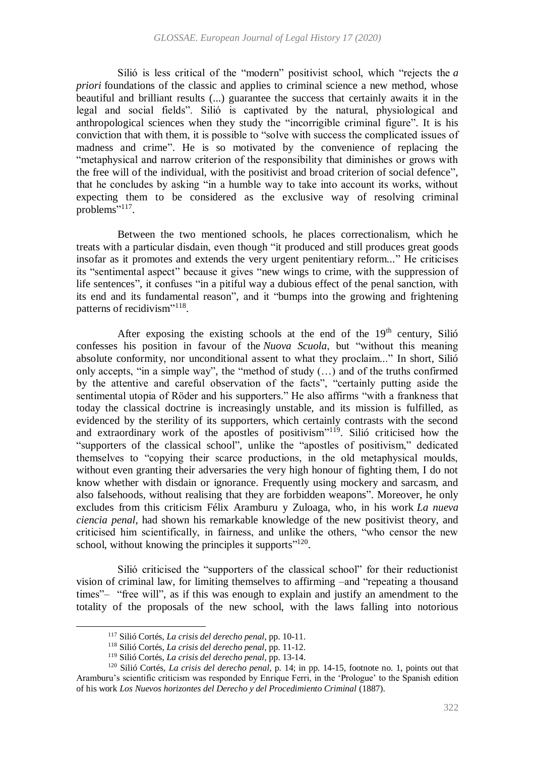Silió is less critical of the "modern" positivist school, which "rejects the *a priori* foundations of the classic and applies to criminal science a new method, whose beautiful and brilliant results (...) guarantee the success that certainly awaits it in the legal and social fields". Silió is captivated by the natural, physiological and anthropological sciences when they study the "incorrigible criminal figure". It is his conviction that with them, it is possible to "solve with success the complicated issues of madness and crime". He is so motivated by the convenience of replacing the "metaphysical and narrow criterion of the responsibility that diminishes or grows with the free will of the individual, with the positivist and broad criterion of social defence", that he concludes by asking "in a humble way to take into account its works, without expecting them to be considered as the exclusive way of resolving criminal problems"[117].

Between the two mentioned schools, he places correctionalism, which he treats with a particular disdain, even though "it produced and still produces great goods insofar as it promotes and extends the very urgent penitentiary reform..." He criticises its "sentimental aspect" because it gives "new wings to crime, with the suppression of life sentences", it confuses "in a pitiful way a dubious effect of the penal sanction, with its end and its fundamental reason", and it "bumps into the growing and frightening patterns of recidivism"[118].

After exposing the existing schools at the end of the 19th century, Silió confesses his position in favour of the *Nuova Scuola*, but "without this meaning absolute conformity, nor unconditional assent to what they proclaim..." In short, Silió only accepts, "in a simple way", the "method of study (…) and of the truths confirmed by the attentive and careful observation of the facts", "certainly putting aside the sentimental utopia of Röder and his supporters." He also affirms "with a frankness that today the classical doctrine is increasingly unstable, and its mission is fulfilled, as evidenced by the sterility of its supporters, which certainly contrasts with the second and extraordinary work of the apostles of positivism"[119]. Silió criticised how the "supporters of the classical school", unlike the "apostles of positivism," dedicated themselves to "copying their scarce productions, in the old metaphysical moulds, without even granting their adversaries the very high honour of fighting them, I do not know whether with disdain or ignorance. Frequently using mockery and sarcasm, and also falsehoods, without realising that they are forbidden weapons". Moreover, he only excludes from this criticism Félix Aramburu y Zuloaga, who, in his work *La nueva ciencia penal*, had shown his remarkable knowledge of the new positivist theory, and criticised him scientifically, in fairness, and unlike the others, "who censor the new school, without knowing the principles it supports"[120].

Silió criticised the "supporters of the classical school" for their reductionist vision of criminal law, for limiting themselves to affirming –and "repeating a thousand times"– "free will", as if this was enough to explain and justify an amendment to the totality of the proposals of the new school, with the laws falling into notorious

---

[117] Silió Cortés, *La crisis del derecho penal*, pp. 10-11.

[118] Silió Cortés, *La crisis del derecho penal*, pp. 11-12.

[119] Silió Cortés, *La crisis del derecho penal*, pp. 13-14.

[120] Silió Cortés, *La crisis del derecho penal*, p. 14; in pp. 14-15, footnote no. 1, points out that Aramburu's scientific criticism was responded by Enrique Ferri, in the 'Prologue' to the Spanish edition of his work *Los Nuevos horizontes del Derecho y del Procedimiento Criminal* (1887).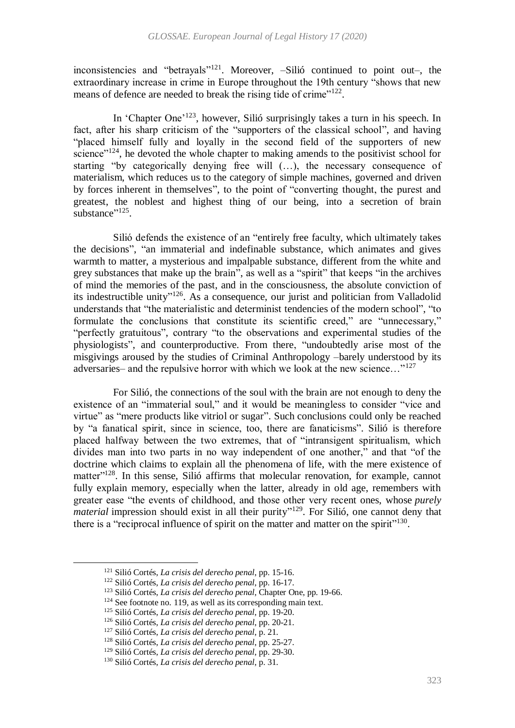inconsistencies and "betrayals"[121]. Moreover, –Silió continued to point out–, the extraordinary increase in crime in Europe throughout the 19th century "shows that new means of defence are needed to break the rising tide of crime"[122].

In 'Chapter One'[123], however, Silió surprisingly takes a turn in his speech. In fact, after his sharp criticism of the "supporters of the classical school", and having "placed himself fully and loyally in the second field of the supporters of new science"[124], he devoted the whole chapter to making amends to the positivist school for starting "by categorically denying free will (…), the necessary consequence of materialism, which reduces us to the category of simple machines, governed and driven by forces inherent in themselves", to the point of "converting thought, the purest and greatest, the noblest and highest thing of our being, into a secretion of brain substance"[125].

Silió defends the existence of an "entirely free faculty, which ultimately takes the decisions", "an immaterial and indefinable substance, which animates and gives warmth to matter, a mysterious and impalpable substance, different from the white and grey substances that make up the brain", as well as a "spirit" that keeps "in the archives of mind the memories of the past, and in the consciousness, the absolute conviction of its indestructible unity"[126]. As a consequence, our jurist and politician from Valladolid understands that "the materialistic and determinist tendencies of the modern school", "to formulate the conclusions that constitute its scientific creed," are "unnecessary," "perfectly gratuitous", contrary "to the observations and experimental studies of the physiologists", and counterproductive. From there, "undoubtedly arise most of the misgivings aroused by the studies of Criminal Anthropology –barely understood by its adversaries– and the repulsive horror with which we look at the new science…"[127]

For Silió, the connections of the soul with the brain are not enough to deny the existence of an "immaterial soul," and it would be meaningless to consider "vice and virtue" as "mere products like vitriol or sugar". Such conclusions could only be reached by "a fanatical spirit, since in science, too, there are fanaticisms". Silió is therefore placed halfway between the two extremes, that of "intransigent spiritualism, which divides man into two parts in no way independent of one another," and that "of the doctrine which claims to explain all the phenomena of life, with the mere existence of matter"[128]. In this sense, Silió affirms that molecular renovation, for example, cannot fully explain memory, especially when the latter, already in old age, remembers with greater ease "the events of childhood, and those other very recent ones, whose *purely material* impression should exist in all their purity"[129]. For Silió, one cannot deny that there is a "reciprocal influence of spirit on the matter and matter on the spirit"[130].

---

[121] Silió Cortés, *La crisis del derecho penal*, pp. 15-16.

[122] Silió Cortés, *La crisis del derecho penal*, pp. 16-17.

[123] Silió Cortés, *La crisis del derecho penal*, Chapter One, pp. 19-66.

[124] See footnote no. 119, as well as its corresponding main text.

[125] Silió Cortés, *La crisis del derecho penal*, pp. 19-20.

[126] Silió Cortés, *La crisis del derecho penal*, pp. 20-21.

[127] Silió Cortés, *La crisis del derecho penal*, p. 21.

[128] Silió Cortés, *La crisis del derecho penal*, pp. 25-27.

[129] Silió Cortés, *La crisis del derecho penal*, pp. 29-30.

[130] Silió Cortés, *La crisis del derecho penal*, p. 31.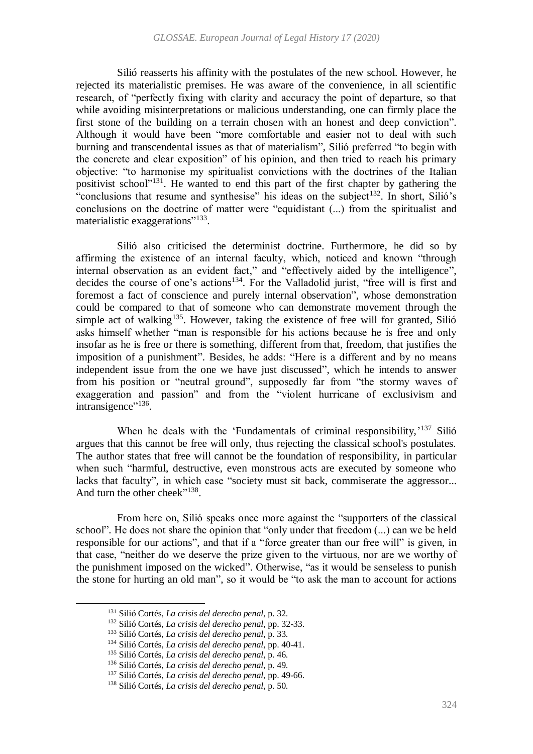Silió reasserts his affinity with the postulates of the new school. However, he rejected its materialistic premises. He was aware of the convenience, in all scientific research, of "perfectly fixing with clarity and accuracy the point of departure, so that while avoiding misinterpretations or malicious understanding, one can firmly place the first stone of the building on a terrain chosen with an honest and deep conviction". Although it would have been "more comfortable and easier not to deal with such burning and transcendental issues as that of materialism", Silió preferred "to begin with the concrete and clear exposition" of his opinion, and then tried to reach his primary objective: "to harmonise my spiritualist convictions with the doctrines of the Italian positivist school"[131]. He wanted to end this part of the first chapter by gathering the "conclusions that resume and synthesise" his ideas on the subject[132]. In short, Silió's conclusions on the doctrine of matter were "equidistant (...) from the spiritualist and materialistic exaggerations"[133].

Silió also criticised the determinist doctrine. Furthermore, he did so by affirming the existence of an internal faculty, which, noticed and known "through internal observation as an evident fact," and "effectively aided by the intelligence", decides the course of one's actions[134]. For the Valladolid jurist, "free will is first and foremost a fact of conscience and purely internal observation", whose demonstration could be compared to that of someone who can demonstrate movement through the simple act of walking[135]. However, taking the existence of free will for granted, Silió asks himself whether "man is responsible for his actions because he is free and only insofar as he is free or there is something, different from that, freedom, that justifies the imposition of a punishment". Besides, he adds: "Here is a different and by no means independent issue from the one we have just discussed", which he intends to answer from his position or "neutral ground", supposedly far from "the stormy waves of exaggeration and passion" and from the "violent hurricane of exclusivism and intransigence"[136].

When he deals with the 'Fundamentals of criminal responsibility,'[137] Silió argues that this cannot be free will only, thus rejecting the classical school's postulates. The author states that free will cannot be the foundation of responsibility, in particular when such "harmful, destructive, even monstrous acts are executed by someone who lacks that faculty", in which case "society must sit back, commiserate the aggressor... And turn the other cheek"[138].

From here on, Silió speaks once more against the "supporters of the classical school". He does not share the opinion that "only under that freedom (...) can we be held responsible for our actions", and that if a "force greater than our free will" is given, in that case, "neither do we deserve the prize given to the virtuous, nor are we worthy of the punishment imposed on the wicked". Otherwise, "as it would be senseless to punish the stone for hurting an old man", so it would be "to ask the man to account for actions

---

[131] Silió Cortés, *La crisis del derecho penal*, p. 32.

[132] Silió Cortés, *La crisis del derecho penal*, pp. 32-33.

[133] Silió Cortés, *La crisis del derecho penal*, p. 33.

[134] Silió Cortés, *La crisis del derecho penal*, pp. 40-41.

[135] Silió Cortés, *La crisis del derecho penal*, p. 46.

[136] Silió Cortés, *La crisis del derecho penal*, p. 49.

[137] Silió Cortés, *La crisis del derecho penal*, pp. 49-66.

[138] Silió Cortés, *La crisis del derecho penal*, p. 50.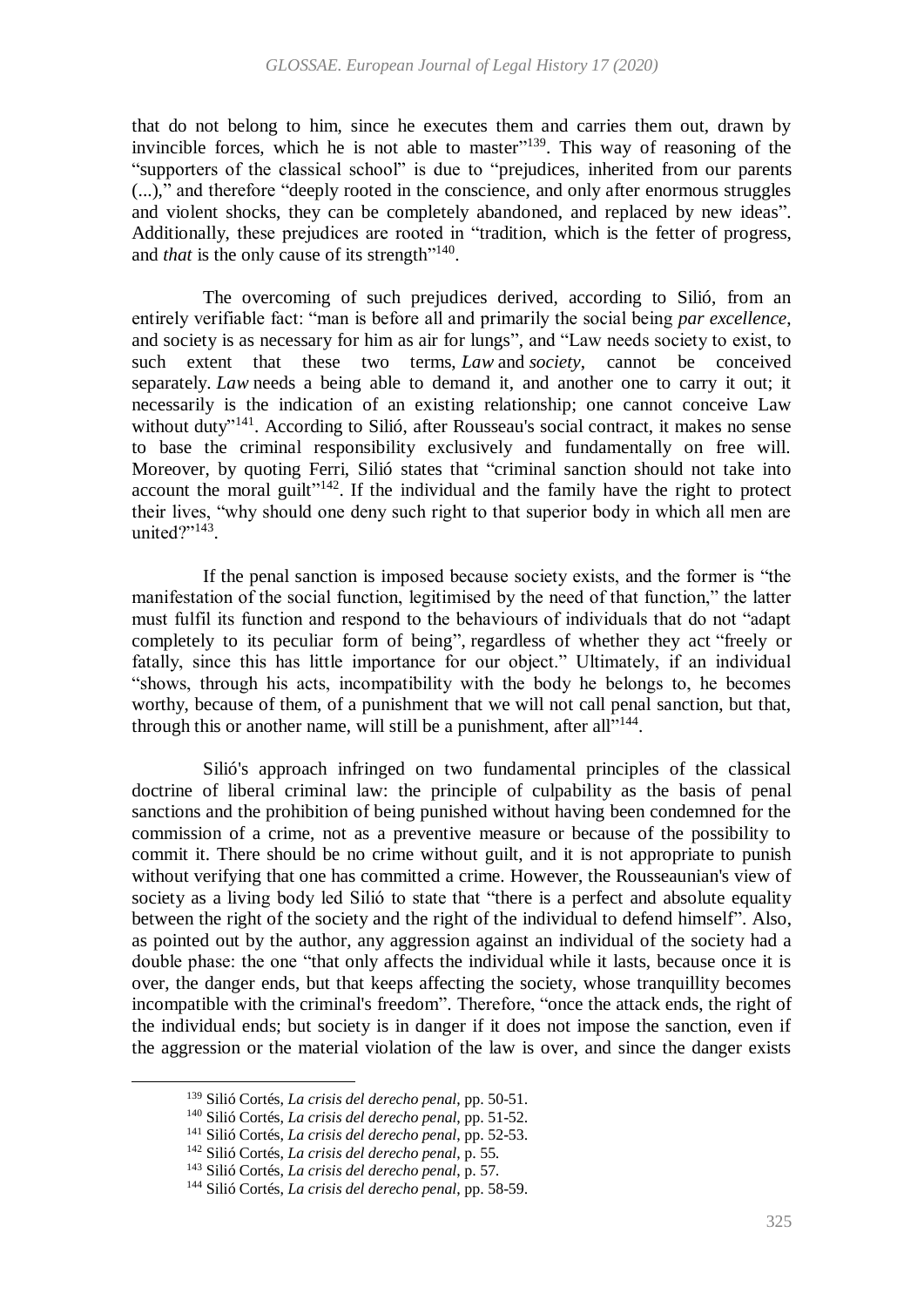that do not belong to him, since he executes them and carries them out, drawn by invincible forces, which he is not able to master"[139]. This way of reasoning of the "supporters of the classical school" is due to "prejudices, inherited from our parents (...)," and therefore "deeply rooted in the conscience, and only after enormous struggles and violent shocks, they can be completely abandoned, and replaced by new ideas". Additionally, these prejudices are rooted in "tradition, which is the fetter of progress, and *that* is the only cause of its strength"[140].

The overcoming of such prejudices derived, according to Silió, from an entirely verifiable fact: "man is before all and primarily the social being *par excellence*, and society is as necessary for him as air for lungs", and "Law needs society to exist, to such extent that these two terms, *Law* and *society*, cannot be conceived separately. *Law* needs a being able to demand it, and another one to carry it out; it necessarily is the indication of an existing relationship; one cannot conceive Law without duty"[141]. According to Silió, after Rousseau's social contract, it makes no sense to base the criminal responsibility exclusively and fundamentally on free will. Moreover, by quoting Ferri, Silió states that "criminal sanction should not take into account the moral guilt"[142]. If the individual and the family have the right to protect their lives, "why should one deny such right to that superior body in which all men are united?"[143].

If the penal sanction is imposed because society exists, and the former is "the manifestation of the social function, legitimised by the need of that function," the latter must fulfil its function and respond to the behaviours of individuals that do not "adapt completely to its peculiar form of being", regardless of whether they act "freely or fatally, since this has little importance for our object." Ultimately, if an individual "shows, through his acts, incompatibility with the body he belongs to, he becomes worthy, because of them, of a punishment that we will not call penal sanction, but that, through this or another name, will still be a punishment, after all"[144].

Silió's approach infringed on two fundamental principles of the classical doctrine of liberal criminal law: the principle of culpability as the basis of penal sanctions and the prohibition of being punished without having been condemned for the commission of a crime, not as a preventive measure or because of the possibility to commit it. There should be no crime without guilt, and it is not appropriate to punish without verifying that one has committed a crime. However, the Rousseaunian's view of society as a living body led Silió to state that "there is a perfect and absolute equality between the right of the society and the right of the individual to defend himself". Also, as pointed out by the author, any aggression against an individual of the society had a double phase: the one "that only affects the individual while it lasts, because once it is over, the danger ends, but that keeps affecting the society, whose tranquillity becomes incompatible with the criminal's freedom". Therefore, "once the attack ends, the right of the individual ends; but society is in danger if it does not impose the sanction, even if the aggression or the material violation of the law is over, and since the danger exists

[139] Silió Cortés, *La crisis del derecho penal*, pp. 50-51.

[140] Silió Cortés, *La crisis del derecho penal*, pp. 51-52.

[141] Silió Cortés, *La crisis del derecho penal*, pp. 52-53.

[142] Silió Cortés, *La crisis del derecho penal*, p. 55.

[143] Silió Cortés, *La crisis del derecho penal*, p. 57.

[144] Silió Cortés, *La crisis del derecho penal*, pp. 58-59.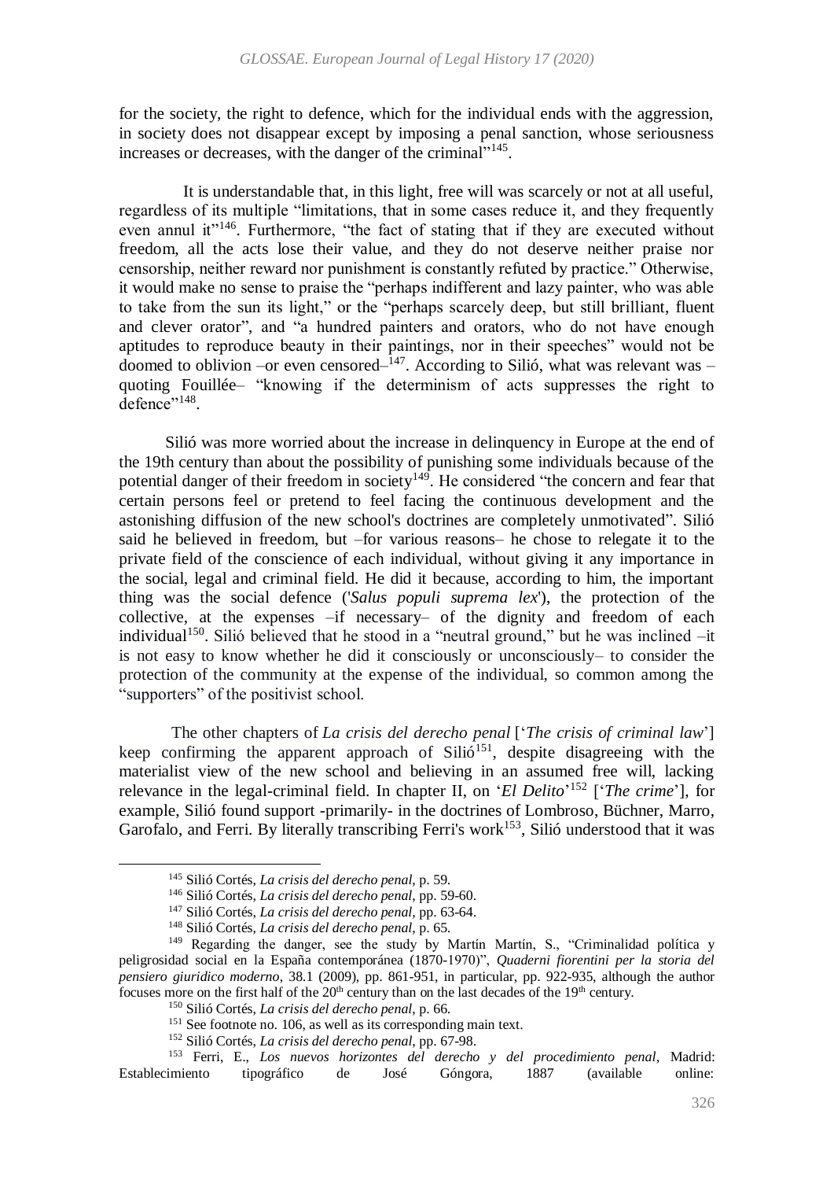for the society, the right to defence, which for the individual ends with the aggression, in society does not disappear except by imposing a penal sanction, whose seriousness increases or decreases, with the danger of the criminal"[145].

It is understandable that, in this light, free will was scarcely or not at all useful, regardless of its multiple "limitations, that in some cases reduce it, and they frequently even annul it"[146]. Furthermore, "the fact of stating that if they are executed without freedom, all the acts lose their value, and they do not deserve neither praise nor censorship, neither reward nor punishment is constantly refuted by practice." Otherwise, it would make no sense to praise the "perhaps indifferent and lazy painter, who was able to take from the sun its light," or the "perhaps scarcely deep, but still brilliant, fluent and clever orator", and "a hundred painters and orators, who do not have enough aptitudes to reproduce beauty in their paintings, nor in their speeches" would not be doomed to oblivion –or even censored–[147]. According to Silió, what was relevant was – quoting Fouillée– "knowing if the determinism of acts suppresses the right to defence"[148].

Silió was more worried about the increase in delinquency in Europe at the end of the 19th century than about the possibility of punishing some individuals because of the potential danger of their freedom in society[149]. He considered "the concern and fear that certain persons feel or pretend to feel facing the continuous development and the astonishing diffusion of the new school's doctrines are completely unmotivated". Silió said he believed in freedom, but –for various reasons– he chose to relegate it to the private field of the conscience of each individual, without giving it any importance in the social, legal and criminal field. He did it because, according to him, the important thing was the social defence ('*Salus populi suprema lex*'), the protection of the collective, at the expenses –if necessary– of the dignity and freedom of each individual[150]. Silió believed that he stood in a "neutral ground," but he was inclined –it is not easy to know whether he did it consciously or unconsciously– to consider the protection of the community at the expense of the individual, so common among the "supporters" of the positivist school.

The other chapters of *La crisis del derecho penal* ['*The crisis of criminal law*'] keep confirming the apparent approach of Silió[151], despite disagreeing with the materialist view of the new school and believing in an assumed free will, lacking relevance in the legal-criminal field. In chapter II, on '*El Delito*'[152] ['*The crime*'], for example, Silió found support -primarily- in the doctrines of Lombroso, Büchner, Marro, Garofalo, and Ferri. By literally transcribing Ferri's work[153], Silió understood that it was

---

[145] Silió Cortés, *La crisis del derecho penal*, p. 59.

[146] Silió Cortés, *La crisis del derecho penal*, pp. 59-60.

[147] Silió Cortés, *La crisis del derecho penal*, pp. 63-64.

[148] Silió Cortés, *La crisis del derecho penal*, p. 65.

[149] Regarding the danger, see the study by Martín Martín, S., "Criminalidad política y peligrosidad social en la España contemporánea (1870-1970)", *Quaderni fiorentini per la storia del pensiero giuridico moderno*, 38.1 (2009), pp. 861-951, in particular, pp. 922-935, although the author focuses more on the first half of the 20th century than on the last decades of the 19th century.

[150] Silió Cortés, *La crisis del derecho penal*, p. 66.

[151] See footnote no. 106, as well as its corresponding main text.

[152] Silió Cortés, *La crisis del derecho penal*, pp. 67-98.

[153] Ferri, E., *Los nuevos horizontes del derecho y del procedimiento penal*, Madrid: Establecimiento tipográfico de José Góngora, 1887 (available online: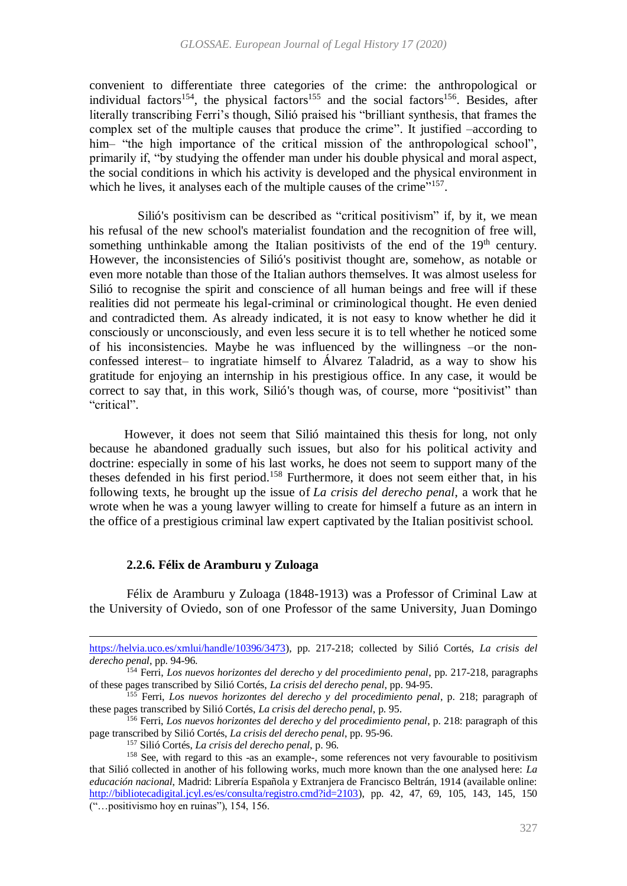convenient to differentiate three categories of the crime: the anthropological or individual factors[154], the physical factors[155] and the social factors[156]. Besides, after literally transcribing Ferri's though, Silió praised his "brilliant synthesis, that frames the complex set of the multiple causes that produce the crime". It justified –according to him– "the high importance of the critical mission of the anthropological school", primarily if, "by studying the offender man under his double physical and moral aspect, the social conditions in which his activity is developed and the physical environment in which he lives, it analyses each of the multiple causes of the crime"[157].

Silió's positivism can be described as "critical positivism" if, by it, we mean his refusal of the new school's materialist foundation and the recognition of free will, something unthinkable among the Italian positivists of the end of the 19th century. However, the inconsistencies of Silió's positivist thought are, somehow, as notable or even more notable than those of the Italian authors themselves. It was almost useless for Silió to recognise the spirit and conscience of all human beings and free will if these realities did not permeate his legal-criminal or criminological thought. He even denied and contradicted them. As already indicated, it is not easy to know whether he did it consciously or unconsciously, and even less secure it is to tell whether he noticed some of his inconsistencies. Maybe he was influenced by the willingness –or the non-confessed interest– to ingratiate himself to Álvarez Taladrid, as a way to show his gratitude for enjoying an internship in his prestigious office. In any case, it would be correct to say that, in this work, Silió's though was, of course, more "positivist" than "critical".

However, it does not seem that Silió maintained this thesis for long, not only because he abandoned gradually such issues, but also for his political activity and doctrine: especially in some of his last works, he does not seem to support many of the theses defended in his first period.[158] Furthermore, it does not seem either that, in his following texts, he brought up the issue of *La crisis del derecho penal*, a work that he wrote when he was a young lawyer willing to create for himself a future as an intern in the office of a prestigious criminal law expert captivated by the Italian positivist school.

### 2.2.6. Félix de Aramburu y Zuloaga

Félix de Aramburu y Zuloaga (1848-1913) was a Professor of Criminal Law at the University of Oviedo, son of one Professor of the same University, Juan Domingo

---

https://helvia.uco.es/xmlui/handle/10396/3473), pp. 217-218; collected by Silió Cortés, *La crisis del derecho penal*, pp. 94-96.

[154] Ferri, *Los nuevos horizontes del derecho y del procedimiento penal*, pp. 217-218, paragraphs of these pages transcribed by Silió Cortés, *La crisis del derecho penal*, pp. 94-95.

[155] Ferri, *Los nuevos horizontes del derecho y del procedimiento penal*, p. 218; paragraph of these pages transcribed by Silió Cortés, *La crisis del derecho penal*, p. 95.

[156] Ferri, *Los nuevos horizontes del derecho y del procedimiento penal*, p. 218: paragraph of this page transcribed by Silió Cortés, *La crisis del derecho penal*, pp. 95-96.

[157] Silió Cortés, *La crisis del derecho penal*, p. 96.

[158] See, with regard to this -as an example-, some references not very favourable to positivism that Silió collected in another of his following works, much more known than the one analysed here: *La educación nacional*, Madrid: Librería Española y Extranjera de Francisco Beltrán, 1914 (available online: http://bibliotecadigital.jcyl.es/es/consulta/registro.cmd?id=2103), pp. 42, 47, 69, 105, 143, 145, 150 ("…positivismo hoy en ruinas"), 154, 156.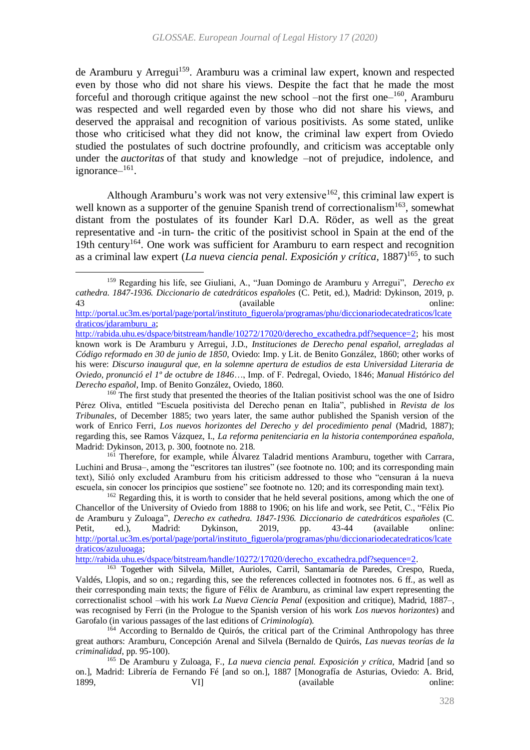de Aramburu y Arregui[159]. Aramburu was a criminal law expert, known and respected even by those who did not share his views. Despite the fact that he made the most forceful and thorough critique against the new school –not the first one–[160], Aramburu was respected and well regarded even by those who did not share his views, and deserved the appraisal and recognition of various positivists. As some stated, unlike those who criticised what they did not know, the criminal law expert from Oviedo studied the postulates of such doctrine profoundly, and criticism was acceptable only under the *auctoritas* of that study and knowledge –not of prejudice, indolence, and ignorance–[161].

Although Aramburu's work was not very extensive[162], this criminal law expert is well known as a supporter of the genuine Spanish trend of correctionalism[163], somewhat distant from the postulates of its founder Karl D.A. Röder, as well as the great representative and -in turn- the critic of the positivist school in Spain at the end of the 19th century[164]. One work was sufficient for Aramburu to earn respect and recognition as a criminal law expert (*La nueva ciencia penal. Exposición y crítica*, 1887)[165], to such

---

[159] Regarding his life, see Giuliani, A., "Juan Domingo de Aramburu y Arregui", *Derecho ex cathedra. 1847-1936. Diccionario de catedráticos españoles* (C. Petit, ed.), Madrid: Dykinson, 2019, p. 43 (available online: http://portal.uc3m.es/portal/page/portal/instituto_figuerola/programas/phu/diccionariodecatedraticos/lcatedraticos/jdaramburu_a; http://rabida.uhu.es/dspace/bitstream/handle/10272/17020/derecho_excathedra.pdf?sequence=2; his most known work is De Aramburu y Arregui, J.D., *Instituciones de Derecho penal español, arregladas al Código reformado en 30 de junio de 1850*, Oviedo: Imp. y Lit. de Benito González, 1860; other works of his were: *Discurso inaugural que, en la solemne apertura de estudios de esta Universidad Literaria de Oviedo, pronunció el 1º de octubre de 1846*…, Imp. of F. Pedregal, Oviedo, 1846; *Manual Histórico del Derecho español*, Imp. of Benito González, Oviedo, 1860.

[160] The first study that presented the theories of the Italian positivist school was the one of Isidro Pérez Oliva, entitled "Escuela positivista del Derecho penan en Italia", published in *Revista de los Tribunales*, of December 1885; two years later, the same author published the Spanish version of the work of Enrico Ferri, *Los nuevos horizontes del Derecho y del procedimiento penal* (Madrid, 1887); regarding this, see Ramos Vázquez, I., *La reforma penitenciaria en la historia contemporánea española*, Madrid: Dykinson, 2013, p. 300, footnote no. 218.

[161] Therefore, for example, while Álvarez Taladrid mentions Aramburu, together with Carrara, Luchini and Brusa–, among the "escritores tan ilustres" (see footnote no. 100; and its corresponding main text), Silió only excluded Aramburu from his criticism addressed to those who "censuran á la nueva escuela, sin conocer los principios que sostiene" see footnote no. 120; and its corresponding main text).

[162] Regarding this, it is worth to consider that he held several positions, among which the one of Chancellor of the University of Oviedo from 1888 to 1906; on his life and work, see Petit, C., "Félix Pío de Aramburu y Zuloaga", *Derecho ex cathedra. 1847-1936. Diccionario de catedráticos españoles* (C. Petit, ed.), Madrid: Dykinson, 2019, pp. 43-44 (available online: http://portal.uc3m.es/portal/page/portal/instituto_figuerola/programas/phu/diccionariodecatedraticos/lcatedraticos/azuluoaga; http://rabida.uhu.es/dspace/bitstream/handle/10272/17020/derecho_excathedra.pdf?sequence=2.

[163] Together with Silvela, Millet, Aurioles, Carril, Santamaría de Paredes, Crespo, Rueda, Valdés, Llopis, and so on.; regarding this, see the references collected in footnotes nos. 6 ff., as well as their corresponding main texts; the figure of Félix de Aramburu, as criminal law expert representing the correctionalist school –with his work *La Nueva Ciencia Penal* (exposition and critique), Madrid, 1887–, was recognised by Ferri (in the Prologue to the Spanish version of his work *Los nuevos horizontes*) and Garofalo (in various passages of the last editions of *Criminología*).

[164] According to Bernaldo de Quirós, the critical part of the Criminal Anthropology has three great authors: Aramburu, Concepción Arenal and Silvela (Bernaldo de Quirós, *Las nuevas teorías de la criminalidad*, pp. 95-100).

[165] De Aramburu y Zuloaga, F., *La nueva ciencia penal. Exposición y crítica*, Madrid [and so on.], Madrid: Librería de Fernando Fé [and so on.], 1887 [Monografía de Asturias, Oviedo: A. Brid, 1899, VI] (available online: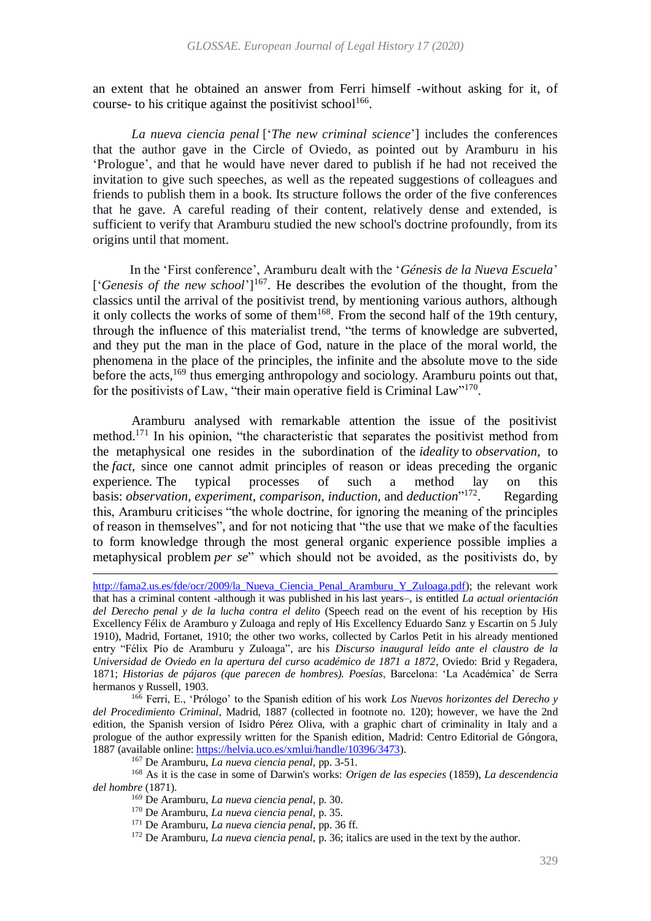an extent that he obtained an answer from Ferri himself -without asking for it, of course- to his critique against the positivist school[166].

*La nueva ciencia penal* ['*The new criminal science*'] includes the conferences that the author gave in the Circle of Oviedo, as pointed out by Aramburu in his 'Prologue', and that he would have never dared to publish if he had not received the invitation to give such speeches, as well as the repeated suggestions of colleagues and friends to publish them in a book. Its structure follows the order of the five conferences that he gave. A careful reading of their content, relatively dense and extended, is sufficient to verify that Aramburu studied the new school's doctrine profoundly, from its origins until that moment.

In the 'First conference', Aramburu dealt with the '*Génesis de la Nueva Escuela*' ['*Genesis of the new school*'][167]. He describes the evolution of the thought, from the classics until the arrival of the positivist trend, by mentioning various authors, although it only collects the works of some of them[168]. From the second half of the 19th century, through the influence of this materialist trend, "the terms of knowledge are subverted, and they put the man in the place of God, nature in the place of the moral world, the phenomena in the place of the principles, the infinite and the absolute move to the side before the acts,[169] thus emerging anthropology and sociology. Aramburu points out that, for the positivists of Law, "their main operative field is Criminal Law"[170].

Aramburu analysed with remarkable attention the issue of the positivist method.[171] In his opinion, "the characteristic that separates the positivist method from the metaphysical one resides in the subordination of the *ideality* to *observation*, to the *fact*, since one cannot admit principles of reason or ideas preceding the organic experience. The typical processes of such a method lay on this basis: *observation*, *experiment*, *comparison*, *induction*, and *deduction*"[172]. Regarding this, Aramburu criticises "the whole doctrine, for ignoring the meaning of the principles of reason in themselves", and for not noticing that "the use that we make of the faculties to form knowledge through the most general organic experience possible implies a metaphysical problem *per se*" which should not be avoided, as the positivists do, by

---

http://fama2.us.es/fde/ocr/2009/la_Nueva_Ciencia_Penal_Aramburu_Y_Zuloaga.pdf); the relevant work that has a criminal content -although it was published in his last years–, is entitled *La actual orientación del Derecho penal y de la lucha contra el delito* (Speech read on the event of his reception by His Excellency Félix de Aramburo y Zuloaga and reply of His Excellency Eduardo Sanz y Escartin on 5 July 1910), Madrid, Fortanet, 1910; the other two works, collected by Carlos Petit in his already mentioned entry "Félix Pío de Aramburu y Zuloaga", are his *Discurso inaugural leído ante el claustro de la Universidad de Oviedo en la apertura del curso académico de 1871 a 1872*, Oviedo: Brid y Regadera, 1871; *Historias de pájaros (que parecen de hombres). Poesías*, Barcelona: 'La Académica' de Serra hermanos y Russell, 1903.

[166] Ferri, E., 'Prólogo' to the Spanish edition of his work *Los Nuevos horizontes del Derecho y del Procedimiento Criminal*, Madrid, 1887 (collected in footnote no. 120); however, we have the 2nd edition, the Spanish version of Isidro Pérez Oliva, with a graphic chart of criminality in Italy and a prologue of the author expressly written for the Spanish edition, Madrid: Centro Editorial de Góngora, 1887 (available online: https://helvia.uco.es/xmlui/handle/10396/3473).

[167] De Aramburu, *La nueva ciencia penal*, pp. 3-51.

[168] As it is the case in some of Darwin's works: *Origen de las especies* (1859), *La descendencia del hombre* (1871).

[169] De Aramburu, *La nueva ciencia penal*, p. 30.

[170] De Aramburu, *La nueva ciencia penal*, p. 35.

[171] De Aramburu, *La nueva ciencia penal*, pp. 36 ff.

[172] De Aramburu, *La nueva ciencia penal*, p. 36; italics are used in the text by the author.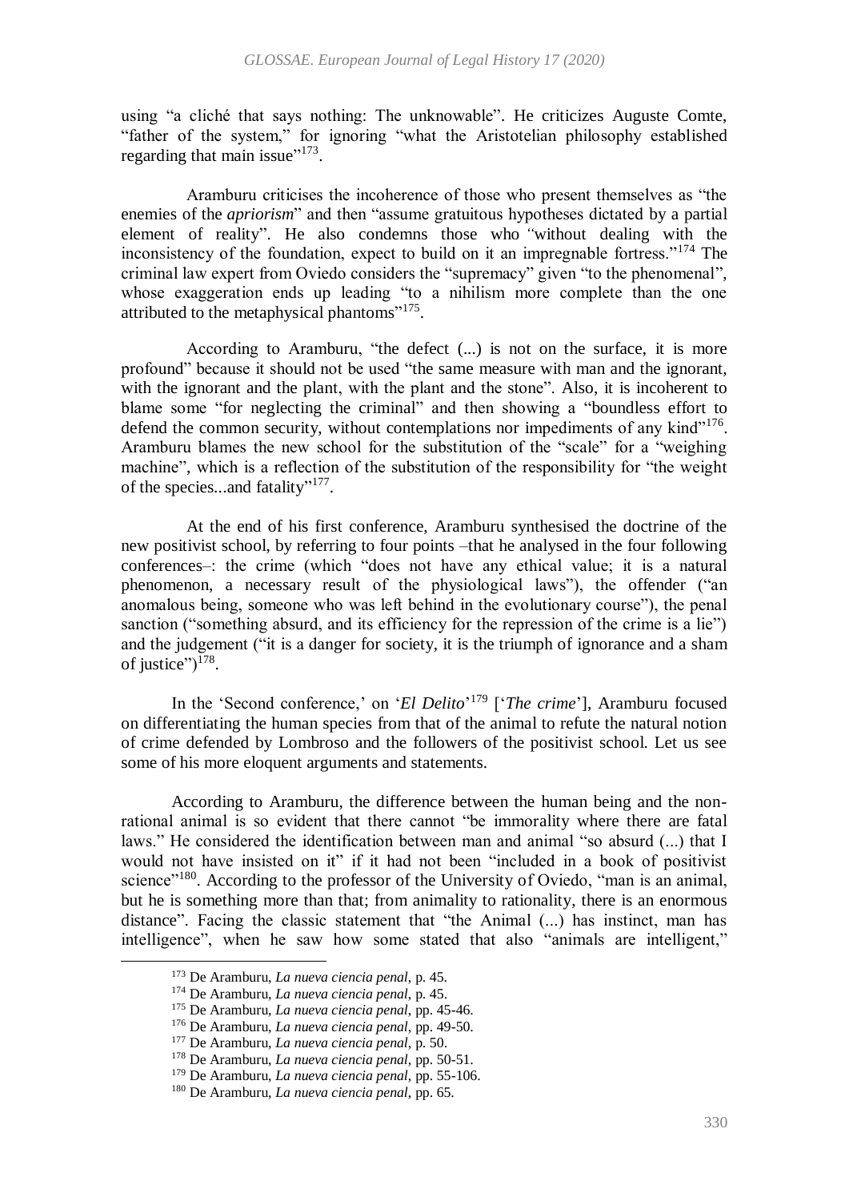using "a cliché that says nothing: The unknowable". He criticizes Auguste Comte, "father of the system," for ignoring "what the Aristotelian philosophy established regarding that main issue"[173].

Aramburu criticises the incoherence of those who present themselves as "the enemies of the *apriorism*" and then "assume gratuitous hypotheses dictated by a partial element of reality". He also condemns those who "without dealing with the inconsistency of the foundation, expect to build on it an impregnable fortress."[174] The criminal law expert from Oviedo considers the "supremacy" given "to the phenomenal", whose exaggeration ends up leading "to a nihilism more complete than the one attributed to the metaphysical phantoms"[175].

According to Aramburu, "the defect (...) is not on the surface, it is more profound" because it should not be used "the same measure with man and the ignorant, with the ignorant and the plant, with the plant and the stone". Also, it is incoherent to blame some "for neglecting the criminal" and then showing a "boundless effort to defend the common security, without contemplations nor impediments of any kind"[176]. Aramburu blames the new school for the substitution of the "scale" for a "weighing machine", which is a reflection of the substitution of the responsibility for "the weight of the species...and fatality"[177].

At the end of his first conference, Aramburu synthesised the doctrine of the new positivist school, by referring to four points –that he analysed in the four following conferences–: the crime (which "does not have any ethical value; it is a natural phenomenon, a necessary result of the physiological laws"), the offender ("an anomalous being, someone who was left behind in the evolutionary course"), the penal sanction ("something absurd, and its efficiency for the repression of the crime is a lie") and the judgement ("it is a danger for society, it is the triumph of ignorance and a sham of justice")[178].

In the 'Second conference,' on '*El Delito*'[179] ['*The crime*'], Aramburu focused on differentiating the human species from that of the animal to refute the natural notion of crime defended by Lombroso and the followers of the positivist school. Let us see some of his more eloquent arguments and statements.

According to Aramburu, the difference between the human being and the non-rational animal is so evident that there cannot "be immorality where there are fatal laws." He considered the identification between man and animal "so absurd (...) that I would not have insisted on it" if it had not been "included in a book of positivist science"[180]. According to the professor of the University of Oviedo, "man is an animal, but he is something more than that; from animality to rationality, there is an enormous distance". Facing the classic statement that "the Animal (...) has instinct, man has intelligence", when he saw how some stated that also "animals are intelligent,"

[173] De Aramburu, *La nueva ciencia penal*, p. 45.

[174] De Aramburu, *La nueva ciencia penal*, p. 45.

[175] De Aramburu, *La nueva ciencia penal*, pp. 45-46.

[176] De Aramburu, *La nueva ciencia penal*, pp. 49-50.

[177] De Aramburu, *La nueva ciencia penal*, p. 50.

[178] De Aramburu, *La nueva ciencia penal*, pp. 50-51.

[179] De Aramburu, *La nueva ciencia penal*, pp. 55-106.

[180] De Aramburu, *La nueva ciencia penal*, pp. 65.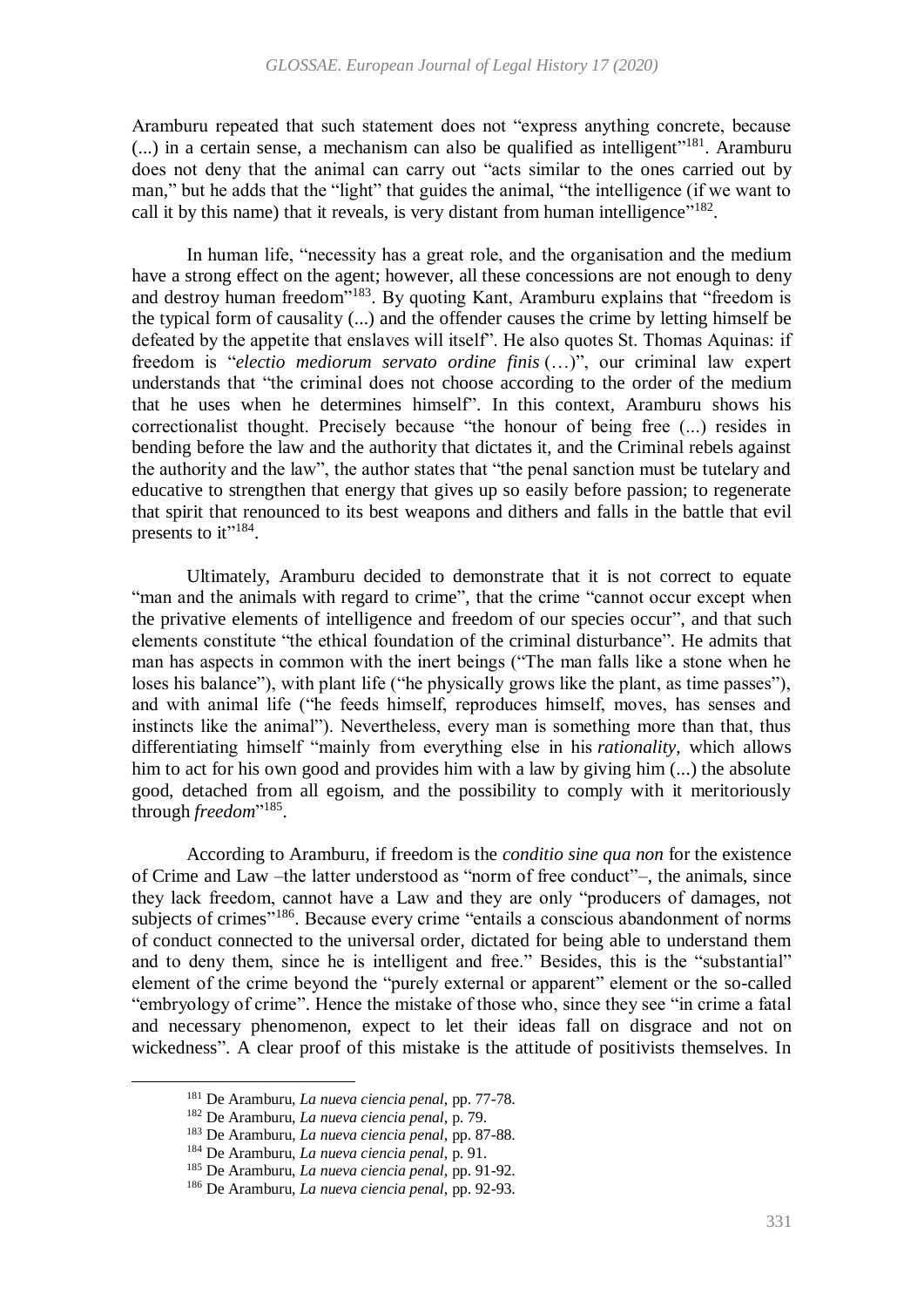Aramburu repeated that such statement does not "express anything concrete, because (...) in a certain sense, a mechanism can also be qualified as intelligent"[181]. Aramburu does not deny that the animal can carry out "acts similar to the ones carried out by man," but he adds that the "light" that guides the animal, "the intelligence (if we want to call it by this name) that it reveals, is very distant from human intelligence"[182].

In human life, "necessity has a great role, and the organisation and the medium have a strong effect on the agent; however, all these concessions are not enough to deny and destroy human freedom"[183]. By quoting Kant, Aramburu explains that "freedom is the typical form of causality (...) and the offender causes the crime by letting himself be defeated by the appetite that enslaves will itself". He also quotes St. Thomas Aquinas: if freedom is "*electio mediorum servato ordine finis* (…)", our criminal law expert understands that "the criminal does not choose according to the order of the medium that he uses when he determines himself". In this context, Aramburu shows his correctionalist thought. Precisely because "the honour of being free (...) resides in bending before the law and the authority that dictates it, and the Criminal rebels against the authority and the law", the author states that "the penal sanction must be tutelary and educative to strengthen that energy that gives up so easily before passion; to regenerate that spirit that renounced to its best weapons and dithers and falls in the battle that evil presents to it"[184].

Ultimately, Aramburu decided to demonstrate that it is not correct to equate "man and the animals with regard to crime", that the crime "cannot occur except when the privative elements of intelligence and freedom of our species occur", and that such elements constitute "the ethical foundation of the criminal disturbance". He admits that man has aspects in common with the inert beings ("The man falls like a stone when he loses his balance"), with plant life ("he physically grows like the plant, as time passes"), and with animal life ("he feeds himself, reproduces himself, moves, has senses and instincts like the animal"). Nevertheless, every man is something more than that, thus differentiating himself "mainly from everything else in his *rationality*, which allows him to act for his own good and provides him with a law by giving him (...) the absolute good, detached from all egoism, and the possibility to comply with it meritoriously through *freedom*"[185].

According to Aramburu, if freedom is the *conditio sine qua non* for the existence of Crime and Law –the latter understood as "norm of free conduct"–, the animals, since they lack freedom, cannot have a Law and they are only "producers of damages, not subjects of crimes"[186]. Because every crime "entails a conscious abandonment of norms of conduct connected to the universal order, dictated for being able to understand them and to deny them, since he is intelligent and free." Besides, this is the "substantial" element of the crime beyond the "purely external or apparent" element or the so-called "embryology of crime". Hence the mistake of those who, since they see "in crime a fatal and necessary phenomenon, expect to let their ideas fall on disgrace and not on wickedness". A clear proof of this mistake is the attitude of positivists themselves. In

---

[181] De Aramburu, *La nueva ciencia penal*, pp. 77-78.

[182] De Aramburu, *La nueva ciencia penal*, p. 79.

[183] De Aramburu, *La nueva ciencia penal*, pp. 87-88.

[184] De Aramburu, *La nueva ciencia penal*, p. 91.

[185] De Aramburu, *La nueva ciencia penal*, pp. 91-92.

[186] De Aramburu, *La nueva ciencia penal*, pp. 92-93.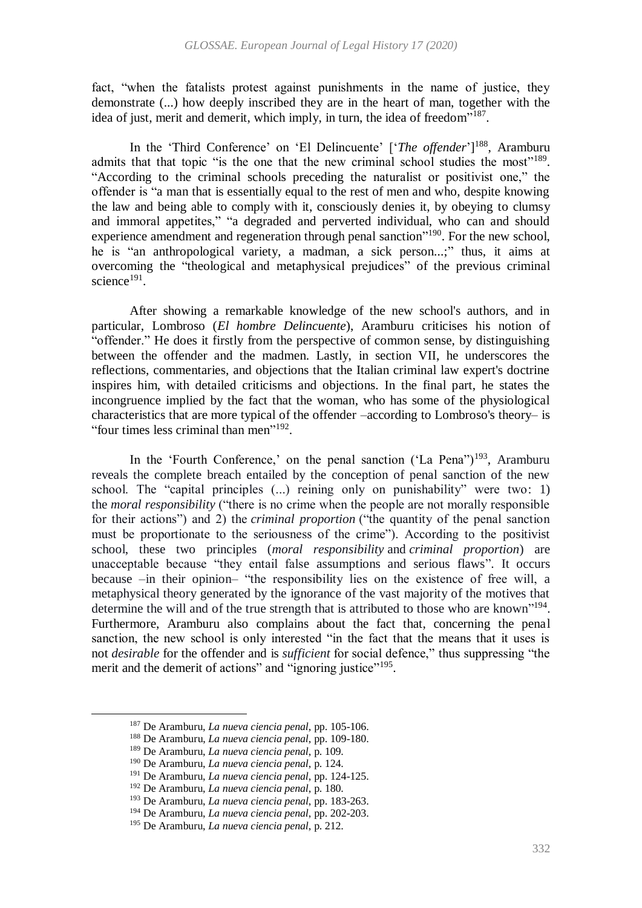fact, "when the fatalists protest against punishments in the name of justice, they demonstrate (...) how deeply inscribed they are in the heart of man, together with the idea of just, merit and demerit, which imply, in turn, the idea of freedom"[187].

In the 'Third Conference' on 'El Delincuente' ['*The offender*'][188], Aramburu admits that that topic "is the one that the new criminal school studies the most"[189]. "According to the criminal schools preceding the naturalist or positivist one," the offender is "a man that is essentially equal to the rest of men and who, despite knowing the law and being able to comply with it, consciously denies it, by obeying to clumsy and immoral appetites," "a degraded and perverted individual, who can and should experience amendment and regeneration through penal sanction"[190]. For the new school, he is "an anthropological variety, a madman, a sick person...;" thus, it aims at overcoming the "theological and metaphysical prejudices" of the previous criminal science[191].

After showing a remarkable knowledge of the new school's authors, and in particular, Lombroso (*El hombre Delincuente*), Aramburu criticises his notion of "offender." He does it firstly from the perspective of common sense, by distinguishing between the offender and the madmen. Lastly, in section VII, he underscores the reflections, commentaries, and objections that the Italian criminal law expert's doctrine inspires him, with detailed criticisms and objections. In the final part, he states the incongruence implied by the fact that the woman, who has some of the physiological characteristics that are more typical of the offender –according to Lombroso's theory– is "four times less criminal than men"[192].

In the 'Fourth Conference,' on the penal sanction ('La Pena")[193], Aramburu reveals the complete breach entailed by the conception of penal sanction of the new school. The "capital principles (...) reining only on punishability" were two: 1) the *moral responsibility* ("there is no crime when the people are not morally responsible for their actions") and 2) the *criminal proportion* ("the quantity of the penal sanction must be proportionate to the seriousness of the crime"). According to the positivist school, these two principles (*moral responsibility* and *criminal proportion*) are unacceptable because "they entail false assumptions and serious flaws". It occurs because –in their opinion– "the responsibility lies on the existence of free will, a metaphysical theory generated by the ignorance of the vast majority of the motives that determine the will and of the true strength that is attributed to those who are known"[194]. Furthermore, Aramburu also complains about the fact that, concerning the penal sanction, the new school is only interested "in the fact that the means that it uses is not *desirable* for the offender and is *sufficient* for social defence," thus suppressing "the merit and the demerit of actions" and "ignoring justice"[195].

---

[187] De Aramburu, *La nueva ciencia penal*, pp. 105-106.

[188] De Aramburu, *La nueva ciencia penal*, pp. 109-180.

[189] De Aramburu, *La nueva ciencia penal*, p. 109.

[190] De Aramburu, *La nueva ciencia penal*, p. 124.

[191] De Aramburu, *La nueva ciencia penal*, pp. 124-125.

[192] De Aramburu, *La nueva ciencia penal*, p. 180.

[193] De Aramburu, *La nueva ciencia penal*, pp. 183-263.

[194] De Aramburu, *La nueva ciencia penal*, pp. 202-203.

[195] De Aramburu, *La nueva ciencia penal*, p. 212.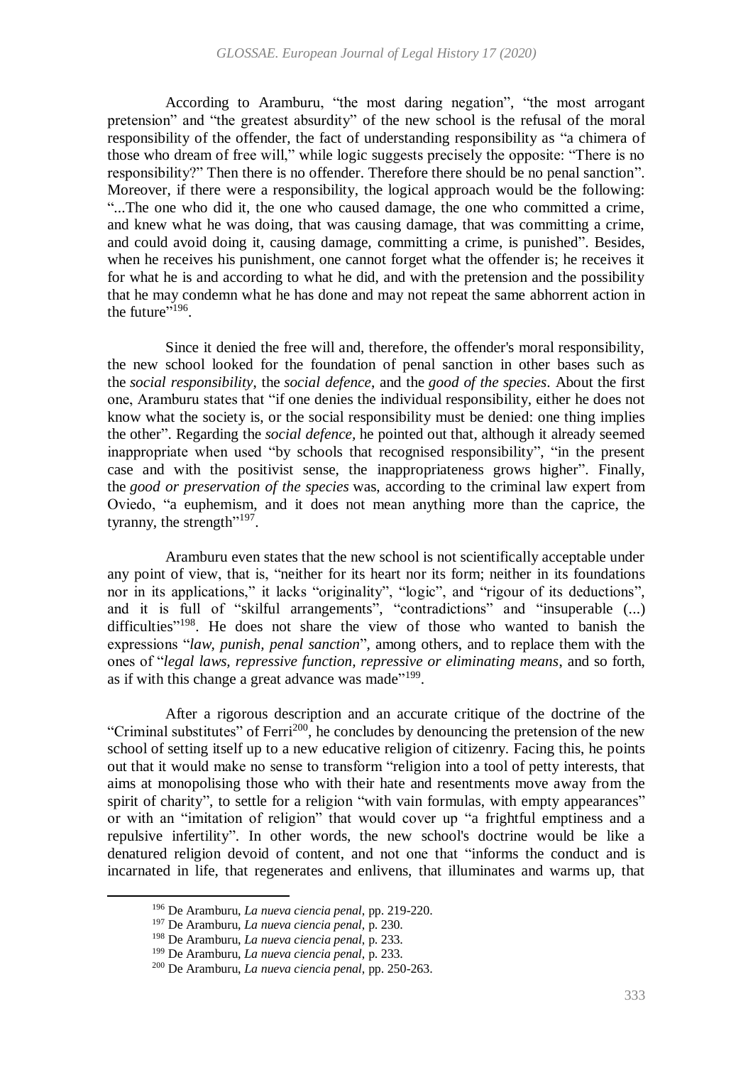According to Aramburu, "the most daring negation", "the most arrogant pretension" and "the greatest absurdity" of the new school is the refusal of the moral responsibility of the offender, the fact of understanding responsibility as "a chimera of those who dream of free will," while logic suggests precisely the opposite: "There is no responsibility?" Then there is no offender. Therefore there should be no penal sanction". Moreover, if there were a responsibility, the logical approach would be the following: "...The one who did it, the one who caused damage, the one who committed a crime, and knew what he was doing, that was causing damage, that was committing a crime, and could avoid doing it, causing damage, committing a crime, is punished". Besides, when he receives his punishment, one cannot forget what the offender is; he receives it for what he is and according to what he did, and with the pretension and the possibility that he may condemn what he has done and may not repeat the same abhorrent action in the future"[196].

Since it denied the free will and, therefore, the offender's moral responsibility, the new school looked for the foundation of penal sanction in other bases such as the *social responsibility*, the *social defence*, and the *good of the species*. About the first one, Aramburu states that "if one denies the individual responsibility, either he does not know what the society is, or the social responsibility must be denied: one thing implies the other". Regarding the *social defence,* he pointed out that, although it already seemed inappropriate when used "by schools that recognised responsibility", "in the present case and with the positivist sense, the inappropriateness grows higher". Finally, the *good or preservation of the species* was, according to the criminal law expert from Oviedo, "a euphemism, and it does not mean anything more than the caprice, the tyranny, the strength"[197].

Aramburu even states that the new school is not scientifically acceptable under any point of view, that is, "neither for its heart nor its form; neither in its foundations nor in its applications," it lacks "originality", "logic", and "rigour of its deductions", and it is full of "skilful arrangements", "contradictions" and "insuperable (...) difficulties"[198]. He does not share the view of those who wanted to banish the expressions "*law, punish, penal sanction*", among others, and to replace them with the ones of "*legal laws, repressive function, repressive or eliminating means*, and so forth, as if with this change a great advance was made"[199].

After a rigorous description and an accurate critique of the doctrine of the "Criminal substitutes" of Ferri[200], he concludes by denouncing the pretension of the new school of setting itself up to a new educative religion of citizenry. Facing this, he points out that it would make no sense to transform "religion into a tool of petty interests, that aims at monopolising those who with their hate and resentments move away from the spirit of charity", to settle for a religion "with vain formulas, with empty appearances" or with an "imitation of religion" that would cover up "a frightful emptiness and a repulsive infertility". In other words, the new school's doctrine would be like a denatured religion devoid of content, and not one that "informs the conduct and is incarnated in life, that regenerates and enlivens, that illuminates and warms up, that

---

[196] De Aramburu, *La nueva ciencia penal*, pp. 219-220.

[197] De Aramburu, *La nueva ciencia penal*, p. 230.

[198] De Aramburu, *La nueva ciencia penal*, p. 233.

[199] De Aramburu, *La nueva ciencia penal*, p. 233.

[200] De Aramburu, *La nueva ciencia penal*, pp. 250-263.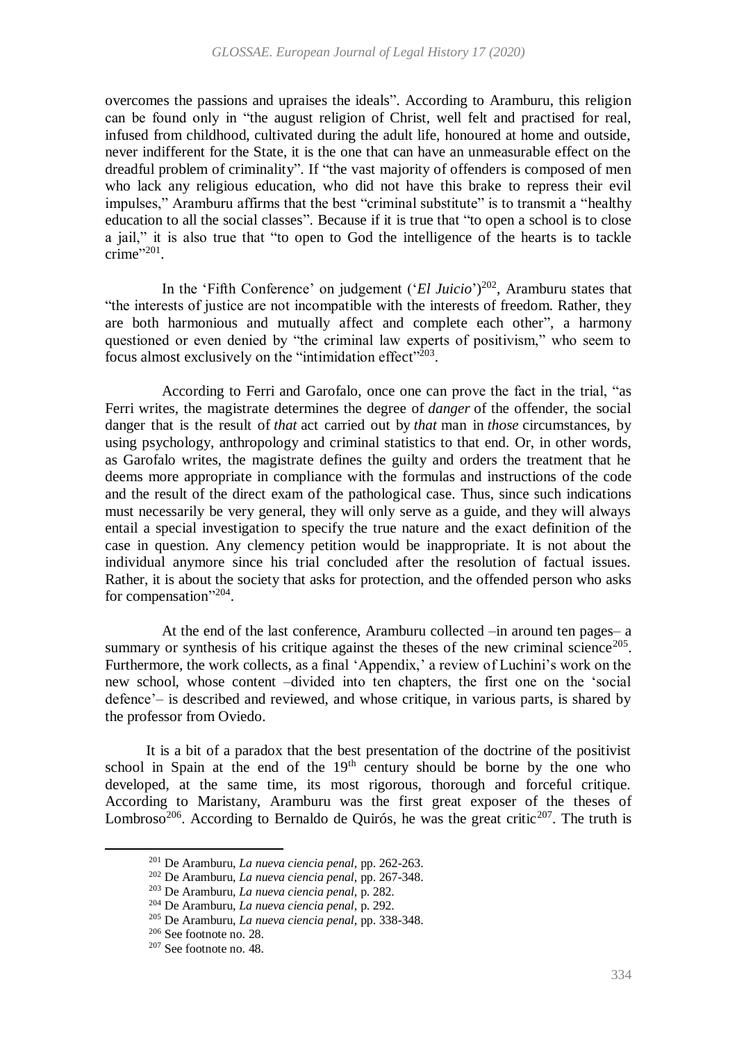overcomes the passions and upraises the ideals". According to Aramburu, this religion can be found only in "the august religion of Christ, well felt and practised for real, infused from childhood, cultivated during the adult life, honoured at home and outside, never indifferent for the State, it is the one that can have an unmeasurable effect on the dreadful problem of criminality". If "the vast majority of offenders is composed of men who lack any religious education, who did not have this brake to repress their evil impulses," Aramburu affirms that the best "criminal substitute" is to transmit a "healthy education to all the social classes". Because if it is true that "to open a school is to close a jail," it is also true that "to open to God the intelligence of the hearts is to tackle crime"[201].

In the 'Fifth Conference' on judgement ('*El Juicio*')[202], Aramburu states that "the interests of justice are not incompatible with the interests of freedom. Rather, they are both harmonious and mutually affect and complete each other", a harmony questioned or even denied by "the criminal law experts of positivism," who seem to focus almost exclusively on the "intimidation effect"[203].

According to Ferri and Garofalo, once one can prove the fact in the trial, "as Ferri writes, the magistrate determines the degree of *danger* of the offender, the social danger that is the result of *that* act carried out by *that* man in *those* circumstances, by using psychology, anthropology and criminal statistics to that end. Or, in other words, as Garofalo writes, the magistrate defines the guilty and orders the treatment that he deems more appropriate in compliance with the formulas and instructions of the code and the result of the direct exam of the pathological case. Thus, since such indications must necessarily be very general, they will only serve as a guide, and they will always entail a special investigation to specify the true nature and the exact definition of the case in question. Any clemency petition would be inappropriate. It is not about the individual anymore since his trial concluded after the resolution of factual issues. Rather, it is about the society that asks for protection, and the offended person who asks for compensation"[204].

At the end of the last conference, Aramburu collected –in around ten pages– a summary or synthesis of his critique against the theses of the new criminal science[205]. Furthermore, the work collects, as a final 'Appendix,' a review of Luchini's work on the new school, whose content –divided into ten chapters, the first one on the 'social defence'– is described and reviewed, and whose critique, in various parts, is shared by the professor from Oviedo.

It is a bit of a paradox that the best presentation of the doctrine of the positivist school in Spain at the end of the 19th century should be borne by the one who developed, at the same time, its most rigorous, thorough and forceful critique. According to Maristany, Aramburu was the first great exposer of the theses of Lombroso[206]. According to Bernaldo de Quirós, he was the great critic[207]. The truth is

[201] De Aramburu, *La nueva ciencia penal*, pp. 262-263.

[202] De Aramburu, *La nueva ciencia penal*, pp. 267-348.

[203] De Aramburu, *La nueva ciencia penal*, p. 282.

[204] De Aramburu, *La nueva ciencia penal*, p. 292.

[205] De Aramburu, *La nueva ciencia penal*, pp. 338-348.

[206] See footnote no. 28.

[207] See footnote no. 48.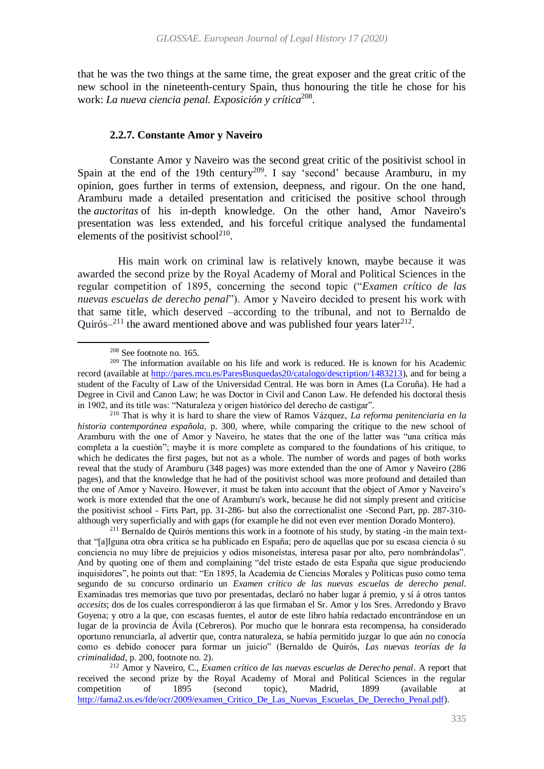that he was the two things at the same time, the great exposer and the great critic of the new school in the nineteenth-century Spain, thus honouring the title he chose for his work: *La nueva ciencia penal. Exposición y crítica*[208].

### 2.2.7. Constante Amor y Naveiro

Constante Amor y Naveiro was the second great critic of the positivist school in Spain at the end of the 19th century[209]. I say 'second' because Aramburu, in my opinion, goes further in terms of extension, deepness, and rigour. On the one hand, Aramburu made a detailed presentation and criticised the positive school through the *auctoritas* of his in-depth knowledge. On the other hand, Amor Naveiro's presentation was less extended, and his forceful critique analysed the fundamental elements of the positivist school[210].

His main work on criminal law is relatively known, maybe because it was awarded the second prize by the Royal Academy of Moral and Political Sciences in the regular competition of 1895, concerning the second topic ("*Examen crítico de las nuevas escuelas de derecho penal*"). Amor y Naveiro decided to present his work with that same title, which deserved –according to the tribunal, and not to Bernaldo de Quirós–[211] the award mentioned above and was published four years later[212].

---

[208] See footnote no. 165.

[209] The information available on his life and work is reduced. He is known for his Academic record (available at http://pares.mcu.es/ParesBusquedas20/catalogo/description/1483213), and for being a student of the Faculty of Law of the Universidad Central. He was born in Ames (La Coruña). He had a Degree in Civil and Canon Law; he was Doctor in Civil and Canon Law. He defended his doctoral thesis in 1902, and its title was: "Naturaleza y origen histórico del derecho de castigar".

[210] That is why it is hard to share the view of Ramos Vázquez, *La reforma penitenciaria en la historia contemporánea española*, p. 300, where, while comparing the critique to the new school of Aramburu with the one of Amor y Naveiro, he states that the one of the latter was "una crítica más completa a la cuestión"; maybe it is more complete as compared to the foundations of his critique, to which he dedicates the first pages, but not as a whole. The number of words and pages of both works reveal that the study of Aramburu (348 pages) was more extended than the one of Amor y Naveiro (286 pages), and that the knowledge that he had of the positivist school was more profound and detailed than the one of Amor y Naveiro. However, it must be taken into account that the object of Amor y Naveiro's work is more extended that the one of Aramburu's work, because he did not simply present and criticise the positivist school - Firts Part, pp. 31-286- but also the correctionalist one -Second Part, pp. 287-310- although very superficially and with gaps (for example he did not even ever mention Dorado Montero).

[211] Bernaldo de Quirós mentions this work in a footnote of his study, by stating -in the main text- that "[a]lguna otra obra crítica se ha publicado en España; pero de aquellas que por su escasa ciencia ó su conciencia no muy libre de prejuicios y odios misoneístas, interesa pasar por alto, pero nombrándolas". And by quoting one of them and complaining "del triste estado de esta España que sigue produciendo inquisidores", he points out that: "En 1895, la Academia de Ciencias Morales y Políticas puso como tema segundo de su concurso ordinario un *Examen crítico de las nuevas escuelas de derecho penal*. Examinadas tres memorias que tuvo por presentadas, declaró no haber lugar á premio, y sí á otros tantos *accesits*; dos de los cuales correspondieron á las que firmaban el Sr. Amor y los Sres. Arredondo y Bravo Goyena; y otro a la que, con escasas fuentes, el autor de este libro había redactado encontrándose en un lugar de la provincia de Ávila (Cebreros). Por mucho que le honrara esta recompensa, ha considerado oportuno renunciarla, al advertir que, contra naturaleza, se había permitido juzgar lo que aún no conocía como es debido conocer para formar un juicio" (Bernaldo de Quirós, *Las nuevas teorías de la criminalidad*, p. 200, footnote no. 2).

[212] Amor y Naveiro, C., *Examen crítico de las nuevas escuelas de Derecho penal*. A report that received the second prize by the Royal Academy of Moral and Political Sciences in the regular competition of 1895 (second topic), Madrid, 1899 (available at http://fama2.us.es/fde/ocr/2009/examen_Critico_De_Las_Nuevas_Escuelas_De_Derecho_Penal.pdf).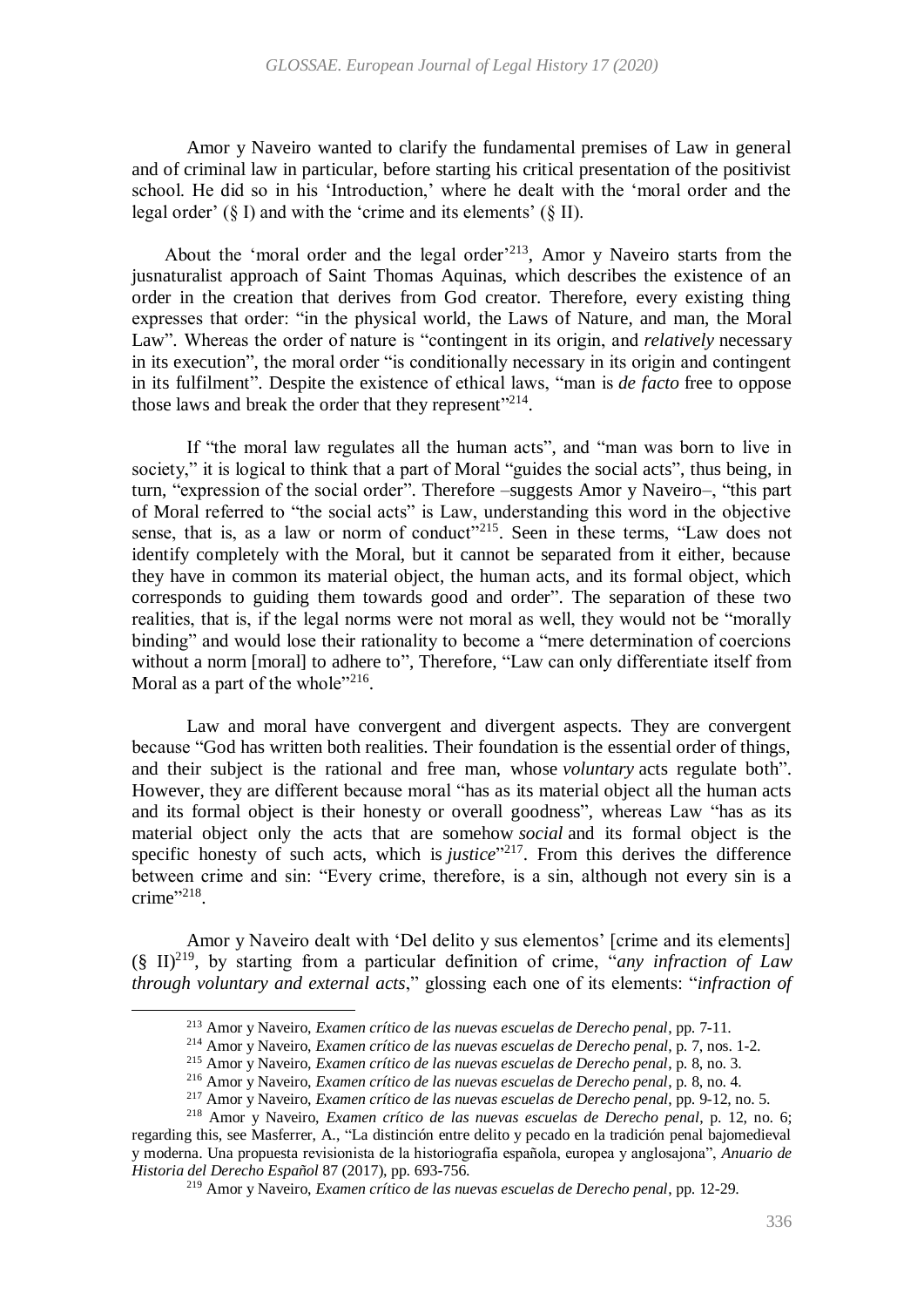Amor y Naveiro wanted to clarify the fundamental premises of Law in general and of criminal law in particular, before starting his critical presentation of the positivist school. He did so in his 'Introduction,' where he dealt with the 'moral order and the legal order' (§ I) and with the 'crime and its elements' (§ II).

About the 'moral order and the legal order'[213], Amor y Naveiro starts from the jusnaturalist approach of Saint Thomas Aquinas, which describes the existence of an order in the creation that derives from God creator. Therefore, every existing thing expresses that order: "in the physical world, the Laws of Nature, and man, the Moral Law". Whereas the order of nature is "contingent in its origin, and *relatively* necessary in its execution", the moral order "is conditionally necessary in its origin and contingent in its fulfilment". Despite the existence of ethical laws, "man is *de facto* free to oppose those laws and break the order that they represent"[214].

If "the moral law regulates all the human acts", and "man was born to live in society," it is logical to think that a part of Moral "guides the social acts", thus being, in turn, "expression of the social order". Therefore –suggests Amor y Naveiro–, "this part of Moral referred to "the social acts" is Law, understanding this word in the objective sense, that is, as a law or norm of conduct"[215]. Seen in these terms, "Law does not identify completely with the Moral, but it cannot be separated from it either, because they have in common its material object, the human acts, and its formal object, which corresponds to guiding them towards good and order". The separation of these two realities, that is, if the legal norms were not moral as well, they would not be "morally binding" and would lose their rationality to become a "mere determination of coercions without a norm [moral] to adhere to", Therefore, "Law can only differentiate itself from Moral as a part of the whole"[216].

Law and moral have convergent and divergent aspects. They are convergent because "God has written both realities. Their foundation is the essential order of things, and their subject is the rational and free man, whose *voluntary* acts regulate both". However, they are different because moral "has as its material object all the human acts and its formal object is their honesty or overall goodness", whereas Law "has as its material object only the acts that are somehow *social* and its formal object is the specific honesty of such acts, which is *justice*"[217]. From this derives the difference between crime and sin: "Every crime, therefore, is a sin, although not every sin is a crime"[218].

Amor y Naveiro dealt with 'Del delito y sus elementos' [crime and its elements] (§ II)[219], by starting from a particular definition of crime, "*any infraction of Law through voluntary and external acts*," glossing each one of its elements: "*infraction of*

---

[213] Amor y Naveiro, *Examen crítico de las nuevas escuelas de Derecho penal*, pp. 7-11.

[214] Amor y Naveiro, *Examen crítico de las nuevas escuelas de Derecho penal*, p. 7, nos. 1-2.

[215] Amor y Naveiro, *Examen crítico de las nuevas escuelas de Derecho penal*, p. 8, no. 3.

[216] Amor y Naveiro, *Examen crítico de las nuevas escuelas de Derecho penal*, p. 8, no. 4.

[217] Amor y Naveiro, *Examen crítico de las nuevas escuelas de Derecho penal*, pp. 9-12, no. 5.

[218] Amor y Naveiro, *Examen crítico de las nuevas escuelas de Derecho penal*, p. 12, no. 6; regarding this, see Masferrer, A., "La distinción entre delito y pecado en la tradición penal bajomedieval y moderna. Una propuesta revisionista de la historiografía española, europea y anglosajona", *Anuario de Historia del Derecho Español* 87 (2017), pp. 693-756.

[219] Amor y Naveiro, *Examen crítico de las nuevas escuelas de Derecho penal*, pp. 12-29.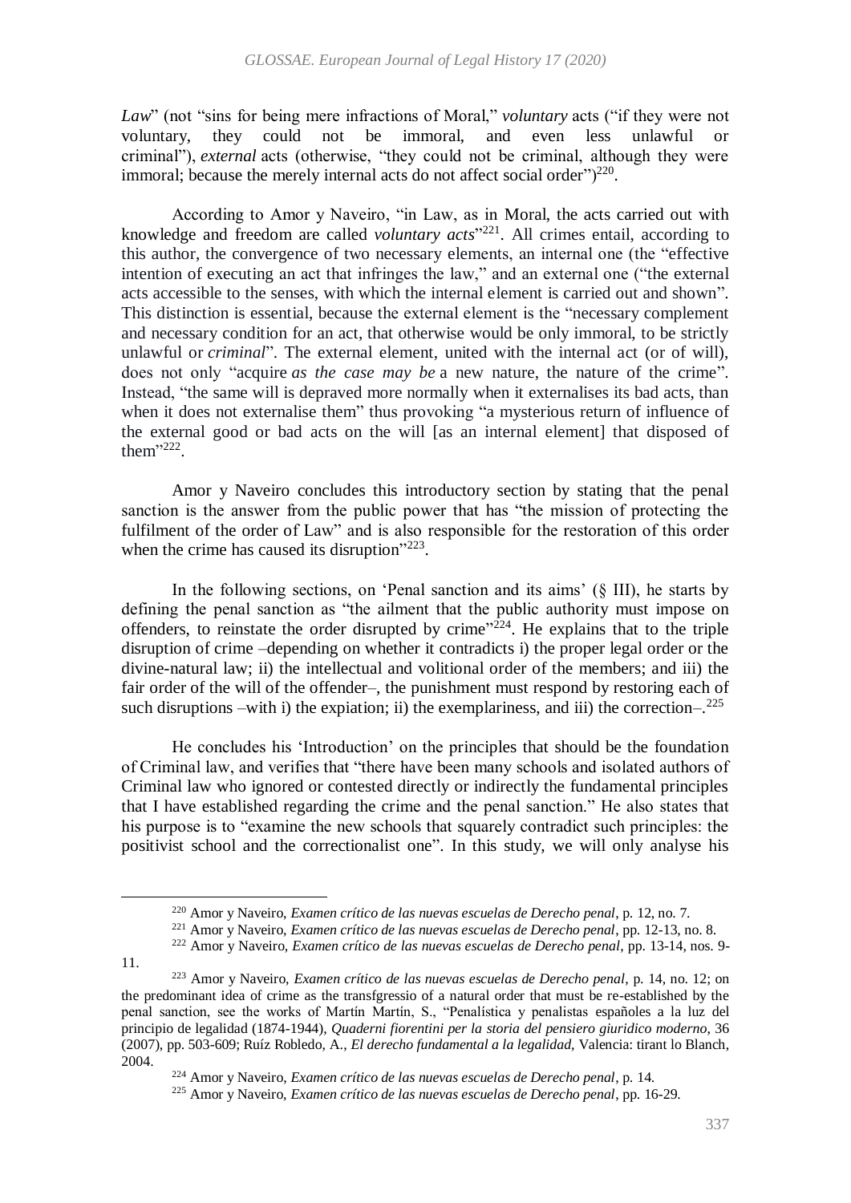*Law*" (not "sins for being mere infractions of Moral," *voluntary* acts ("if they were not voluntary, they could not be immoral, and even less unlawful or criminal"), *external* acts (otherwise, "they could not be criminal, although they were immoral; because the merely internal acts do not affect social order")[220].

According to Amor y Naveiro, "in Law, as in Moral, the acts carried out with knowledge and freedom are called *voluntary acts*"[221]. All crimes entail, according to this author, the convergence of two necessary elements, an internal one (the "effective intention of executing an act that infringes the law," and an external one ("the external acts accessible to the senses, with which the internal element is carried out and shown". This distinction is essential, because the external element is the "necessary complement and necessary condition for an act, that otherwise would be only immoral, to be strictly unlawful or *criminal*". The external element, united with the internal act (or of will), does not only "acquire *as the case may be* a new nature, the nature of the crime". Instead, "the same will is depraved more normally when it externalises its bad acts, than when it does not externalise them" thus provoking "a mysterious return of influence of the external good or bad acts on the will [as an internal element] that disposed of them"[222].

Amor y Naveiro concludes this introductory section by stating that the penal sanction is the answer from the public power that has "the mission of protecting the fulfilment of the order of Law" and is also responsible for the restoration of this order when the crime has caused its disruption"[223].

In the following sections, on 'Penal sanction and its aims' (§ III), he starts by defining the penal sanction as "the ailment that the public authority must impose on offenders, to reinstate the order disrupted by crime"[224]. He explains that to the triple disruption of crime –depending on whether it contradicts i) the proper legal order or the divine-natural law; ii) the intellectual and volitional order of the members; and iii) the fair order of the will of the offender–, the punishment must respond by restoring each of such disruptions –with i) the expiation; ii) the exemplariness, and iii) the correction–.[225]

He concludes his 'Introduction' on the principles that should be the foundation of Criminal law, and verifies that "there have been many schools and isolated authors of Criminal law who ignored or contested directly or indirectly the fundamental principles that I have established regarding the crime and the penal sanction." He also states that his purpose is to "examine the new schools that squarely contradict such principles: the positivist school and the correctionalist one". In this study, we will only analyse his

---

[220] Amor y Naveiro, *Examen crítico de las nuevas escuelas de Derecho penal*, p. 12, no. 7.

[221] Amor y Naveiro, *Examen crítico de las nuevas escuelas de Derecho penal*, pp. 12-13, no. 8.

[222] Amor y Naveiro, *Examen crítico de las nuevas escuelas de Derecho penal*, pp. 13-14, nos. 9-11.

[223] Amor y Naveiro, *Examen crítico de las nuevas escuelas de Derecho penal*, p. 14, no. 12; on the predominant idea of crime as the transfgressio of a natural order that must be re-established by the penal sanction, see the works of Martín Martín, S., "Penalística y penalistas españoles a la luz del principio de legalidad (1874-1944), *Quaderni fiorentini per la storia del pensiero giuridico moderno*, 36 (2007), pp. 503-609; Ruíz Robledo, A., *El derecho fundamental a la legalidad*, Valencia: tirant lo Blanch, 2004.

[224] Amor y Naveiro, *Examen crítico de las nuevas escuelas de Derecho penal*, p. 14.

[225] Amor y Naveiro, *Examen crítico de las nuevas escuelas de Derecho penal*, pp. 16-29.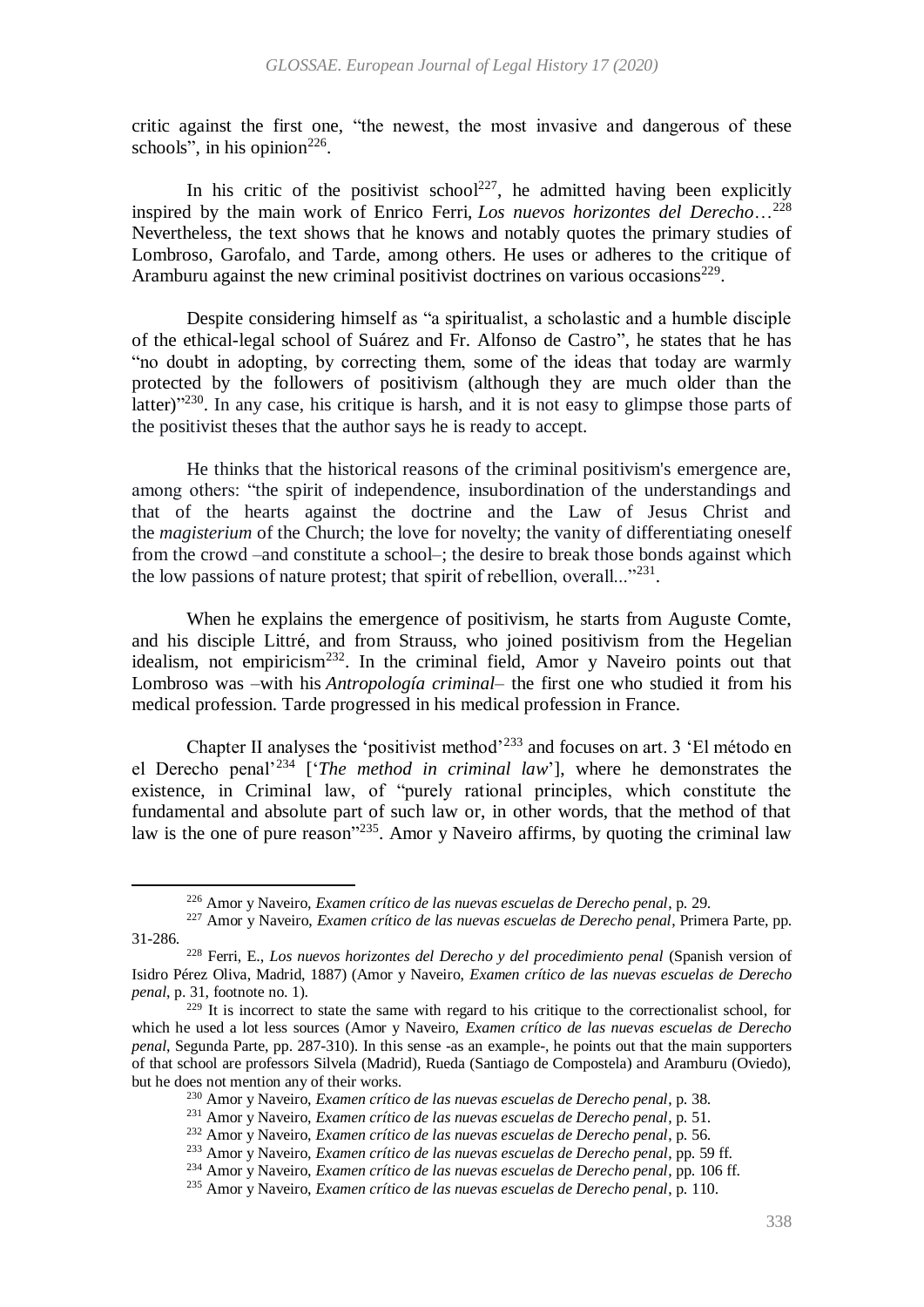critic against the first one, "the newest, the most invasive and dangerous of these schools", in his opinion[226].

In his critic of the positivist school[227], he admitted having been explicitly inspired by the main work of Enrico Ferri, *Los nuevos horizontes del Derecho*…[228] Nevertheless, the text shows that he knows and notably quotes the primary studies of Lombroso, Garofalo, and Tarde, among others. He uses or adheres to the critique of Aramburu against the new criminal positivist doctrines on various occasions[229].

Despite considering himself as "a spiritualist, a scholastic and a humble disciple of the ethical-legal school of Suárez and Fr. Alfonso de Castro", he states that he has "no doubt in adopting, by correcting them, some of the ideas that today are warmly protected by the followers of positivism (although they are much older than the latter)"[230]. In any case, his critique is harsh, and it is not easy to glimpse those parts of the positivist theses that the author says he is ready to accept.

He thinks that the historical reasons of the criminal positivism's emergence are, among others: "the spirit of independence, insubordination of the understandings and that of the hearts against the doctrine and the Law of Jesus Christ and the *magisterium* of the Church; the love for novelty; the vanity of differentiating oneself from the crowd –and constitute a school–; the desire to break those bonds against which the low passions of nature protest; that spirit of rebellion, overall..."[231].

When he explains the emergence of positivism, he starts from Auguste Comte, and his disciple Littré, and from Strauss, who joined positivism from the Hegelian idealism, not empiricism[232]. In the criminal field, Amor y Naveiro points out that Lombroso was –with his *Antropología criminal*– the first one who studied it from his medical profession. Tarde progressed in his medical profession in France.

Chapter II analyses the 'positivist method'[233] and focuses on art. 3 'El método en el Derecho penal'[234] ['*The method in criminal law*'], where he demonstrates the existence, in Criminal law, of "purely rational principles, which constitute the fundamental and absolute part of such law or, in other words, that the method of that law is the one of pure reason"[235]. Amor y Naveiro affirms, by quoting the criminal law

---

[226] Amor y Naveiro, *Examen crítico de las nuevas escuelas de Derecho penal*, p. 29.

[227] Amor y Naveiro, *Examen crítico de las nuevas escuelas de Derecho penal*, Primera Parte, pp. 31-286.

[228] Ferri, E., *Los nuevos horizontes del Derecho y del procedimiento penal* (Spanish version of Isidro Pérez Oliva, Madrid, 1887) (Amor y Naveiro, *Examen crítico de las nuevas escuelas de Derecho penal*, p. 31, footnote no. 1).

[229] It is incorrect to state the same with regard to his critique to the correctionalist school, for which he used a lot less sources (Amor y Naveiro, *Examen crítico de las nuevas escuelas de Derecho penal*, Segunda Parte, pp. 287-310). In this sense -as an example-, he points out that the main supporters of that school are professors Silvela (Madrid), Rueda (Santiago de Compostela) and Aramburu (Oviedo), but he does not mention any of their works.

[230] Amor y Naveiro, *Examen crítico de las nuevas escuelas de Derecho penal*, p. 38.

[231] Amor y Naveiro, *Examen crítico de las nuevas escuelas de Derecho penal*, p. 51.

[232] Amor y Naveiro, *Examen crítico de las nuevas escuelas de Derecho penal*, p. 56.

[233] Amor y Naveiro, *Examen crítico de las nuevas escuelas de Derecho penal*, pp. 59 ff.

[234] Amor y Naveiro, *Examen crítico de las nuevas escuelas de Derecho penal*, pp. 106 ff.

[235] Amor y Naveiro, *Examen crítico de las nuevas escuelas de Derecho penal*, p. 110.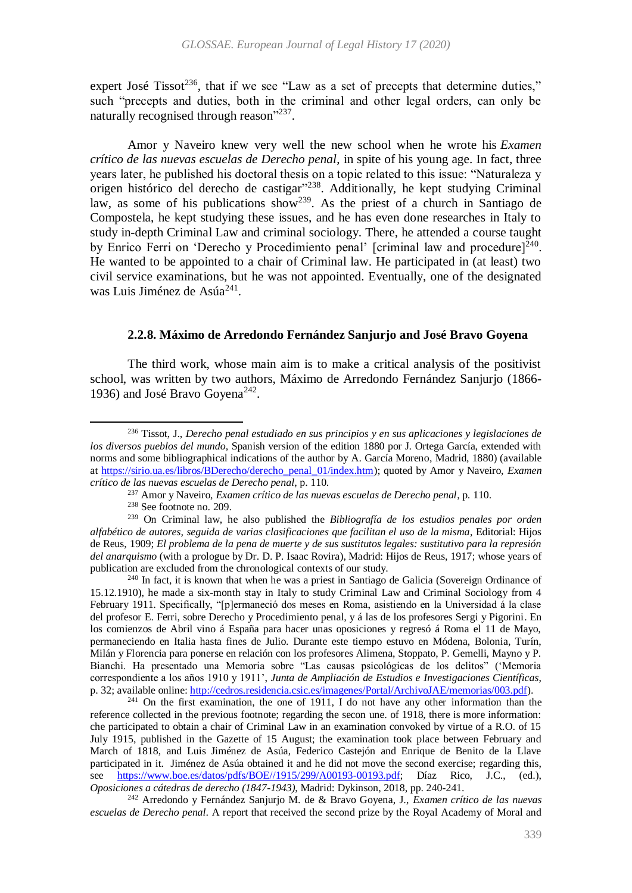expert José Tissot[236], that if we see "Law as a set of precepts that determine duties," such "precepts and duties, both in the criminal and other legal orders, can only be naturally recognised through reason"[237].

Amor y Naveiro knew very well the new school when he wrote his *Examen crítico de las nuevas escuelas de Derecho penal*, in spite of his young age. In fact, three years later, he published his doctoral thesis on a topic related to this issue: "Naturaleza y origen histórico del derecho de castigar"[238]. Additionally, he kept studying Criminal law, as some of his publications show[239]. As the priest of a church in Santiago de Compostela, he kept studying these issues, and he has even done researches in Italy to study in-depth Criminal Law and criminal sociology. There, he attended a course taught by Enrico Ferri on 'Derecho y Procedimiento penal' [criminal law and procedure][240]. He wanted to be appointed to a chair of Criminal law. He participated in (at least) two civil service examinations, but he was not appointed. Eventually, one of the designated was Luis Jiménez de Asúa[241].

#### 2.2.8. Máximo de Arredondo Fernández Sanjurjo and José Bravo Goyena

The third work, whose main aim is to make a critical analysis of the positivist school, was written by two authors, Máximo de Arredondo Fernández Sanjurjo (1866-1936) and José Bravo Goyena[242].

---

[236] Tissot, J., *Derecho penal estudiado en sus principios y en sus aplicaciones y legislaciones de los diversos pueblos del mundo*, Spanish version of the edition 1880 por J. Ortega García, extended with norms and some bibliographical indications of the author by A. García Moreno, Madrid, 1880) (available at https://sirio.ua.es/libros/BDerecho/derecho_penal_01/index.htm); quoted by Amor y Naveiro, *Examen crítico de las nuevas escuelas de Derecho penal*, p. 110.

[237] Amor y Naveiro, *Examen crítico de las nuevas escuelas de Derecho penal*, p. 110.

[238] See footnote no. 209.

[239] On Criminal law, he also published the *Bibliografía de los estudios penales por orden alfabético de autores, seguida de varias clasificaciones que facilitan el uso de la misma*, Editorial: Hijos de Reus, 1909; *El problema de la pena de muerte y de sus sustitutos legales: sustitutivo para la represión del anarquismo* (with a prologue by Dr. D. P. Isaac Rovira), Madrid: Hijos de Reus, 1917; whose years of publication are excluded from the chronological contexts of our study.

[240] In fact, it is known that when he was a priest in Santiago de Galicia (Sovereign Ordinance of 15.12.1910), he made a six-month stay in Italy to study Criminal Law and Criminal Sociology from 4 February 1911. Specifically, "[p]ermaneció dos meses en Roma, asistiendo en la Universidad á la clase del profesor E. Ferri, sobre Derecho y Procedimiento penal, y á las de los profesores Sergi y Pigorini. En los comienzos de Abril vino á España para hacer unas oposiciones y regresó á Roma el 11 de Mayo, permaneciendo en Italia hasta fines de Julio. Durante este tiempo estuvo en Módena, Bolonia, Turín, Milán y Florencia para ponerse en relación con los profesores Alimena, Stoppato, P. Gemelli, Mayno y P. Bianchi. Ha presentado una Memoria sobre "Las causas psicológicas de los delitos" ('Memoria correspondiente a los años 1910 y 1911', *Junta de Ampliación de Estudios e Investigaciones Científicas*, p. 32; available online: http://cedros.residencia.csic.es/imagenes/Portal/ArchivoJAE/memorias/003.pdf).

[241] On the first examination, the one of 1911, I do not have any other information than the reference collected in the previous footnote; regarding the secon une. of 1918, there is more information: che participated to obtain a chair of Criminal Law in an examination convoked by virtue of a R.O. of 15 July 1915, published in the Gazette of 15 August; the examination took place between February and March of 1818, and Luis Jiménez de Asúa, Federico Castejón and Enrique de Benito de la Llave participated in it. Jiménez de Asúa obtained it and he did not move the second exercise; regarding this, see https://www.boe.es/datos/pdfs/BOE//1915/299/A00193-00193.pdf; Díaz Rico, J.C., (ed.), *Oposiciones a cátedras de derecho (1847-1943)*, Madrid: Dykinson, 2018, pp. 240-241.

[242] Arredondo y Fernández Sanjurjo M. de & Bravo Goyena, J., *Examen crítico de las nuevas escuelas de Derecho penal*. A report that received the second prize by the Royal Academy of Moral and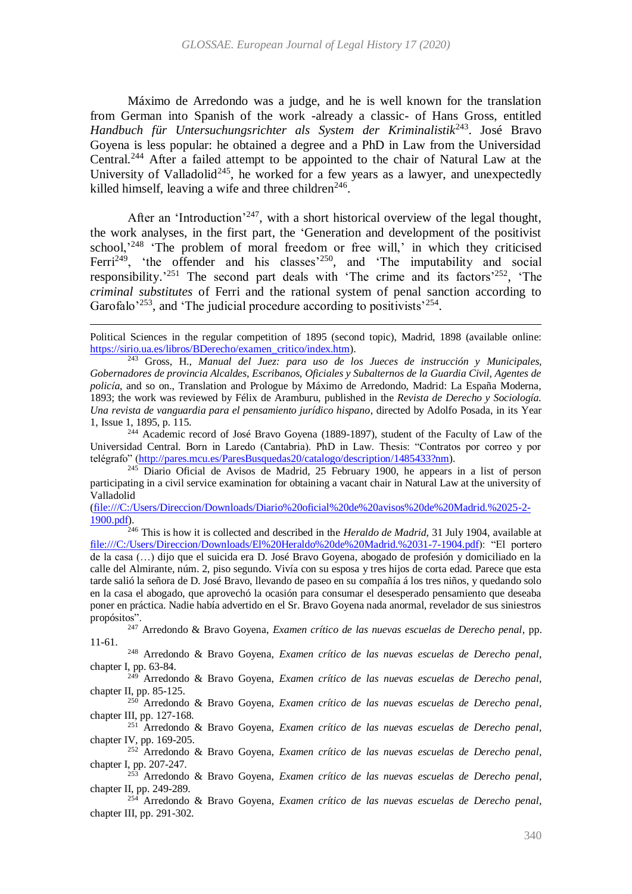Máximo de Arredondo was a judge, and he is well known for the translation from German into Spanish of the work -already a classic- of Hans Gross, entitled *Handbuch für Untersuchungsrichter als System der Kriminalistik*[243]. José Bravo Goyena is less popular: he obtained a degree and a PhD in Law from the Universidad Central.[244] After a failed attempt to be appointed to the chair of Natural Law at the University of Valladolid[245], he worked for a few years as a lawyer, and unexpectedly killed himself, leaving a wife and three children[246].

After an 'Introduction'[247], with a short historical overview of the legal thought, the work analyses, in the first part, the 'Generation and development of the positivist school,'[248] 'The problem of moral freedom or free will,' in which they criticised Ferri[249], 'the offender and his classes'[250], and 'The imputability and social responsibility.'[251] The second part deals with 'The crime and its factors'[252], 'The *criminal substitutes* of Ferri and the rational system of penal sanction according to Garofalo'[253], and 'The judicial procedure according to positivists'[254].

---

Political Sciences in the regular competition of 1895 (second topic), Madrid, 1898 (available online: https://sirio.ua.es/libros/BDerecho/examen_critico/index.htm).

[243] Gross, H., *Manual del Juez: para uso de los Jueces de instrucción y Municipales, Gobernadores de provincia Alcaldes, Escribanos, Oficiales y Subalternos de la Guardia Civil, Agentes de policía*, and so on., Translation and Prologue by Máximo de Arredondo, Madrid: La España Moderna, 1893; the work was reviewed by Félix de Aramburu, published in the *Revista de Derecho y Sociología. Una revista de vanguardia para el pensamiento jurídico hispano*, directed by Adolfo Posada, in its Year 1, Issue 1, 1895, p. 115.

[244] Academic record of José Bravo Goyena (1889-1897), student of the Faculty of Law of the Universidad Central. Born in Laredo (Cantabria). PhD in Law. Thesis: "Contratos por correo y por telégrafo" (http://pares.mcu.es/ParesBusquedas20/catalogo/description/1485433?nm).

[245] Diario Oficial de Avisos de Madrid, 25 February 1900, he appears in a list of person participating in a civil service examination for obtaining a vacant chair in Natural Law at the university of Valladolid (file:///C:/Users/Direccion/Downloads/Diario%20oficial%20de%20avisos%20de%20Madrid.%2025-2-1900.pdf).

[246] This is how it is collected and described in the *Heraldo de Madrid*, 31 July 1904, available at file:///C:/Users/Direccion/Downloads/El%20Heraldo%20de%20Madrid.%2031-7-1904.pdf): "El portero de la casa (…) dijo que el suicida era D. José Bravo Goyena, abogado de profesión y domiciliado en la calle del Almirante, núm. 2, piso segundo. Vivía con su esposa y tres hijos de corta edad. Parece que esta tarde salió la señora de D. José Bravo, llevando de paseo en su compañía á los tres niños, y quedando solo en la casa el abogado, que aprovechó la ocasión para consumar el desesperado pensamiento que deseaba poner en práctica. Nadie había advertido en el Sr. Bravo Goyena nada anormal, revelador de sus siniestros propósitos".

[247] Arredondo & Bravo Goyena, *Examen crítico de las nuevas escuelas de Derecho penal*, pp. 11-61.

[248] Arredondo & Bravo Goyena, *Examen crítico de las nuevas escuelas de Derecho penal*, chapter I, pp. 63-84.

[249] Arredondo & Bravo Goyena, *Examen crítico de las nuevas escuelas de Derecho penal*, chapter II, pp. 85-125.

[250] Arredondo & Bravo Goyena, *Examen crítico de las nuevas escuelas de Derecho penal*, chapter III, pp. 127-168.

[251] Arredondo & Bravo Goyena, *Examen crítico de las nuevas escuelas de Derecho penal*, chapter IV, pp. 169-205.

[252] Arredondo & Bravo Goyena, *Examen crítico de las nuevas escuelas de Derecho penal*, chapter I, pp. 207-247.

[253] Arredondo & Bravo Goyena, *Examen crítico de las nuevas escuelas de Derecho penal*, chapter II, pp. 249-289.

[254] Arredondo & Bravo Goyena, *Examen crítico de las nuevas escuelas de Derecho penal*, chapter III, pp. 291-302.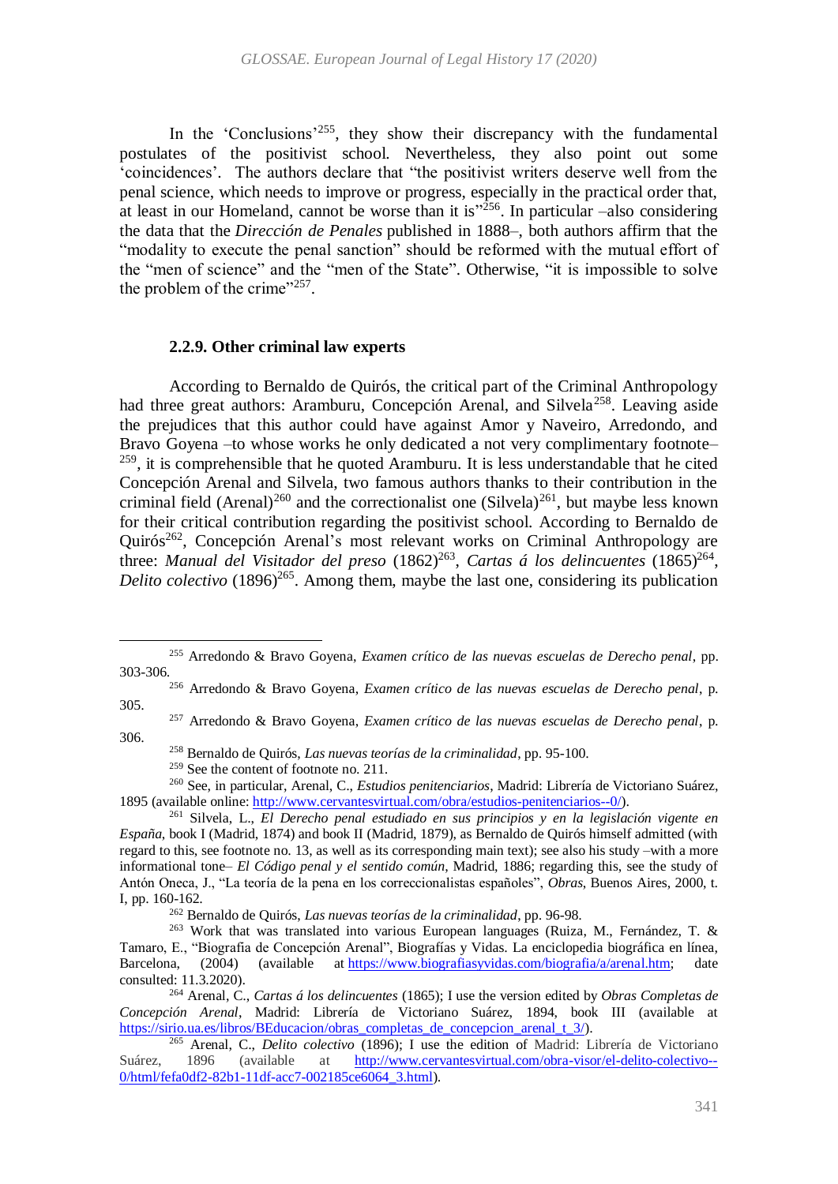In the 'Conclusions'[255], they show their discrepancy with the fundamental postulates of the positivist school. Nevertheless, they also point out some 'coincidences'. The authors declare that "the positivist writers deserve well from the penal science, which needs to improve or progress, especially in the practical order that, at least in our Homeland, cannot be worse than it is"[256]. In particular –also considering the data that the *Dirección de Penales* published in 1888–, both authors affirm that the "modality to execute the penal sanction" should be reformed with the mutual effort of the "men of science" and the "men of the State". Otherwise, "it is impossible to solve the problem of the crime"[257].

### 2.2.9. Other criminal law experts

According to Bernaldo de Quirós, the critical part of the Criminal Anthropology had three great authors: Aramburu, Concepción Arenal, and Silvela[258]. Leaving aside the prejudices that this author could have against Amor y Naveiro, Arredondo, and Bravo Goyena –to whose works he only dedicated a not very complimentary footnote–[259], it is comprehensible that he quoted Aramburu. It is less understandable that he cited Concepción Arenal and Silvela, two famous authors thanks to their contribution in the criminal field (Arenal)[260] and the correctionalist one (Silvela)[261], but maybe less known for their critical contribution regarding the positivist school. According to Bernaldo de Quirós[262], Concepción Arenal's most relevant works on Criminal Anthropology are three: *Manual del Visitador del preso* (1862)[263], *Cartas á los delincuentes* (1865)[264], *Delito colectivo* (1896)[265]. Among them, maybe the last one, considering its publication

---

[255] Arredondo & Bravo Goyena, *Examen crítico de las nuevas escuelas de Derecho penal*, pp. 303-306.

[256] Arredondo & Bravo Goyena, *Examen crítico de las nuevas escuelas de Derecho penal*, p. 305.

[257] Arredondo & Bravo Goyena, *Examen crítico de las nuevas escuelas de Derecho penal*, p. 306.

[258] Bernaldo de Quirós, *Las nuevas teorías de la criminalidad*, pp. 95-100.

[259] See the content of footnote no. 211.

[260] See, in particular, Arenal, C., *Estudios penitenciarios*, Madrid: Librería de Victoriano Suárez, 1895 (available online: http://www.cervantesvirtual.com/obra/estudios-penitenciarios--0/).

[261] Silvela, L., *El Derecho penal estudiado en sus principios y en la legislación vigente en España*, book I (Madrid, 1874) and book II (Madrid, 1879), as Bernaldo de Quirós himself admitted (with regard to this, see footnote no. 13, as well as its corresponding main text); see also his study –with a more informational tone– *El Código penal y el sentido común*, Madrid, 1886; regarding this, see the study of Antón Oneca, J., "La teoría de la pena en los correccionalistas españoles", *Obras*, Buenos Aires, 2000, t. I, pp. 160-162.

[262] Bernaldo de Quirós, *Las nuevas teorías de la criminalidad*, pp. 96-98.

[263] Work that was translated into various European languages (Ruiza, M., Fernández, T. & Tamaro, E., "Biografía de Concepción Arenal", Biografías y Vidas. La enciclopedia biográfica en línea, Barcelona, (2004) (available at https://www.biografiasyvidas.com/biografia/a/arenal.htm; date consulted: 11.3.2020).

[264] Arenal, C., *Cartas á los delincuentes* (1865); I use the version edited by *Obras Completas de Concepción Arenal*, Madrid: Librería de Victoriano Suárez, 1894, book III (available at https://sirio.ua.es/libros/BEducacion/obras_completas_de_concepcion_arenal_t_3/).

[265] Arenal, C., *Delito colectivo* (1896); I use the edition of Madrid: Librería de Victoriano Suárez, 1896 (available at http://www.cervantesvirtual.com/obra-visor/el-delito-colectivo--0/html/fefa0df2-82b1-11df-acc7-002185ce6064_3.html).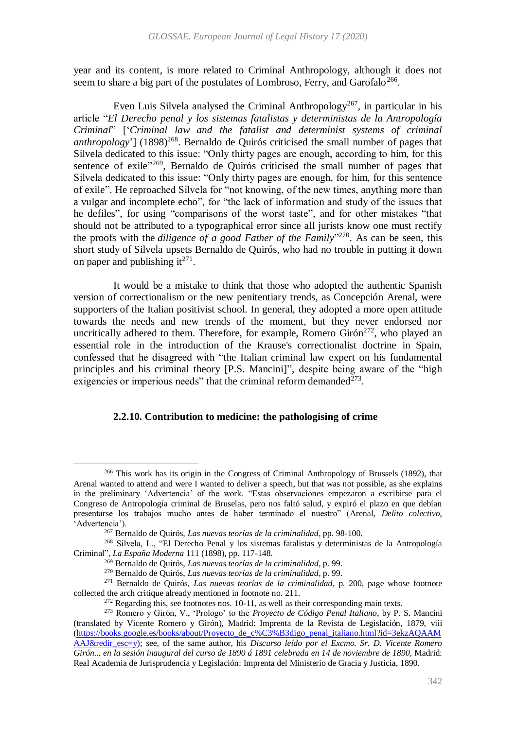year and its content, is more related to Criminal Anthropology, although it does not seem to share a big part of the postulates of Lombroso, Ferry, and Garofalo[266].

Even Luis Silvela analysed the Criminal Anthropology[267], in particular in his article "*El Derecho penal y los sistemas fatalistas y deterministas de la Antropología Criminal*" ['*Criminal law and the fatalist and determinist systems of criminal anthropology*'] (1898)[268]. Bernaldo de Quirós criticised the small number of pages that Silvela dedicated to this issue: "Only thirty pages are enough, according to him, for this sentence of exile"[269], Bernaldo de Quirós criticised the small number of pages that Silvela dedicated to this issue: "Only thirty pages are enough, for him, for this sentence of exile". He reproached Silvela for "not knowing, of the new times, anything more than a vulgar and incomplete echo", for "the lack of information and study of the issues that he defiles", for using "comparisons of the worst taste", and for other mistakes "that should not be attributed to a typographical error since all jurists know one must rectify the proofs with the *diligence of a good Father of the Family*"[270]. As can be seen, this short study of Silvela upsets Bernaldo de Quirós, who had no trouble in putting it down on paper and publishing it[271].

It would be a mistake to think that those who adopted the authentic Spanish version of correctionalism or the new penitentiary trends, as Concepción Arenal, were supporters of the Italian positivist school. In general, they adopted a more open attitude towards the needs and new trends of the moment, but they never endorsed nor uncritically adhered to them. Therefore, for example, Romero Girón[272], who played an essential role in the introduction of the Krause's correctionalist doctrine in Spain, confessed that he disagreed with "the Italian criminal law expert on his fundamental principles and his criminal theory [P.S. Mancini]", despite being aware of the "high exigencies or imperious needs" that the criminal reform demanded[273].

#### 2.2.10. Contribution to medicine: the pathologising of crime

---

[266] This work has its origin in the Congress of Criminal Anthropology of Brussels (1892), that Arenal wanted to attend and were I wanted to deliver a speech, but that was not possible, as she explains in the preliminary 'Advertencia' of the work. "Estas observaciones empezaron a escribirse para el Congreso de Antropología criminal de Bruselas, pero nos faltó salud, y expiró el plazo en que debían presentarse los trabajos mucho antes de haber terminado el nuestro" (Arenal, *Delito colectivo*, 'Advertencia').

[267] Bernaldo de Quirós, *Las nuevas teorías de la criminalidad*, pp. 98-100.

[268] Silvela, L., "El Derecho Penal y los sistemas fatalistas y deterministas de la Antropología Criminal", *La España Moderna* 111 (1898), pp. 117-148.

[269] Bernaldo de Quirós, *Las nuevas teorías de la criminalidad*, p. 99.

[270] Bernaldo de Quirós, *Las nuevas teorías de la criminalidad*, p. 99.

[271] Bernaldo de Quirós, *Las nuevas teorías de la criminalidad*, p. 200, page whose footnote collected the arch critique already mentioned in footnote no. 211.

[272] Regarding this, see footnotes nos. 10-11, as well as their corresponding main texts.

[273] Romero y Girón, V., 'Prologo' to the *Proyecto de Código Penal Italiano*, by P. S. Mancini (translated by Vicente Romero y Girón), Madrid: Imprenta de la Revista de Legislación, 1879, viii (https://books.google.es/books/about/Proyecto_de_c%C3%B3digo_penal_italiano.html?id=3ekzAQAAMAAJ&redir_esc=y); see, of the same author, his *Discurso leído por el Excmo. Sr. D. Vicente Romero Girón... en la sesión inaugural del curso de 1890 á 1891 celebrada en 14 de noviembre de 1890*, Madrid: Real Academia de Jurisprudencia y Legislación: Imprenta del Ministerio de Gracia y Justicia, 1890.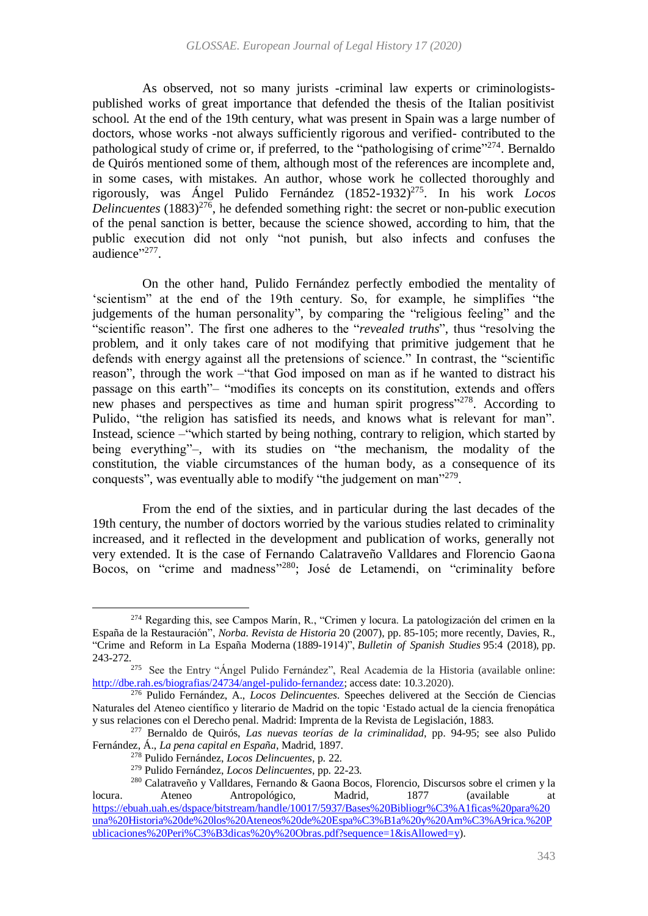As observed, not so many jurists -criminal law experts or criminologists- published works of great importance that defended the thesis of the Italian positivist school. At the end of the 19th century, what was present in Spain was a large number of doctors, whose works -not always sufficiently rigorous and verified- contributed to the pathological study of crime or, if preferred, to the "pathologising of crime"[274]. Bernaldo de Quirós mentioned some of them, although most of the references are incomplete and, in some cases, with mistakes. An author, whose work he collected thoroughly and rigorously, was Ángel Pulido Fernández (1852-1932)[275]. In his work *Locos Delincuentes* (1883)[276], he defended something right: the secret or non-public execution of the penal sanction is better, because the science showed, according to him, that the public execution did not only "not punish, but also infects and confuses the audience"[277].

On the other hand, Pulido Fernández perfectly embodied the mentality of 'scientism' at the end of the 19th century. So, for example, he simplifies "the judgements of the human personality", by comparing the "religious feeling" and the "scientific reason". The first one adheres to the "*revealed truths*", thus "resolving the problem, and it only takes care of not modifying that primitive judgement that he defends with energy against all the pretensions of science." In contrast, the "scientific reason", through the work –"that God imposed on man as if he wanted to distract his passage on this earth"– "modifies its concepts on its constitution, extends and offers new phases and perspectives as time and human spirit progress"[278]. According to Pulido, "the religion has satisfied its needs, and knows what is relevant for man". Instead, science –"which started by being nothing, contrary to religion, which started by being everything"–, with its studies on "the mechanism, the modality of the constitution, the viable circumstances of the human body, as a consequence of its conquests", was eventually able to modify "the judgement on man"[279].

From the end of the sixties, and in particular during the last decades of the 19th century, the number of doctors worried by the various studies related to criminality increased, and it reflected in the development and publication of works, generally not very extended. It is the case of Fernando Calatraveño Valldares and Florencio Gaona Bocos, on "crime and madness"[280]; José de Letamendi, on "criminality before

---

[274] Regarding this, see Campos Marín, R., "Crimen y locura. La patologización del crimen en la España de la Restauración", *Norba. Revista de Historia* 20 (2007), pp. 85-105; more recently, Davies, R., "Crime and Reform in La España Moderna (1889-1914)", *Bulletin of Spanish Studies* 95:4 (2018), pp. 243-272.

[275] See the Entry "Ángel Pulido Fernández", Real Academia de la Historia (available online: http://dbe.rah.es/biografias/24734/angel-pulido-fernandez; access date: 10.3.2020).

[276] Pulido Fernández, A., *Locos Delincuentes*. Speeches delivered at the Sección de Ciencias Naturales del Ateneo científico y literario de Madrid on the topic 'Estado actual de la ciencia frenopática y sus relaciones con el Derecho penal. Madrid: Imprenta de la Revista de Legislación, 1883.

[277] Bernaldo de Quirós, *Las nuevas teorías de la criminalidad*, pp. 94-95; see also Pulido Fernández, Á., *La pena capital en España*, Madrid, 1897.

[278] Pulido Fernández, *Locos Delincuentes*, p. 22.

[279] Pulido Fernández, *Locos Delincuentes*, pp. 22-23.

[280] Calatraveño y Valldares, Fernando & Gaona Bocos, Florencio, Discursos sobre el crimen y la locura. Ateneo Antropológico, Madrid, 1877 (available at https://ebuah.uah.es/dspace/bitstream/handle/10017/5937/Bases%20Bibliogr%C3%A1ficas%20para%20una%20Historia%20de%20los%20Ateneos%20de%20Espa%C3%B1a%20y%20Am%C3%A9rica.%20Publicaciones%20Peri%C3%B3dicas%20y%20Obras.pdf?sequence=1&isAllowed=y).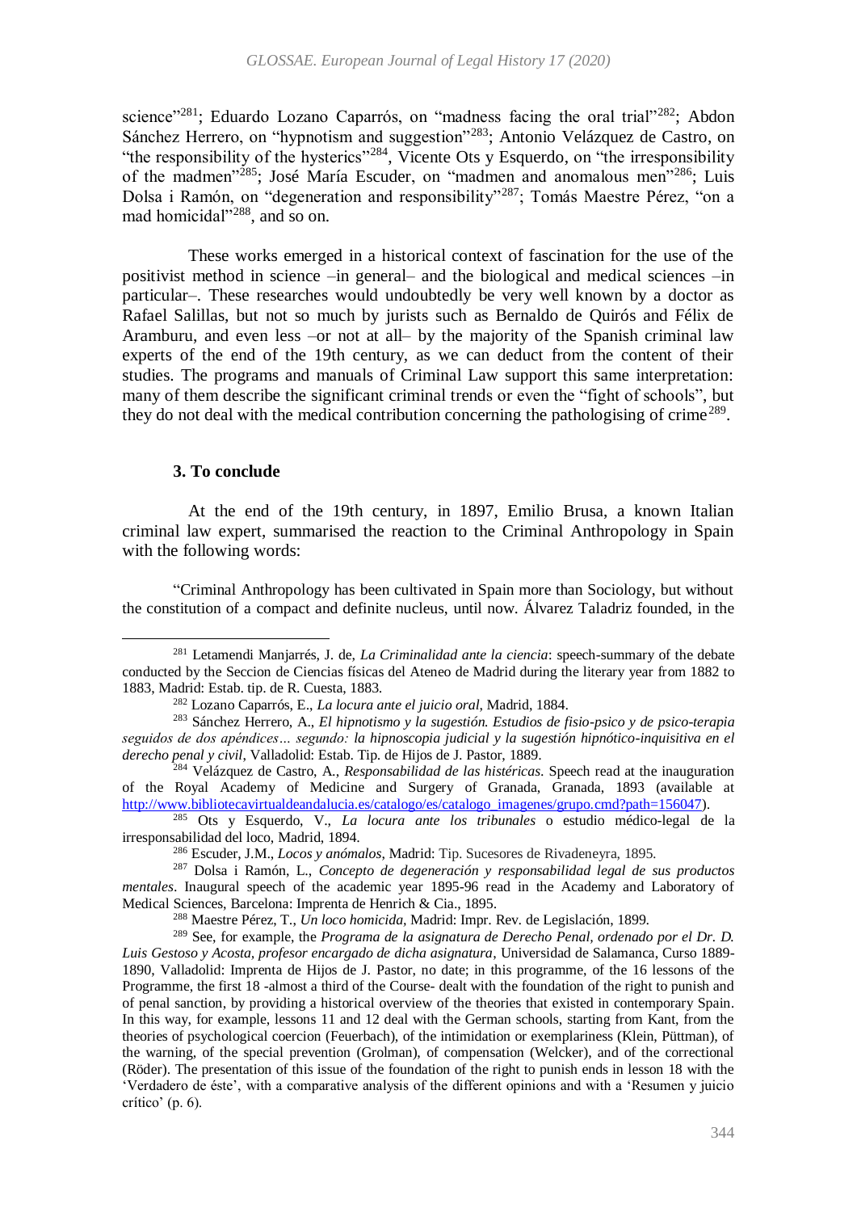science"[281]; Eduardo Lozano Caparrós, on "madness facing the oral trial"[282]; Abdon Sánchez Herrero, on "hypnotism and suggestion"[283]; Antonio Velázquez de Castro, on "the responsibility of the hysterics"[284], Vicente Ots y Esquerdo, on "the irresponsibility of the madmen"[285]; José María Escuder, on "madmen and anomalous men"[286]; Luis Dolsa i Ramón, on "degeneration and responsibility"[287]; Tomás Maestre Pérez, "on a mad homicidal"[288], and so on.

These works emerged in a historical context of fascination for the use of the positivist method in science –in general– and the biological and medical sciences –in particular–. These researches would undoubtedly be very well known by a doctor as Rafael Salillas, but not so much by jurists such as Bernaldo de Quirós and Félix de Aramburu, and even less –or not at all– by the majority of the Spanish criminal law experts of the end of the 19th century, as we can deduct from the content of their studies. The programs and manuals of Criminal Law support this same interpretation: many of them describe the significant criminal trends or even the "fight of schools", but they do not deal with the medical contribution concerning the pathologising of crime[289].

### 3. To conclude

At the end of the 19th century, in 1897, Emilio Brusa, a known Italian criminal law expert, summarised the reaction to the Criminal Anthropology in Spain with the following words:

"Criminal Anthropology has been cultivated in Spain more than Sociology, but without the constitution of a compact and definite nucleus, until now. Álvarez Taladriz founded, in the

---

[281] Letamendi Manjarrés, J. de, *La Criminalidad ante la ciencia*: speech-summary of the debate conducted by the Seccion de Ciencias físicas del Ateneo de Madrid during the literary year from 1882 to 1883, Madrid: Estab. tip. de R. Cuesta, 1883.

[282] Lozano Caparrós, E., *La locura ante el juicio oral*, Madrid, 1884.

[283] Sánchez Herrero, A., *El hipnotismo y la sugestión. Estudios de fisio-psico y de psico-terapia seguidos de dos apéndices… segundo: la hipnoscopia judicial y la sugestión hipnótico-inquisitiva en el derecho penal y civil*, Valladolid: Estab. Tip. de Hijos de J. Pastor, 1889.

[284] Velázquez de Castro, A., *Responsabilidad de las histéricas*. Speech read at the inauguration of the Royal Academy of Medicine and Surgery of Granada, Granada, 1893 (available at http://www.bibliotecavirtualdeandalucia.es/catalogo/es/catalogo_imagenes/grupo.cmd?path=156047).

[285] Ots y Esquerdo, V., *La locura ante los tribunales* o estudio médico-legal de la irresponsabilidad del loco, Madrid, 1894.

[286] Escuder, J.M., *Locos y anómalos*, Madrid: Tip. Sucesores de Rivadeneyra, 1895.

[287] Dolsa i Ramón, L., *Concepto de degeneración y responsabilidad legal de sus productos mentales*. Inaugural speech of the academic year 1895-96 read in the Academy and Laboratory of Medical Sciences, Barcelona: Imprenta de Henrich & Cia., 1895.

[288] Maestre Pérez, T., *Un loco homicida*, Madrid: Impr. Rev. de Legislación, 1899.

[289] See, for example, the *Programa de la asignatura de Derecho Penal, ordenado por el Dr. D. Luis Gestoso y Acosta, profesor encargado de dicha asignatura*, Universidad de Salamanca, Curso 1889-1890, Valladolid: Imprenta de Hijos de J. Pastor, no date; in this programme, of the 16 lessons of the Programme, the first 18 -almost a third of the Course- dealt with the foundation of the right to punish and of penal sanction, by providing a historical overview of the theories that existed in contemporary Spain. In this way, for example, lessons 11 and 12 deal with the German schools, starting from Kant, from the theories of psychological coercion (Feuerbach), of the intimidation or exemplariness (Klein, Püttman), of the warning, of the special prevention (Grolman), of compensation (Welcker), and of the correctional (Röder). The presentation of this issue of the foundation of the right to punish ends in lesson 18 with the 'Verdadero de éste', with a comparative analysis of the different opinions and with a 'Resumen y juicio crítico' (p. 6).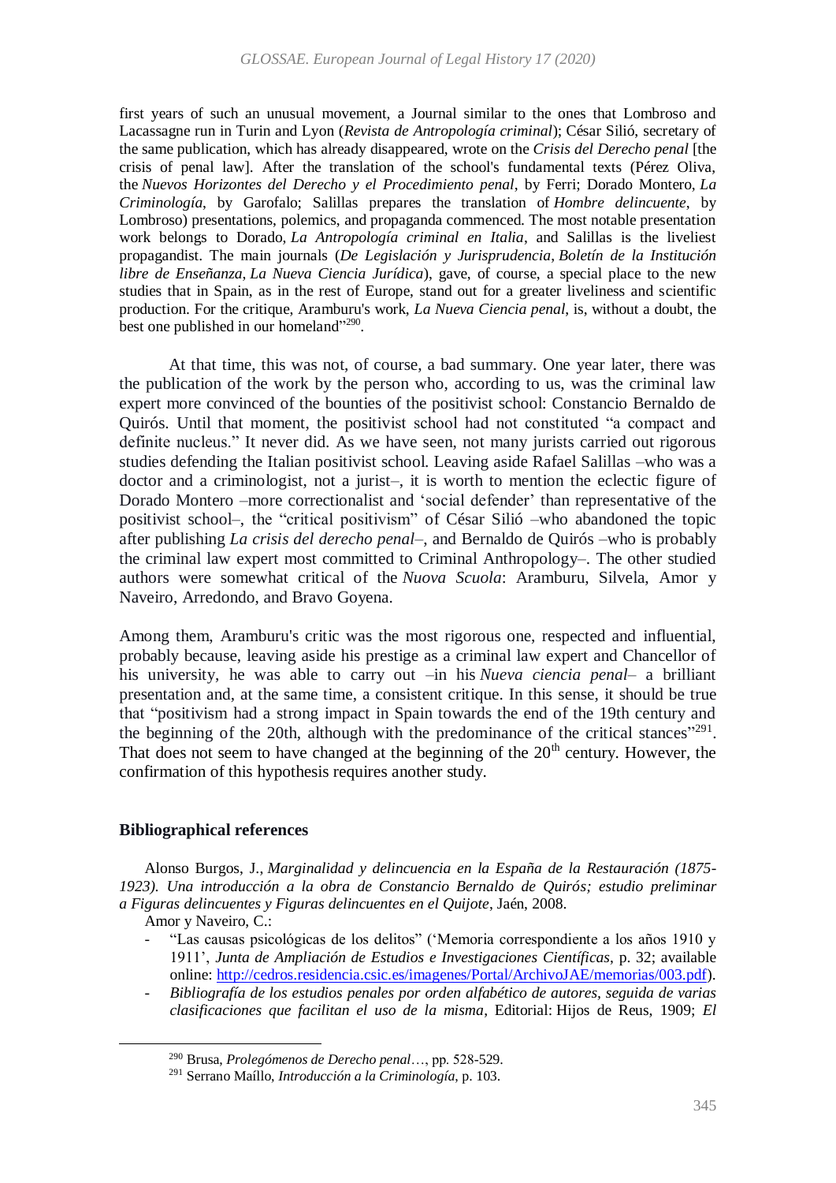first years of such an unusual movement, a Journal similar to the ones that Lombroso and Lacassagne run in Turin and Lyon (*Revista de Antropología criminal*); César Silió, secretary of the same publication, which has already disappeared, wrote on the *Crisis del Derecho penal* [the crisis of penal law]. After the translation of the school's fundamental texts (Pérez Oliva, the *Nuevos Horizontes del Derecho y el Procedimiento penal*, by Ferri; Dorado Montero, *La Criminología*, by Garofalo; Salillas prepares the translation of *Hombre delincuente*, by Lombroso) presentations, polemics, and propaganda commenced. The most notable presentation work belongs to Dorado, *La Antropología criminal en Italia*, and Salillas is the liveliest propagandist. The main journals (*De Legislación y Jurisprudencia*, *Boletín de la Institución libre de Enseñanza*, *La Nueva Ciencia Jurídica*), gave, of course, a special place to the new studies that in Spain, as in the rest of Europe, stand out for a greater liveliness and scientific production. For the critique, Aramburu's work, *La Nueva Ciencia penal*, is, without a doubt, the best one published in our homeland"[290].

At that time, this was not, of course, a bad summary. One year later, there was the publication of the work by the person who, according to us, was the criminal law expert more convinced of the bounties of the positivist school: Constancio Bernaldo de Quirós. Until that moment, the positivist school had not constituted "a compact and definite nucleus." It never did. As we have seen, not many jurists carried out rigorous studies defending the Italian positivist school. Leaving aside Rafael Salillas –who was a doctor and a criminologist, not a jurist–, it is worth to mention the eclectic figure of Dorado Montero –more correctionalist and 'social defender' than representative of the positivist school–, the "critical positivism" of César Silió –who abandoned the topic after publishing *La crisis del derecho penal*–, and Bernaldo de Quirós –who is probably the criminal law expert most committed to Criminal Anthropology–. The other studied authors were somewhat critical of the *Nuova Scuola*: Aramburu, Silvela, Amor y Naveiro, Arredondo, and Bravo Goyena.

Among them, Aramburu's critic was the most rigorous one, respected and influential, probably because, leaving aside his prestige as a criminal law expert and Chancellor of his university, he was able to carry out –in his *Nueva ciencia penal*– a brilliant presentation and, at the same time, a consistent critique. In this sense, it should be true that "positivism had a strong impact in Spain towards the end of the 19th century and the beginning of the 20th, although with the predominance of the critical stances"[291]. That does not seem to have changed at the beginning of the 20th century. However, the confirmation of this hypothesis requires another study.

## Bibliographical references

Alonso Burgos, J., *Marginalidad y delincuencia en la España de la Restauración (1875-1923). Una introducción a la obra de Constancio Bernaldo de Quirós; estudio preliminar a Figuras delincuentes y Figuras delincuentes en el Quijote*, Jaén, 2008.

Amor y Naveiro, C.:

- "Las causas psicológicas de los delitos" ('Memoria correspondiente a los años 1910 y 1911', *Junta de Ampliación de Estudios e Investigaciones Científicas*, p. 32; available online: http://cedros.residencia.csic.es/imagenes/Portal/ArchivoJAE/memorias/003.pdf).
- *Bibliografía de los estudios penales por orden alfabético de autores, seguida de varias clasificaciones que facilitan el uso de la misma*, Editorial: Hijos de Reus, 1909; *El*

---

[290] Brusa, *Prolegómenos de Derecho penal*…, pp. 528-529.

[291] Serrano Maíllo, *Introducción a la Criminología*, p. 103.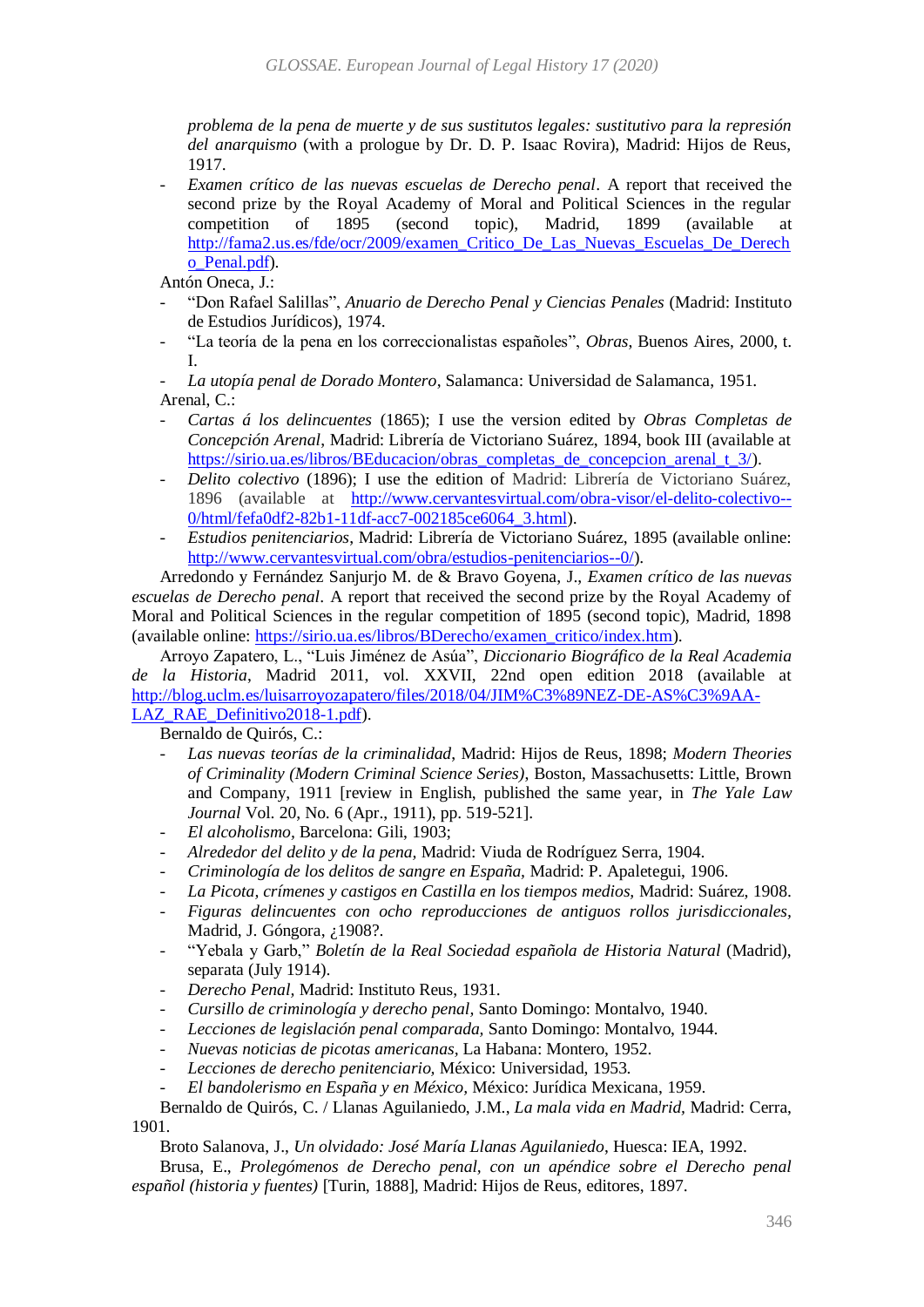*problema de la pena de muerte y de sus sustitutos legales: sustitutivo para la represión del anarquismo* (with a prologue by Dr. D. P. Isaac Rovira), Madrid: Hijos de Reus, 1917.

- *Examen crítico de las nuevas escuelas de Derecho penal*. A report that received the second prize by the Royal Academy of Moral and Political Sciences in the regular competition of 1895 (second topic), Madrid, 1899 (available at http://fama2.us.es/fde/ocr/2009/examen_Critico_De_Las_Nuevas_Escuelas_De_Derecho_Penal.pdf).

Antón Oneca, J.:

- "Don Rafael Salillas", *Anuario de Derecho Penal y Ciencias Penales* (Madrid: Instituto de Estudios Jurídicos), 1974.
- "La teoría de la pena en los correccionalistas españoles", *Obras*, Buenos Aires, 2000, t. I.
- *La utopía penal de Dorado Montero*, Salamanca: Universidad de Salamanca, 1951.

Arenal, C.:

- *Cartas á los delincuentes* (1865); I use the version edited by *Obras Completas de Concepción Arenal*, Madrid: Librería de Victoriano Suárez, 1894, book III (available at https://sirio.ua.es/libros/BEducacion/obras_completas_de_concepcion_arenal_t_3/).
- *Delito colectivo* (1896); I use the edition of Madrid: Librería de Victoriano Suárez, 1896 (available at http://www.cervantesvirtual.com/obra-visor/el-delito-colectivo--0/html/fefa0df2-82b1-11df-acc7-002185ce6064_3.html).
- *Estudios penitenciarios*, Madrid: Librería de Victoriano Suárez, 1895 (available online: http://www.cervantesvirtual.com/obra/estudios-penitenciarios--0/).

Arredondo y Fernández Sanjurjo M. de & Bravo Goyena, J., *Examen crítico de las nuevas escuelas de Derecho penal*. A report that received the second prize by the Royal Academy of Moral and Political Sciences in the regular competition of 1895 (second topic), Madrid, 1898 (available online: https://sirio.ua.es/libros/BDerecho/examen_critico/index.htm).

Arroyo Zapatero, L., "Luis Jiménez de Asúa", *Diccionario Biográfico de la Real Academia de la Historia*, Madrid 2011, vol. XXVII, 22nd open edition 2018 (available at http://blog.uclm.es/luisarroyozapatero/files/2018/04/JIM%C3%89NEZ-DE-AS%C3%9AA-LAZ_RAE_Definitivo2018-1.pdf).

Bernaldo de Quirós, C.:

- *Las nuevas teorías de la criminalidad*, Madrid: Hijos de Reus, 1898; *Modern Theories of Criminality (Modern Criminal Science Series)*, Boston, Massachusetts: Little, Brown and Company, 1911 [review in English, published the same year, in *The Yale Law Journal* Vol. 20, No. 6 (Apr., 1911), pp. 519-521].
- *El alcoholismo*, Barcelona: Gili, 1903;
- *Alrededor del delito y de la pena*, Madrid: Viuda de Rodríguez Serra, 1904.
- *Criminología de los delitos de sangre en España*, Madrid: P. Apaletegui, 1906.
- *La Picota, crímenes y castigos en Castilla en los tiempos medios*, Madrid: Suárez, 1908.
- *Figuras delincuentes con ocho reproducciones de antiguos rollos jurisdiccionales*, Madrid, J. Góngora, ¿1908?.
- "Yebala y Garb," *Boletín de la Real Sociedad española de Historia Natural* (Madrid), separata (July 1914).
- *Derecho Penal*, Madrid: Instituto Reus, 1931.
- *Cursillo de criminología y derecho penal*, Santo Domingo: Montalvo, 1940.
- *Lecciones de legislación penal comparada*, Santo Domingo: Montalvo, 1944.
- *Nuevas noticias de picotas americanas*, La Habana: Montero, 1952.
- *Lecciones de derecho penitenciario*, México: Universidad, 1953.
- *El bandolerismo en España y en México*, México: Jurídica Mexicana, 1959.

Bernaldo de Quirós, C. / Llanas Aguilaniedo, J.M., *La mala vida en Madrid*, Madrid: Cerra, 1901.

Broto Salanova, J., *Un olvidado: José María Llanas Aguilaniedo*, Huesca: IEA, 1992.

Brusa, E., *Prolegómenos de Derecho penal, con un apéndice sobre el Derecho penal español (historia y fuentes)* [Turin, 1888], Madrid: Hijos de Reus, editores, 1897.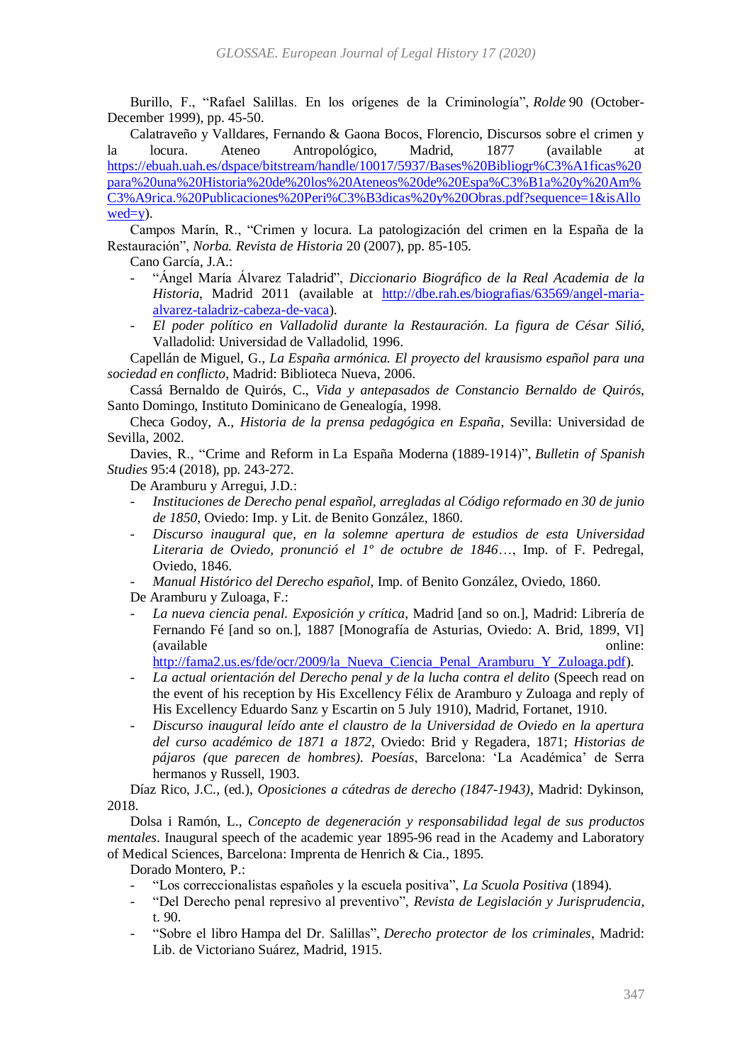Burillo, F., "Rafael Salillas. En los orígenes de la Criminología", *Rolde* 90 (October-December 1999), pp. 45-50.

Calatraveño y Valldares, Fernando & Gaona Bocos, Florencio, Discursos sobre el crimen y la locura. Ateneo Antropológico, Madrid, 1877 (available at https://ebuah.uah.es/dspace/bitstream/handle/10017/5937/Bases%20Bibliogr%C3%A1ficas%20para%20una%20Historia%20de%20los%20Ateneos%20de%20Espa%C3%B1a%20y%20Am%C3%A9rica.%20Publicaciones%20Peri%C3%B3dicas%20y%20Obras.pdf?sequence=1&isAllowed=y).

Campos Marín, R., "Crimen y locura. La patologización del crimen en la España de la Restauración", *Norba. Revista de Historia* 20 (2007), pp. 85-105.

Cano García, J.A.:

- "Ángel María Álvarez Taladrid", *Diccionario Biográfico de la Real Academia de la Historia*, Madrid 2011 (available at http://dbe.rah.es/biografias/63569/angel-maria-alvarez-taladriz-cabeza-de-vaca).
- *El poder político en Valladolid durante la Restauración. La figura de César Silió*, Valladolid: Universidad de Valladolid, 1996.

Capellán de Miguel, G., *La España armónica. El proyecto del krausismo español para una sociedad en conflicto*, Madrid: Biblioteca Nueva, 2006.

Cassá Bernaldo de Quirós, C., *Vida y antepasados de Constancio Bernaldo de Quirós,* Santo Domingo, Instituto Dominicano de Genealogía, 1998.

Checa Godoy, A., *Historia de la prensa pedagógica en España*, Sevilla: Universidad de Sevilla, 2002.

Davies, R., "Crime and Reform in La España Moderna (1889-1914)", *Bulletin of Spanish Studies* 95:4 (2018), pp. 243-272.

De Aramburu y Arregui, J.D.:

- *Instituciones de Derecho penal español, arregladas al Código reformado en 30 de junio de 1850,* Oviedo: Imp. y Lit. de Benito González, 1860.
- *Discurso inaugural que, en la solemne apertura de estudios de esta Universidad Literaria de Oviedo, pronunció el 1º de octubre de 1846*…, Imp. of F. Pedregal, Oviedo, 1846.
- *Manual Histórico del Derecho español*, Imp. of Benito González, Oviedo, 1860.

De Aramburu y Zuloaga, F.:

- *La nueva ciencia penal. Exposición y crítica*, Madrid [and so on.], Madrid: Librería de Fernando Fé [and so on.], 1887 [Monografía de Asturias, Oviedo: A. Brid, 1899, VI] (available online: http://fama2.us.es/fde/ocr/2009/la_Nueva_Ciencia_Penal_Aramburu_Y_Zuloaga.pdf).
- *La actual orientación del Derecho penal y de la lucha contra el delito* (Speech read on the event of his reception by His Excellency Félix de Aramburo y Zuloaga and reply of His Excellency Eduardo Sanz y Escartin on 5 July 1910), Madrid, Fortanet, 1910.
- *Discurso inaugural leído ante el claustro de la Universidad de Oviedo en la apertura del curso académico de 1871 a 1872*, Oviedo: Brid y Regadera, 1871; *Historias de pájaros (que parecen de hombres). Poesías*, Barcelona: 'La Académica' de Serra hermanos y Russell, 1903.

Díaz Rico, J.C., (ed.), *Oposiciones a cátedras de derecho (1847-1943)*, Madrid: Dykinson, 2018.

Dolsa i Ramón, L., *Concepto de degeneración y responsabilidad legal de sus productos mentales*. Inaugural speech of the academic year 1895-96 read in the Academy and Laboratory of Medical Sciences, Barcelona: Imprenta de Henrich & Cia., 1895.

Dorado Montero, P.:

- "Los correccionalistas españoles y la escuela positiva", *La Scuola Positiva* (1894).
- "Del Derecho penal represivo al preventivo", *Revista de Legislación y Jurisprudencia*, t. 90.
- "Sobre el libro Hampa del Dr. Salillas", *Derecho protector de los criminales*, Madrid: Lib. de Victoriano Suárez, Madrid, 1915.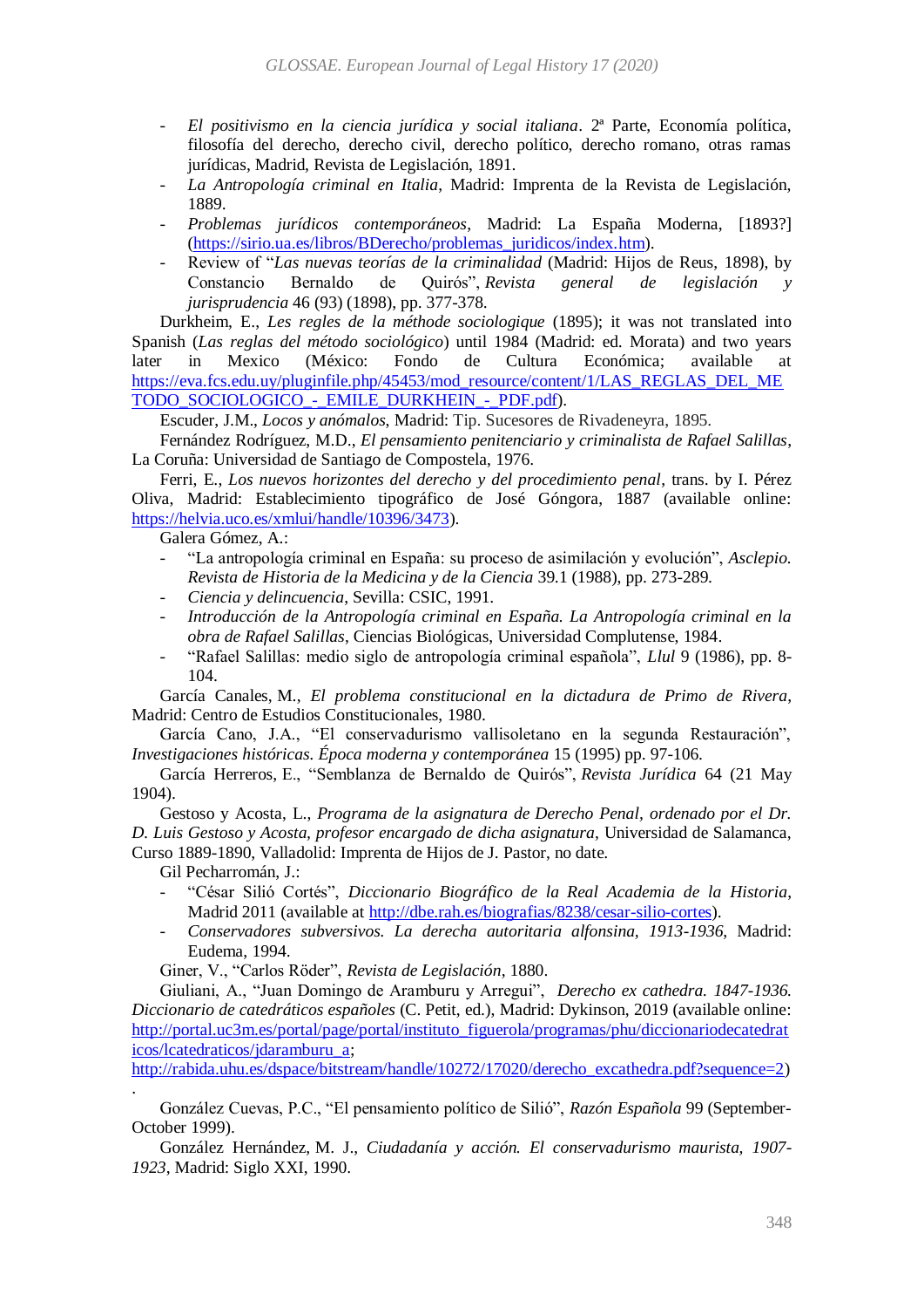- *El positivismo en la ciencia jurídica y social italiana*. 2ª Parte, Economía política, filosofía del derecho, derecho civil, derecho político, derecho romano, otras ramas jurídicas, Madrid, Revista de Legislación, 1891.
- *La Antropología criminal en Italia*, Madrid: Imprenta de la Revista de Legislación, 1889.
- *Problemas jurídicos contemporáneos*, Madrid: La España Moderna, [1893?] (https://sirio.ua.es/libros/BDerecho/problemas_juridicos/index.htm).
- Review of "*Las nuevas teorías de la criminalidad* (Madrid: Hijos de Reus, 1898), by Constancio Bernaldo de Quirós", *Revista general de legislación y jurisprudencia* 46 (93) (1898), pp. 377-378.

Durkheim, E., *Les regles de la méthode sociologique* (1895); it was not translated into Spanish (*Las reglas del método sociológico*) until 1984 (Madrid: ed. Morata) and two years later in Mexico (México: Fondo de Cultura Económica; available at https://eva.fcs.edu.uy/pluginfile.php/45453/mod_resource/content/1/LAS_REGLAS_DEL_METODO_SOCIOLOGICO_-_EMILE_DURKHEIN_-_PDF.pdf).

Escuder, J.M., *Locos y anómalos*, Madrid: Tip. Sucesores de Rivadeneyra, 1895.

Fernández Rodríguez, M.D., *El pensamiento penitenciario y criminalista de Rafael Salillas*, La Coruña: Universidad de Santiago de Compostela, 1976.

Ferri, E., *Los nuevos horizontes del derecho y del procedimiento penal*, trans. by I. Pérez Oliva, Madrid: Establecimiento tipográfico de José Góngora, 1887 (available online: https://helvia.uco.es/xmlui/handle/10396/3473).

Galera Gómez, A.:

- "La antropología criminal en España: su proceso de asimilación y evolución", *Asclepio. Revista de Historia de la Medicina y de la Ciencia* 39.1 (1988), pp. 273-289.
- *Ciencia y delincuencia*, Sevilla: CSIC, 1991.
- *Introducción de la Antropología criminal en España. La Antropología criminal en la obra de Rafael Salillas*, Ciencias Biológicas, Universidad Complutense, 1984.
- "Rafael Salillas: medio siglo de antropología criminal española", *Llul* 9 (1986), pp. 8-104.

García Canales, M., *El problema constitucional en la dictadura de Primo de Rivera*, Madrid: Centro de Estudios Constitucionales, 1980.

García Cano, J.A., "El conservadurismo vallisoletano en la segunda Restauración", *Investigaciones históricas. Época moderna y contemporánea* 15 (1995) pp. 97-106.

García Herreros, E., "Semblanza de Bernaldo de Quirós", *Revista Jurídica* 64 (21 May 1904).

Gestoso y Acosta, L., *Programa de la asignatura de Derecho Penal, ordenado por el Dr. D. Luis Gestoso y Acosta, profesor encargado de dicha asignatura*, Universidad de Salamanca, Curso 1889-1890, Valladolid: Imprenta de Hijos de J. Pastor, no date.

Gil Pecharromán, J.:

- "César Silió Cortés", *Diccionario Biográfico de la Real Academia de la Historia*, Madrid 2011 (available at http://dbe.rah.es/biografias/8238/cesar-silio-cortes).
- *Conservadores subversivos. La derecha autoritaria alfonsina, 1913-1936*, Madrid: Eudema, 1994.

Giner, V., "Carlos Röder", *Revista de Legislación*, 1880.

Giuliani, A., "Juan Domingo de Aramburu y Arregui", *Derecho ex cathedra. 1847-1936. Diccionario de catedráticos españoles* (C. Petit, ed.), Madrid: Dykinson, 2019 (available online: http://portal.uc3m.es/portal/page/portal/instituto_figuerola/programas/phu/diccionariodecatedraticos/lcatedraticos/jdaramburu_a; http://rabida.uhu.es/dspace/bitstream/handle/10272/17020/derecho_excathedra.pdf?sequence=2).

González Cuevas, P.C., "El pensamiento político de Silió", *Razón Española* 99 (September-October 1999).

González Hernández, M. J., *Ciudadanía y acción. El conservadurismo maurista, 1907-1923*, Madrid: Siglo XXI, 1990.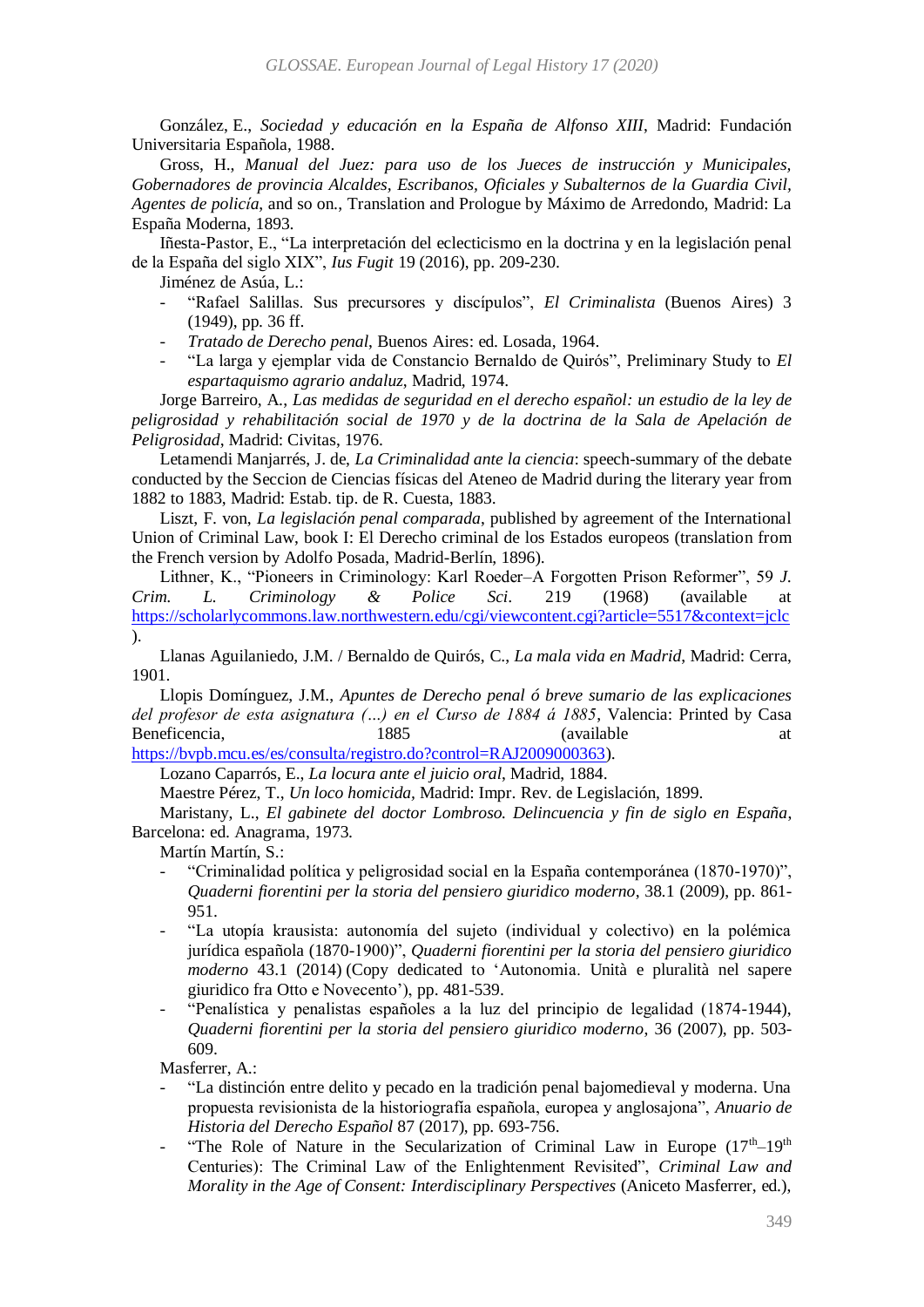González, E., *Sociedad y educación en la España de Alfonso XIII*, Madrid: Fundación Universitaria Española, 1988.

Gross, H., *Manual del Juez: para uso de los Jueces de instrucción y Municipales, Gobernadores de provincia Alcaldes, Escribanos, Oficiales y Subalternos de la Guardia Civil, Agentes de policía*, and so on., Translation and Prologue by Máximo de Arredondo, Madrid: La España Moderna, 1893.

Iñesta-Pastor, E., "La interpretación del eclecticismo en la doctrina y en la legislación penal de la España del siglo XIX", *Ius Fugit* 19 (2016), pp. 209-230.

Jiménez de Asúa, L.:

- "Rafael Salillas. Sus precursores y discípulos", *El Criminalista* (Buenos Aires) 3 (1949), pp. 36 ff.
- *Tratado de Derecho penal*, Buenos Aires: ed. Losada, 1964.
- "La larga y ejemplar vida de Constancio Bernaldo de Quirós", Preliminary Study to *El espartaquismo agrario andaluz*, Madrid, 1974.

Jorge Barreiro, A., *Las medidas de seguridad en el derecho español: un estudio de la ley de peligrosidad y rehabilitación social de 1970 y de la doctrina de la Sala de Apelación de Peligrosidad*, Madrid: Civitas, 1976.

Letamendi Manjarrés, J. de, *La Criminalidad ante la ciencia*: speech-summary of the debate conducted by the Seccion de Ciencias físicas del Ateneo de Madrid during the literary year from 1882 to 1883, Madrid: Estab. tip. de R. Cuesta, 1883.

Liszt, F. von, *La legislación penal comparada*, published by agreement of the International Union of Criminal Law, book I: El Derecho criminal de los Estados europeos (translation from the French version by Adolfo Posada, Madrid-Berlín, 1896).

Lithner, K., "Pioneers in Criminology: Karl Roeder–A Forgotten Prison Reformer", 59 *J. Crim. L. Criminology & Police Sci.* 219 (1968) (available at https://scholarlycommons.law.northwestern.edu/cgi/viewcontent.cgi?article=5517&context=jclc).

Llanas Aguilaniedo, J.M. / Bernaldo de Quirós, C., *La mala vida en Madrid*, Madrid: Cerra, 1901.

Llopis Domínguez, J.M., *Apuntes de Derecho penal ó breve sumario de las explicaciones del profesor de esta asignatura (…) en el Curso de 1884 á 1885*, Valencia: Printed by Casa Beneficencia, 1885 (available at https://bvpb.mcu.es/es/consulta/registro.do?control=RAJ2009000363).

Lozano Caparrós, E., *La locura ante el juicio oral*, Madrid, 1884.

Maestre Pérez, T., *Un loco homicida*, Madrid: Impr. Rev. de Legislación, 1899.

Maristany, L., *El gabinete del doctor Lombroso. Delincuencia y fin de siglo en España*, Barcelona: ed. Anagrama, 1973.

Martín Martín, S.:

- "Criminalidad política y peligrosidad social en la España contemporánea (1870-1970)", *Quaderni fiorentini per la storia del pensiero giuridico moderno*, 38.1 (2009), pp. 861-951.
- "La utopía krausista: autonomía del sujeto (individual y colectivo) en la polémica jurídica española (1870-1900)", *Quaderni fiorentini per la storia del pensiero giuridico moderno* 43.1 (2014) (Copy dedicated to 'Autonomia. Unità e pluralità nel sapere giuridico fra Otto e Novecento'), pp. 481-539.
- "Penalística y penalistas españoles a la luz del principio de legalidad (1874-1944), *Quaderni fiorentini per la storia del pensiero giuridico moderno*, 36 (2007), pp. 503-609.

Masferrer, A.:

- "La distinción entre delito y pecado en la tradición penal bajomedieval y moderna. Una propuesta revisionista de la historiografía española, europea y anglosajona", *Anuario de Historia del Derecho Español* 87 (2017), pp. 693-756.
- "The Role of Nature in the Secularization of Criminal Law in Europe (17th–19th Centuries): The Criminal Law of the Enlightenment Revisited", *Criminal Law and Morality in the Age of Consent: Interdisciplinary Perspectives* (Aniceto Masferrer, ed.),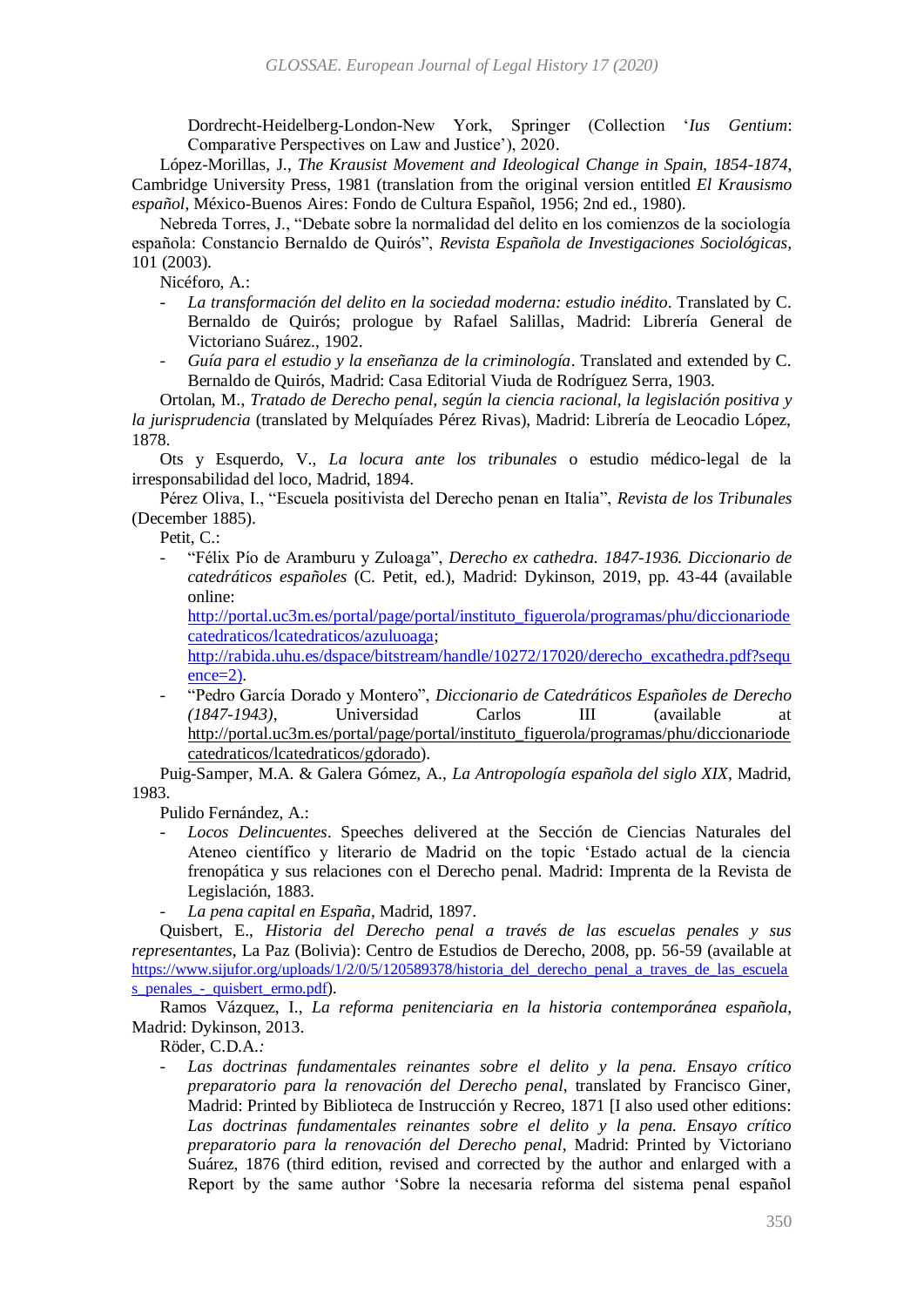Dordrecht-Heidelberg-London-New York, Springer (Collection '*Ius Gentium*: Comparative Perspectives on Law and Justice'), 2020.

López-Morillas, J., *The Krausist Movement and Ideological Change in Spain, 1854-1874*, Cambridge University Press, 1981 (translation from the original version entitled *El Krausismo español*, México-Buenos Aires: Fondo de Cultura Español, 1956; 2nd ed., 1980).

Nebreda Torres, J., "Debate sobre la normalidad del delito en los comienzos de la sociología española: Constancio Bernaldo de Quirós", *Revista Española de Investigaciones Sociológicas*, 101 (2003).

Nicéforo, A.:

- *La transformación del delito en la sociedad moderna: estudio inédito*. Translated by C. Bernaldo de Quirós; prologue by Rafael Salillas, Madrid: Librería General de Victoriano Suárez., 1902.
- *Guía para el estudio y la enseñanza de la criminología*. Translated and extended by C. Bernaldo de Quirós, Madrid: Casa Editorial Viuda de Rodríguez Serra, 1903.

Ortolan, M., *Tratado de Derecho penal, según la ciencia racional, la legislación positiva y la jurisprudencia* (translated by Melquíades Pérez Rivas), Madrid: Librería de Leocadio López, 1878.

Ots y Esquerdo, V., *La locura ante los tribunales* o estudio médico-legal de la irresponsabilidad del loco, Madrid, 1894.

Pérez Oliva, I., "Escuela positivista del Derecho penan en Italia", *Revista de los Tribunales* (December 1885).

Petit, C.:

- "Félix Pío de Aramburu y Zuloaga", *Derecho ex cathedra. 1847-1936. Diccionario de catedráticos españoles* (C. Petit, ed.), Madrid: Dykinson, 2019, pp. 43-44 (available online: http://portal.uc3m.es/portal/page/portal/instituto_figuerola/programas/phu/diccionariodecatedraticos/lcatedraticos/azuluoaga; http://rabida.uhu.es/dspace/bitstream/handle/10272/17020/derecho_excathedra.pdf?sequence=2).
- "Pedro García Dorado y Montero", *Diccionario de Catedráticos Españoles de Derecho (1847-1943)*, Universidad Carlos III (available at http://portal.uc3m.es/portal/page/portal/instituto_figuerola/programas/phu/diccionariodecatedraticos/lcatedraticos/gdorado).

Puig-Samper, M.A. & Galera Gómez, A., *La Antropología española del siglo XIX*, Madrid, 1983.

Pulido Fernández, A.:

- *Locos Delincuentes*. Speeches delivered at the Sección de Ciencias Naturales del Ateneo científico y literario de Madrid on the topic 'Estado actual de la ciencia frenopática y sus relaciones con el Derecho penal. Madrid: Imprenta de la Revista de Legislación, 1883.
- *La pena capital en España*, Madrid, 1897.

Quisbert, E., *Historia del Derecho penal a través de las escuelas penales y sus representantes*, La Paz (Bolivia): Centro de Estudios de Derecho, 2008, pp. 56-59 (available at https://www.sijufor.org/uploads/1/2/0/5/120589378/historia_del_derecho_penal_a_traves_de_las_escuelas_penales_-_quisbert_ermo.pdf).

Ramos Vázquez, I., *La reforma penitenciaria en la historia contemporánea española*, Madrid: Dykinson, 2013.

Röder, C.D.A.:

- *Las doctrinas fundamentales reinantes sobre el delito y la pena. Ensayo crítico preparatorio para la renovación del Derecho penal*, translated by Francisco Giner, Madrid: Printed by Biblioteca de Instrucción y Recreo, 1871 [I also used other editions: *Las doctrinas fundamentales reinantes sobre el delito y la pena. Ensayo crítico preparatorio para la renovación del Derecho penal*, Madrid: Printed by Victoriano Suárez, 1876 (third edition, revised and corrected by the author and enlarged with a Report by the same author 'Sobre la necesaria reforma del sistema penal español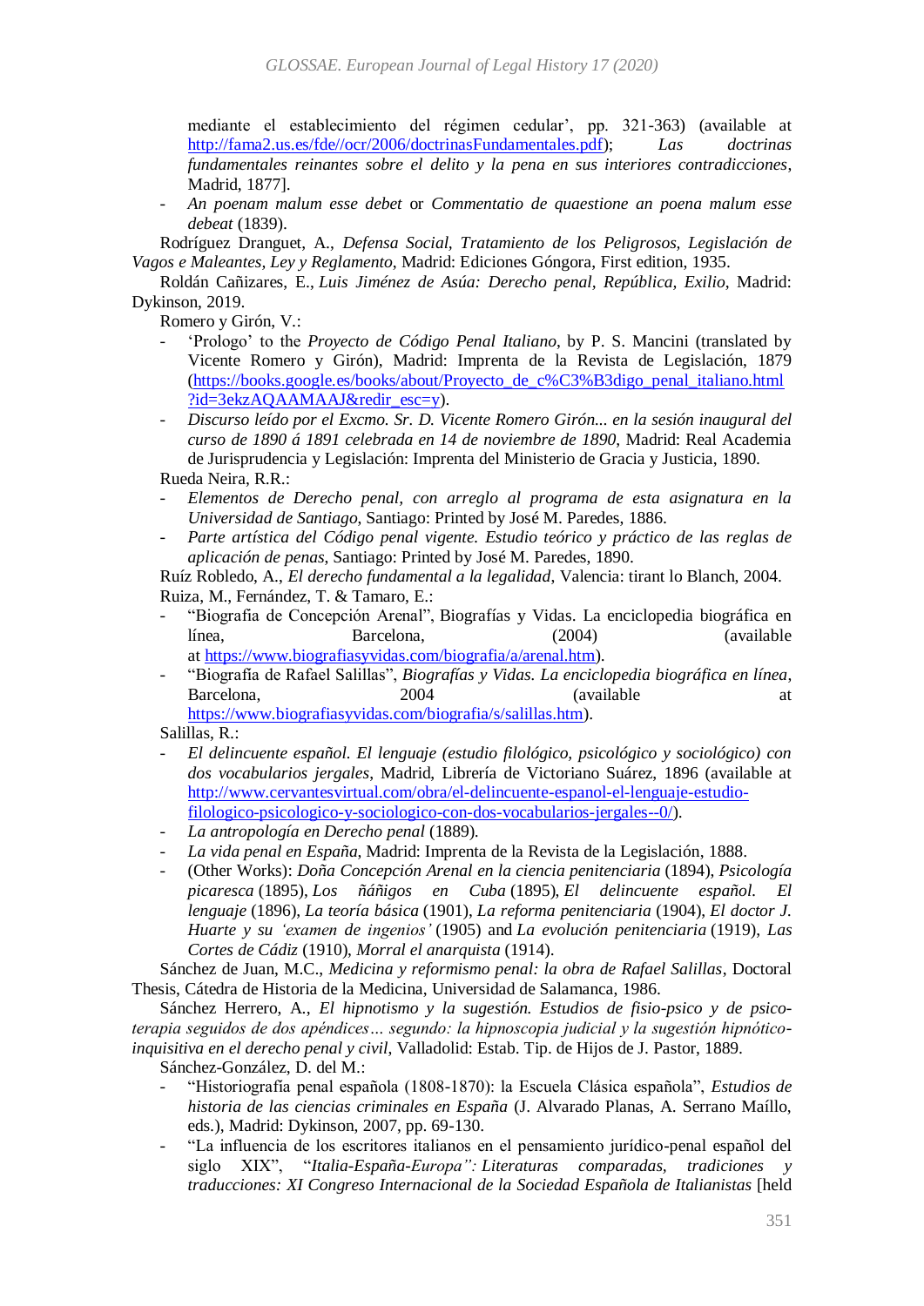mediante el establecimiento del régimen cedular', pp. 321-363) (available at http://fama2.us.es/fde//ocr/2006/doctrinasFundamentales.pdf); *Las doctrinas fundamentales reinantes sobre el delito y la pena en sus interiores contradicciones*, Madrid, 1877].

- *An poenam malum esse debet* or *Commentatio de quaestione an poena malum esse debeat* (1839).

Rodríguez Dranguet, A., *Defensa Social, Tratamiento de los Peligrosos, Legislación de Vagos e Maleantes, Ley y Reglamento*, Madrid: Ediciones Góngora, First edition, 1935.

Roldán Cañizares, E., *Luis Jiménez de Asúa: Derecho penal, República, Exilio*, Madrid: Dykinson, 2019.

Romero y Girón, V.:

- 'Prologo' to the *Proyecto de Código Penal Italiano*, by P. S. Mancini (translated by Vicente Romero y Girón), Madrid: Imprenta de la Revista de Legislación, 1879 (https://books.google.es/books/about/Proyecto_de_c%C3%B3digo_penal_italiano.html?id=3ekzAQAAMAAJ&redir_esc=y).
- *Discurso leído por el Excmo. Sr. D. Vicente Romero Girón... en la sesión inaugural del curso de 1890 á 1891 celebrada en 14 de noviembre de 1890*, Madrid: Real Academia de Jurisprudencia y Legislación: Imprenta del Ministerio de Gracia y Justicia, 1890.

Rueda Neira, R.R.:

- *Elementos de Derecho penal, con arreglo al programa de esta asignatura en la Universidad de Santiago*, Santiago: Printed by José M. Paredes, 1886.
- *Parte artística del Código penal vigente. Estudio teórico y práctico de las reglas de aplicación de penas*, Santiago: Printed by José M. Paredes, 1890.

Ruíz Robledo, A., *El derecho fundamental a la legalidad*, Valencia: tirant lo Blanch, 2004.

Ruiza, M., Fernández, T. & Tamaro, E.:

- "Biografia de Concepción Arenal", Biografías y Vidas. La enciclopedia biográfica en línea, Barcelona, (2004) (available at https://www.biografiasyvidas.com/biografia/a/arenal.htm).
- "Biografía de Rafael Salillas", *Biografías y Vidas. La enciclopedia biográfica en línea*, Barcelona, 2004 (available at https://www.biografiasyvidas.com/biografia/s/salillas.htm).

Salillas, R.:

- *El delincuente español. El lenguaje (estudio filológico, psicológico y sociológico) con dos vocabularios jergales*, Madrid, Librería de Victoriano Suárez, 1896 (available at http://www.cervantesvirtual.com/obra/el-delincuente-espanol-el-lenguaje-estudio-filologico-psicologico-y-sociologico-con-dos-vocabularios-jergales--0/).
- *La antropología en Derecho penal* (1889).
- *La vida penal en España*, Madrid: Imprenta de la Revista de la Legislación, 1888.
- (Other Works): *Doña Concepción Arenal en la ciencia penitenciaria* (1894), *Psicología picaresca* (1895), *Los ñáñigos en Cuba* (1895), *El delincuente español. El lenguaje* (1896), *La teoría básica* (1901), *La reforma penitenciaria* (1904), *El doctor J. Huarte y su 'examen de ingenios'* (1905) and *La evolución penitenciaria* (1919), *Las Cortes de Cádiz* (1910), *Morral el anarquista* (1914).

Sánchez de Juan, M.C., *Medicina y reformismo penal: la obra de Rafael Salillas*, Doctoral Thesis, Cátedra de Historia de la Medicina, Universidad de Salamanca, 1986.

Sánchez Herrero, A., *El hipnotismo y la sugestión. Estudios de fisio-psico y de psico-terapia seguidos de dos apéndices... segundo: la hipnoscopia judicial y la sugestión hipnótico-inquisitiva en el derecho penal y civil*, Valladolid: Estab. Tip. de Hijos de J. Pastor, 1889.

Sánchez-González, D. del M.:

- "Historiografía penal española (1808-1870): la Escuela Clásica española", *Estudios de historia de las ciencias criminales en España* (J. Alvarado Planas, A. Serrano Maíllo, eds.), Madrid: Dykinson, 2007, pp. 69-130.
- "La influencia de los escritores italianos en el pensamiento jurídico-penal español del siglo XIX", "*Italia-España-Europa": Literaturas comparadas, tradiciones y traducciones: XI Congreso Internacional de la Sociedad Española de Italianistas* [held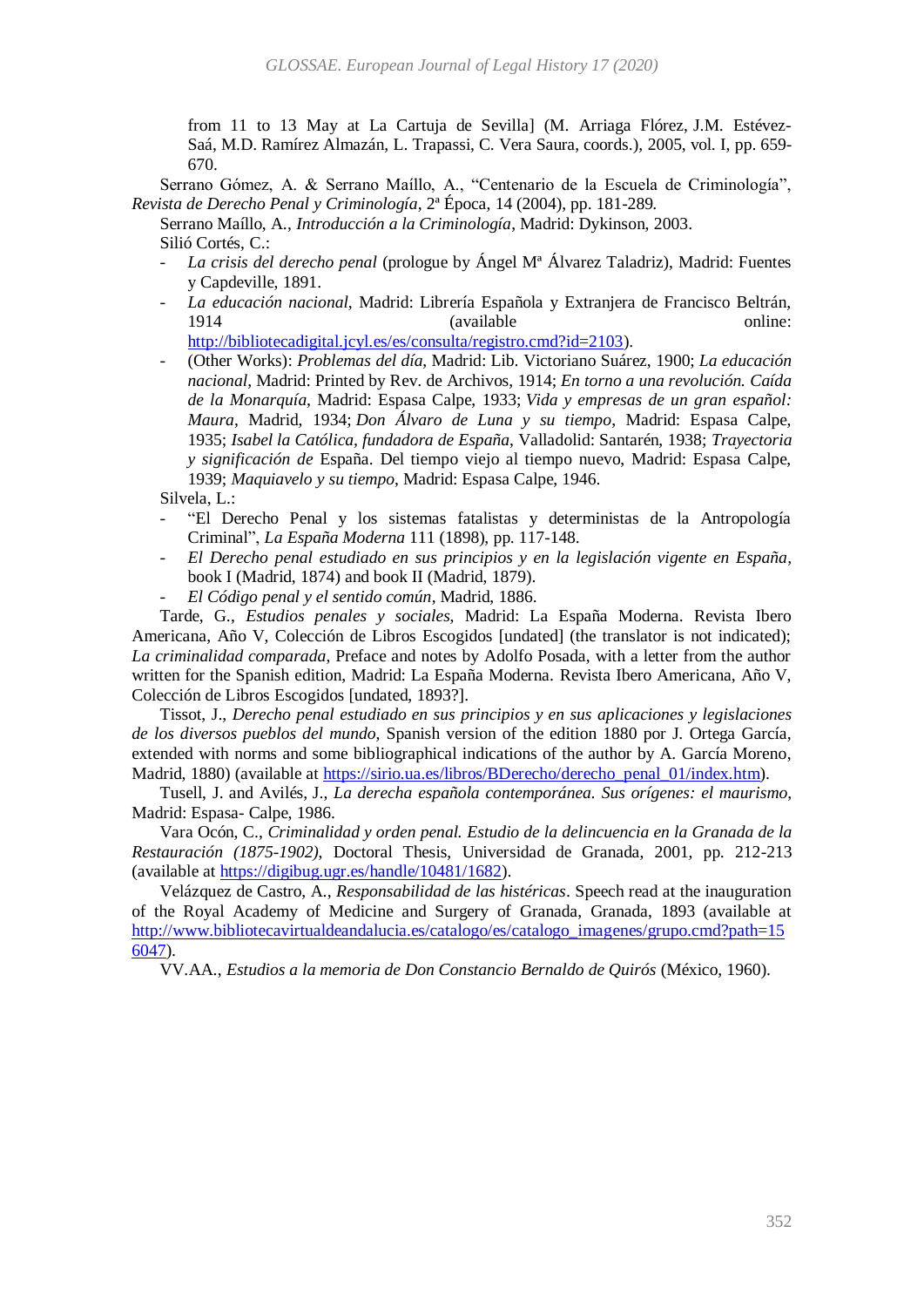from 11 to 13 May at La Cartuja de Sevilla] (M. Arriaga Flórez, J.M. Estévez-Saá, M.D. Ramírez Almazán, L. Trapassi, C. Vera Saura, coords.), 2005, vol. I, pp. 659-670.

Serrano Gómez, A. & Serrano Maíllo, A., "Centenario de la Escuela de Criminología", *Revista de Derecho Penal y Criminología*, 2ª Época, 14 (2004), pp. 181-289.

Serrano Maíllo, A., *Introducción a la Criminología*, Madrid: Dykinson, 2003.

Silió Cortés, C.:

- *La crisis del derecho penal* (prologue by Ángel Mª Álvarez Taladriz), Madrid: Fuentes y Capdeville, 1891.
- *La educación nacional*, Madrid: Librería Española y Extranjera de Francisco Beltrán, 1914 (available online: http://bibliotecadigital.jcyl.es/es/consulta/registro.cmd?id=2103).
- (Other Works): *Problemas del día*, Madrid: Lib. Victoriano Suárez, 1900; *La educación nacional*, Madrid: Printed by Rev. de Archivos, 1914; *En torno a una revolución. Caída de la Monarquía*, Madrid: Espasa Calpe, 1933; *Vida y empresas de un gran español: Maura*, Madrid, 1934; *Don Álvaro de Luna y su tiempo*, Madrid: Espasa Calpe, 1935; *Isabel la Católica, fundadora de España*, Valladolid: Santarén, 1938; *Trayectoria y significación de* España. Del tiempo viejo al tiempo nuevo, Madrid: Espasa Calpe, 1939; *Maquiavelo y su tiempo*, Madrid: Espasa Calpe, 1946.

Silvela, L.:

- "El Derecho Penal y los sistemas fatalistas y deterministas de la Antropología Criminal", *La España Moderna* 111 (1898), pp. 117-148.
- *El Derecho penal estudiado en sus principios y en la legislación vigente en España*, book I (Madrid, 1874) and book II (Madrid, 1879).
- *El Código penal y el sentido común*, Madrid, 1886.

Tarde, G., *Estudios penales y sociales*, Madrid: La España Moderna. Revista Ibero Americana, Año V, Colección de Libros Escogidos [undated] (the translator is not indicated); *La criminalidad comparada*, Preface and notes by Adolfo Posada, with a letter from the author written for the Spanish edition, Madrid: La España Moderna. Revista Ibero Americana, Año V, Colección de Libros Escogidos [undated, 1893?].

Tissot, J., *Derecho penal estudiado en sus principios y en sus aplicaciones y legislaciones de los diversos pueblos del mundo*, Spanish version of the edition 1880 por J. Ortega García, extended with norms and some bibliographical indications of the author by A. García Moreno, Madrid, 1880) (available at https://sirio.ua.es/libros/BDerecho/derecho_penal_01/index.htm).

Tusell, J. and Avilés, J., *La derecha española contemporánea. Sus orígenes: el maurismo*, Madrid: Espasa- Calpe, 1986.

Vara Ocón, C., *Criminalidad y orden penal. Estudio de la delincuencia en la Granada de la Restauración (1875-1902)*, Doctoral Thesis, Universidad de Granada, 2001, pp. 212-213 (available at https://digibug.ugr.es/handle/10481/1682).

Velázquez de Castro, A., *Responsabilidad de las histéricas*. Speech read at the inauguration of the Royal Academy of Medicine and Surgery of Granada, Granada, 1893 (available at http://www.bibliotecavirtualdeandalucia.es/catalogo/es/catalogo_imagenes/grupo.cmd?path=156047).

VV.AA., *Estudios a la memoria de Don Constancio Bernaldo de Quirós* (México, 1960).